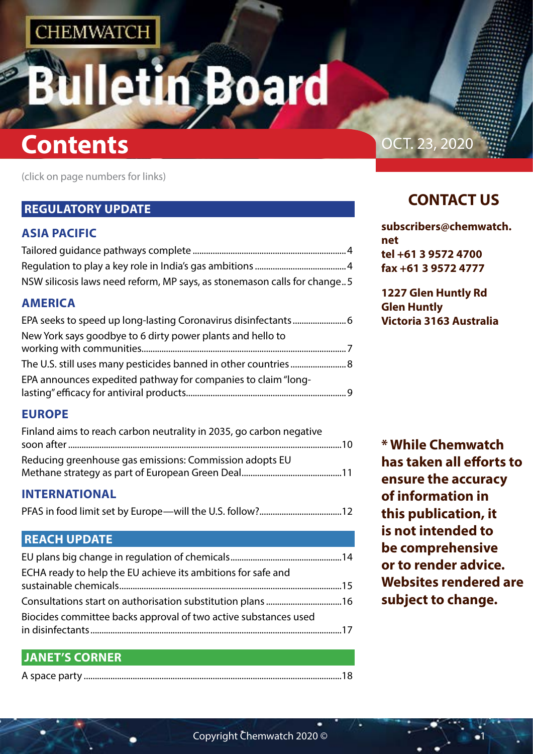CHEMWATCH

# Bulletin Board

# Contents

OCT. 23, 2020

(click on page numbers for links)

## REGULATORY UPDATE

### ASIA PACIFIC

Tailored guidance pathways complete ....................4
Regulation to play a key role in India's gas ambitions ....................4
NSW silicosis laws need reform, MP says, as stonemason calls for change..5

### AMERICA

EPA seeks to speed up long-lasting Coronavirus disinfectants ....................6
New York says goodbye to 6 dirty power plants and hello to working with communities....................7
The U.S. still uses many pesticides banned in other countries ....................8
EPA announces expedited pathway for companies to claim "long-lasting" efficacy for antiviral products....................9

### EUROPE

Finland aims to reach carbon neutrality in 2035, go carbon negative soon after ....................10
Reducing greenhouse gas emissions: Commission adopts EU Methane strategy as part of European Green Deal....................11

### INTERNATIONAL

PFAS in food limit set by Europe—will the U.S. follow?....................12

## REACH UPDATE

EU plans big change in regulation of chemicals....................14
ECHA ready to help the EU achieve its ambitions for safe and sustainable chemicals....................15
Consultations start on authorisation substitution plans ....................16
Biocides committee backs approval of two active substances used in disinfectants....................17

## JANET'S CORNER

A space party ....................18

## CONTACT US

**subscribers@chemwatch.net**
**tel +61 3 9572 4700**
**fax +61 3 9572 4777**

**1227 Glen Huntly Rd**
**Glen Huntly**
**Victoria 3163 Australia**

**\* While Chemwatch has taken all efforts to ensure the accuracy of information in this publication, it is not intended to be comprehensive or to render advice. Websites rendered are subject to change.**

Copyright Chemwatch 2020 ©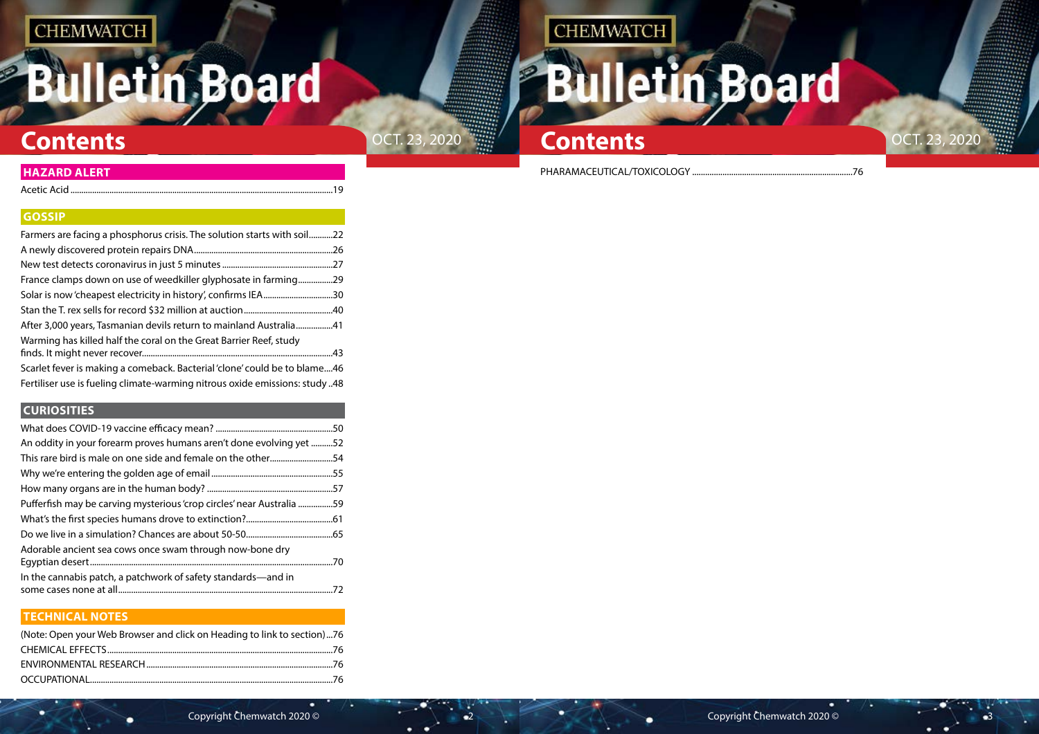# Contents

OCT. 23, 2020

## HAZARD ALERT

Acetic Acid ....................................................19

## GOSSIP

Farmers are facing a phosphorus crisis. The solution starts with soil...........22
A newly discovered protein repairs DNA....................................26
New test detects coronavirus in just 5 minutes ....................................27
France clamps down on use of weedkiller glyphosate in farming................29
Solar is now 'cheapest electricity in history', confirms IEA................................30
Stan the T. rex sells for record $32 million at auction.......................................40
After 3,000 years, Tasmanian devils return to mainland Australia.................41
Warming has killed half the coral on the Great Barrier Reef, study finds. It might never recover....................................43
Scarlet fever is making a comeback. Bacterial 'clone' could be to blame....46
Fertiliser use is fueling climate-warming nitrous oxide emissions: study ..48

## CURIOSITIES

What does COVID-19 vaccine efficacy mean? ....................................50
An oddity in your forearm proves humans aren't done evolving yet ..........52
This rare bird is male on one side and female on the other.............................54
Why we're entering the golden age of email ....................................55
How many organs are in the human body? ....................................57
Pufferfish may be carving mysterious 'crop circles' near Australia ................59
What's the first species humans drove to extinction?....................................61
Do we live in a simulation? Chances are about 50-50....................................65
Adorable ancient sea cows once swam through now-bone dry Egyptian desert....................................70
In the cannabis patch, a patchwork of safety standards—and in some cases none at all....................................72

## TECHNICAL NOTES

(Note: Open your Web Browser and click on Heading to link to section)...76
CHEMICAL EFFECTS....................................76
ENVIRONMENTAL RESEARCH....................................76
OCCUPATIONAL....................................76
PHARAMACEUTICAL/TOXICOLOGY ....................................76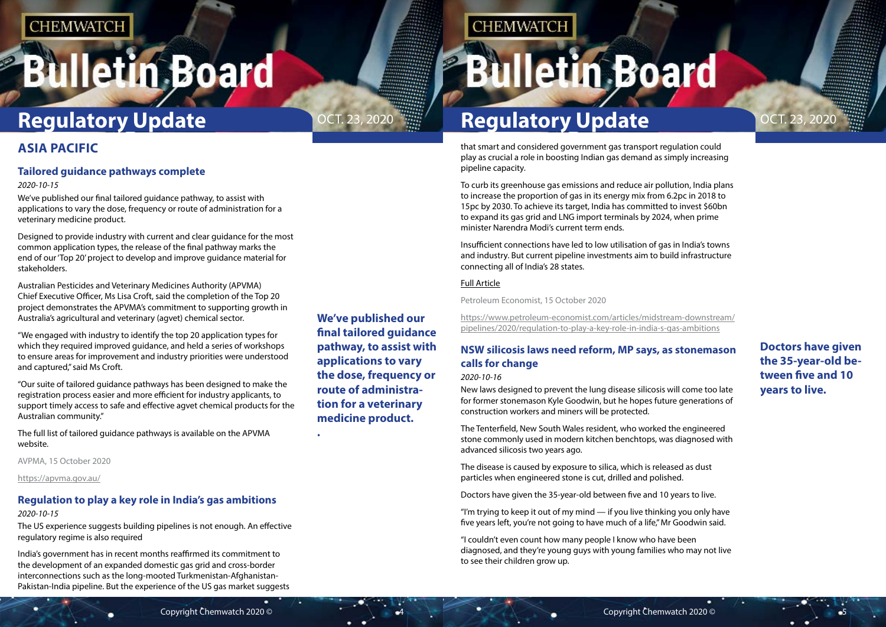## ASIA PACIFIC

### Tailored guidance pathways complete

*2020-10-15*

We've published our final tailored guidance pathway, to assist with applications to vary the dose, frequency or route of administration for a veterinary medicine product.

Designed to provide industry with current and clear guidance for the most common application types, the release of the final pathway marks the end of our 'Top 20' project to develop and improve guidance material for stakeholders.

Australian Pesticides and Veterinary Medicines Authority (APVMA) Chief Executive Officer, Ms Lisa Croft, said the completion of the Top 20 project demonstrates the APVMA's commitment to supporting growth in Australia's agricultural and veterinary (agvet) chemical sector.

"We engaged with industry to identify the top 20 application types for which they required improved guidance, and held a series of workshops to ensure areas for improvement and industry priorities were understood and captured," said Ms Croft.

"Our suite of tailored guidance pathways has been designed to make the registration process easier and more efficient for industry applicants, to support timely access to safe and effective agvet chemical products for the Australian community."

The full list of tailored guidance pathways is available on the APVMA website.

AVPMA, 15 October 2020

https://apvma.gov.au/

**We've published our final tailored guidance pathway, to assist with applications to vary the dose, frequency or route of administration for a veterinary medicine product.**

### Regulation to play a key role in India's gas ambitions

*2020-10-15*

The US experience suggests building pipelines is not enough. An effective regulatory regime is also required

India's government has in recent months reaffirmed its commitment to the development of an expanded domestic gas grid and cross-border interconnections such as the long-mooted Turkmenistan-Afghanistan-Pakistan-India pipeline. But the experience of the US gas market suggests that smart and considered government gas transport regulation could play as crucial a role in boosting Indian gas demand as simply increasing pipeline capacity.

To curb its greenhouse gas emissions and reduce air pollution, India plans to increase the proportion of gas in its energy mix from 6.2pc in 2018 to 15pc by 2030. To achieve its target, India has committed to invest $60bn to expand its gas grid and LNG import terminals by 2024, when prime minister Narendra Modi's current term ends.

Insufficient connections have led to low utilisation of gas in India's towns and industry. But current pipeline investments aim to build infrastructure connecting all of India's 28 states.

Full Article

Petroleum Economist, 15 October 2020

https://www.petroleum-economist.com/articles/midstream-downstream/pipelines/2020/regulation-to-play-a-key-role-in-india-s-gas-ambitions

### NSW silicosis laws need reform, MP says, as stonemason calls for change

*2020-10-16*

New laws designed to prevent the lung disease silicosis will come too late for former stonemason Kyle Goodwin, but he hopes future generations of construction workers and miners will be protected.

The Tenterfield, New South Wales resident, who worked the engineered stone commonly used in modern kitchen benchtops, was diagnosed with advanced silicosis two years ago.

The disease is caused by exposure to silica, which is released as dust particles when engineered stone is cut, drilled and polished.

Doctors have given the 35-year-old between five and 10 years to live.

**Doctors have given the 35-year-old between five and 10 years to live.**

"I'm trying to keep it out of my mind — if you live thinking you only have five years left, you're not going to have much of a life," Mr Goodwin said.

"I couldn't even count how many people I know who have been diagnosed, and they're young guys with young families who may not live to see their children grow up.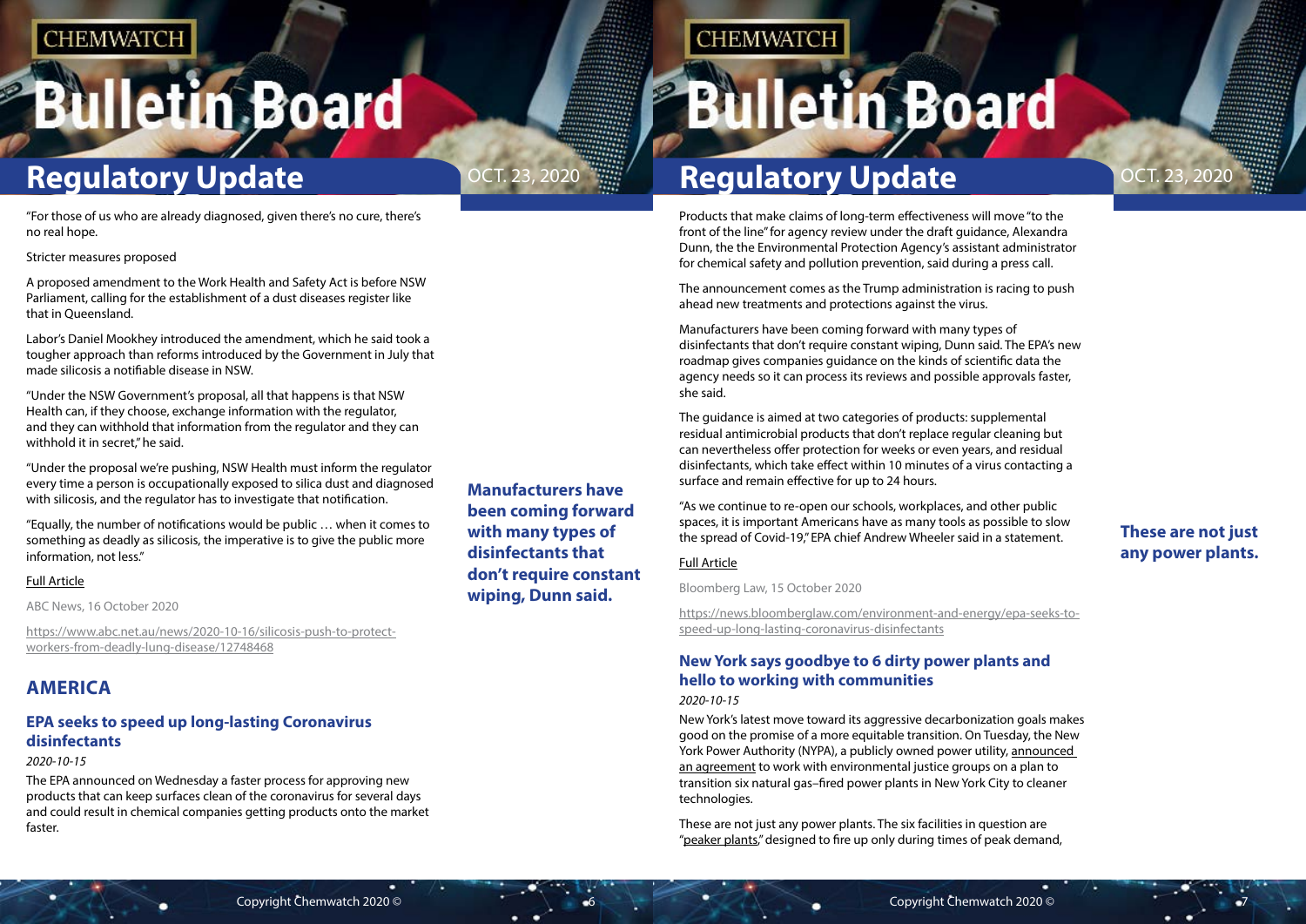"For those of us who are already diagnosed, given there's no cure, there's no real hope.

Stricter measures proposed

A proposed amendment to the Work Health and Safety Act is before NSW Parliament, calling for the establishment of a dust diseases register like that in Queensland.

Labor's Daniel Mookhey introduced the amendment, which he said took a tougher approach than reforms introduced by the Government in July that made silicosis a notifiable disease in NSW.

"Under the NSW Government's proposal, all that happens is that NSW Health can, if they choose, exchange information with the regulator, and they can withhold that information from the regulator and they can withhold it in secret," he said.

"Under the proposal we're pushing, NSW Health must inform the regulator every time a person is occupationally exposed to silica dust and diagnosed with silicosis, and the regulator has to investigate that notification.

"Equally, the number of notifications would be public … when it comes to something as deadly as silicosis, the imperative is to give the public more information, not less."

Full Article

ABC News, 16 October 2020

https://www.abc.net.au/news/2020-10-16/silicosis-push-to-protect-workers-from-deadly-lung-disease/12748468

## AMERICA

### EPA seeks to speed up long-lasting Coronavirus disinfectants

*2020-10-15*

The EPA announced on Wednesday a faster process for approving new products that can keep surfaces clean of the coronavirus for several days and could result in chemical companies getting products onto the market faster.

**Manufacturers have been coming forward with many types of disinfectants that don't require constant wiping, Dunn said.**

Products that make claims of long-term effectiveness will move "to the front of the line" for agency review under the draft guidance, Alexandra Dunn, the the Environmental Protection Agency's assistant administrator for chemical safety and pollution prevention, said during a press call.

The announcement comes as the Trump administration is racing to push ahead new treatments and protections against the virus.

Manufacturers have been coming forward with many types of disinfectants that don't require constant wiping, Dunn said. The EPA's new roadmap gives companies guidance on the kinds of scientific data the agency needs so it can process its reviews and possible approvals faster, she said.

The guidance is aimed at two categories of products: supplemental residual antimicrobial products that don't replace regular cleaning but can nevertheless offer protection for weeks or even years, and residual disinfectants, which take effect within 10 minutes of a virus contacting a surface and remain effective for up to 24 hours.

"As we continue to re-open our schools, workplaces, and other public spaces, it is important Americans have as many tools as possible to slow the spread of Covid-19," EPA chief Andrew Wheeler said in a statement.

Full Article

Bloomberg Law, 15 October 2020

https://news.bloomberglaw.com/environment-and-energy/epa-seeks-to-speed-up-long-lasting-coronavirus-disinfectants

### New York says goodbye to 6 dirty power plants and hello to working with communities

*2020-10-15*

New York's latest move toward its aggressive decarbonization goals makes good on the promise of a more equitable transition. On Tuesday, the New York Power Authority (NYPA), a publicly owned power utility, announced an agreement to work with environmental justice groups on a plan to transition six natural gas–fired power plants in New York City to cleaner technologies.

**These are not just any power plants.**

These are not just any power plants. The six facilities in question are "peaker plants," designed to fire up only during times of peak demand,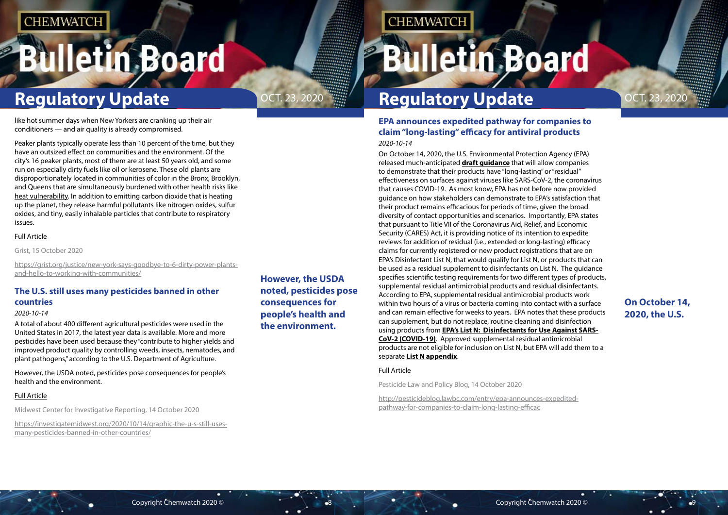like hot summer days when New Yorkers are cranking up their air conditioners — and air quality is already compromised.

Peaker plants typically operate less than 10 percent of the time, but they have an outsized effect on communities and the environment. Of the city's 16 peaker plants, most of them are at least 50 years old, and some run on especially dirty fuels like oil or kerosene. These old plants are disproportionately located in communities of color in the Bronx, Brooklyn, and Queens that are simultaneously burdened with other health risks like heat vulnerability. In addition to emitting carbon dioxide that is heating up the planet, they release harmful pollutants like nitrogen oxides, sulfur oxides, and tiny, easily inhalable particles that contribute to respiratory issues.

Full Article

Grist, 15 October 2020

https://grist.org/justice/new-york-says-goodbye-to-6-dirty-power-plants-and-hello-to-working-with-communities/

## The U.S. still uses many pesticides banned in other countries

*2020-10-14*

A total of about 400 different agricultural pesticides were used in the United States in 2017, the latest year data is available. More and more pesticides have been used because they "contribute to higher yields and improved product quality by controlling weeds, insects, nematodes, and plant pathogens," according to the U.S. Department of Agriculture.

However, the USDA noted, pesticides pose consequences for people's health and the environment.

Full Article

Midwest Center for Investigative Reporting, 14 October 2020

https://investigatemidwest.org/2020/10/14/graphic-the-u-s-still-uses-many-pesticides-banned-in-other-countries/

## EPA announces expedited pathway for companies to claim "long-lasting" efficacy for antiviral products

*2020-10-14*

On October 14, 2020, the U.S. Environmental Protection Agency (EPA) released much-anticipated **draft guidance** that will allow companies to demonstrate that their products have "long-lasting" or "residual" effectiveness on surfaces against viruses like SARS-CoV-2, the coronavirus that causes COVID-19. As most know, EPA has not before now provided guidance on how stakeholders can demonstrate to EPA's satisfaction that their product remains efficacious for periods of time, given the broad diversity of contact opportunities and scenarios. Importantly, EPA states that pursuant to Title VII of the Coronavirus Aid, Relief, and Economic Security (CARES) Act, it is providing notice of its intention to expedite reviews for addition of residual (i.e., extended or long-lasting) efficacy claims for currently registered or new product registrations that are on EPA's Disinfectant List N, that would qualify for List N, or products that can be used as a residual supplement to disinfectants on List N. The guidance specifies scientific testing requirements for two different types of products, supplemental residual antimicrobial products and residual disinfectants. According to EPA, supplemental residual antimicrobial products work within two hours of a virus or bacteria coming into contact with a surface and can remain effective for weeks to years. EPA notes that these products can supplement, but do not replace, routine cleaning and disinfection using products from **EPA's List N: Disinfectants for Use Against SARS-CoV-2 (COVID-19)**. Approved supplemental residual antimicrobial products are not eligible for inclusion on List N, but EPA will add them to a separate **List N appendix**.

Full Article

Pesticide Law and Policy Blog, 14 October 2020

http://pesticideblog.lawbc.com/entry/epa-announces-expedited-pathway-for-companies-to-claim-long-lasting-efficac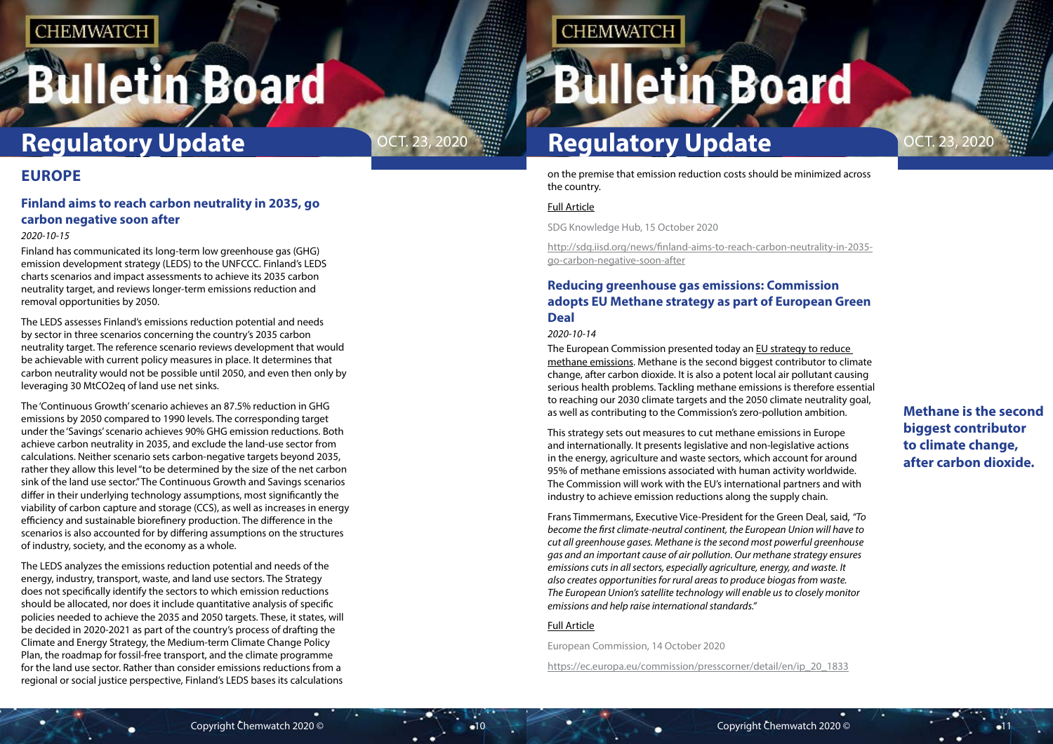## EUROPE

### Finland aims to reach carbon neutrality in 2035, go carbon negative soon after

*2020-10-15*

Finland has communicated its long-term low greenhouse gas (GHG) emission development strategy (LEDS) to the UNFCCC. Finland's LEDS charts scenarios and impact assessments to achieve its 2035 carbon neutrality target, and reviews longer-term emissions reduction and removal opportunities by 2050.

The LEDS assesses Finland's emissions reduction potential and needs by sector in three scenarios concerning the country's 2035 carbon neutrality target. The reference scenario reviews development that would be achievable with current policy measures in place. It determines that carbon neutrality would not be possible until 2050, and even then only by leveraging 30 MtCO2eq of land use net sinks.

The 'Continuous Growth' scenario achieves an 87.5% reduction in GHG emissions by 2050 compared to 1990 levels. The corresponding target under the 'Savings' scenario achieves 90% GHG emission reductions. Both achieve carbon neutrality in 2035, and exclude the land-use sector from calculations. Neither scenario sets carbon-negative targets beyond 2035, rather they allow this level "to be determined by the size of the net carbon sink of the land use sector." The Continuous Growth and Savings scenarios differ in their underlying technology assumptions, most significantly the viability of carbon capture and storage (CCS), as well as increases in energy efficiency and sustainable biorefinery production. The difference in the scenarios is also accounted for by differing assumptions on the structures of industry, society, and the economy as a whole.

The LEDS analyzes the emissions reduction potential and needs of the energy, industry, transport, waste, and land use sectors. The Strategy does not specifically identify the sectors to which emission reductions should be allocated, nor does it include quantitative analysis of specific policies needed to achieve the 2035 and 2050 targets. These, it states, will be decided in 2020-2021 as part of the country's process of drafting the Climate and Energy Strategy, the Medium-term Climate Change Policy Plan, the roadmap for fossil-free transport, and the climate programme for the land use sector. Rather than consider emissions reductions from a regional or social justice perspective, Finland's LEDS bases its calculations on the premise that emission reduction costs should be minimized across the country.

Full Article

SDG Knowledge Hub, 15 October 2020

http://sdg.iisd.org/news/finland-aims-to-reach-carbon-neutrality-in-2035-go-carbon-negative-soon-after

### Reducing greenhouse gas emissions: Commission adopts EU Methane strategy as part of European Green Deal

*2020-10-14*

The European Commission presented today an EU strategy to reduce methane emissions. Methane is the second biggest contributor to climate change, after carbon dioxide. It is also a potent local air pollutant causing serious health problems. Tackling methane emissions is therefore essential to reaching our 2030 climate targets and the 2050 climate neutrality goal, as well as contributing to the Commission's zero-pollution ambition.

**Methane is the second biggest contributor to climate change, after carbon dioxide.**

This strategy sets out measures to cut methane emissions in Europe and internationally. It presents legislative and non-legislative actions in the energy, agriculture and waste sectors, which account for around 95% of methane emissions associated with human activity worldwide. The Commission will work with the EU's international partners and with industry to achieve emission reductions along the supply chain.

Frans Timmermans, Executive Vice-President for the Green Deal, said, *"To become the first climate-neutral continent, the European Union will have to cut all greenhouse gases. Methane is the second most powerful greenhouse gas and an important cause of air pollution. Our methane strategy ensures emissions cuts in all sectors, especially agriculture, energy, and waste. It also creates opportunities for rural areas to produce biogas from waste. The European Union's satellite technology will enable us to closely monitor emissions and help raise international standards."*

Full Article

European Commission, 14 October 2020

https://ec.europa.eu/commission/presscorner/detail/en/ip_20_1833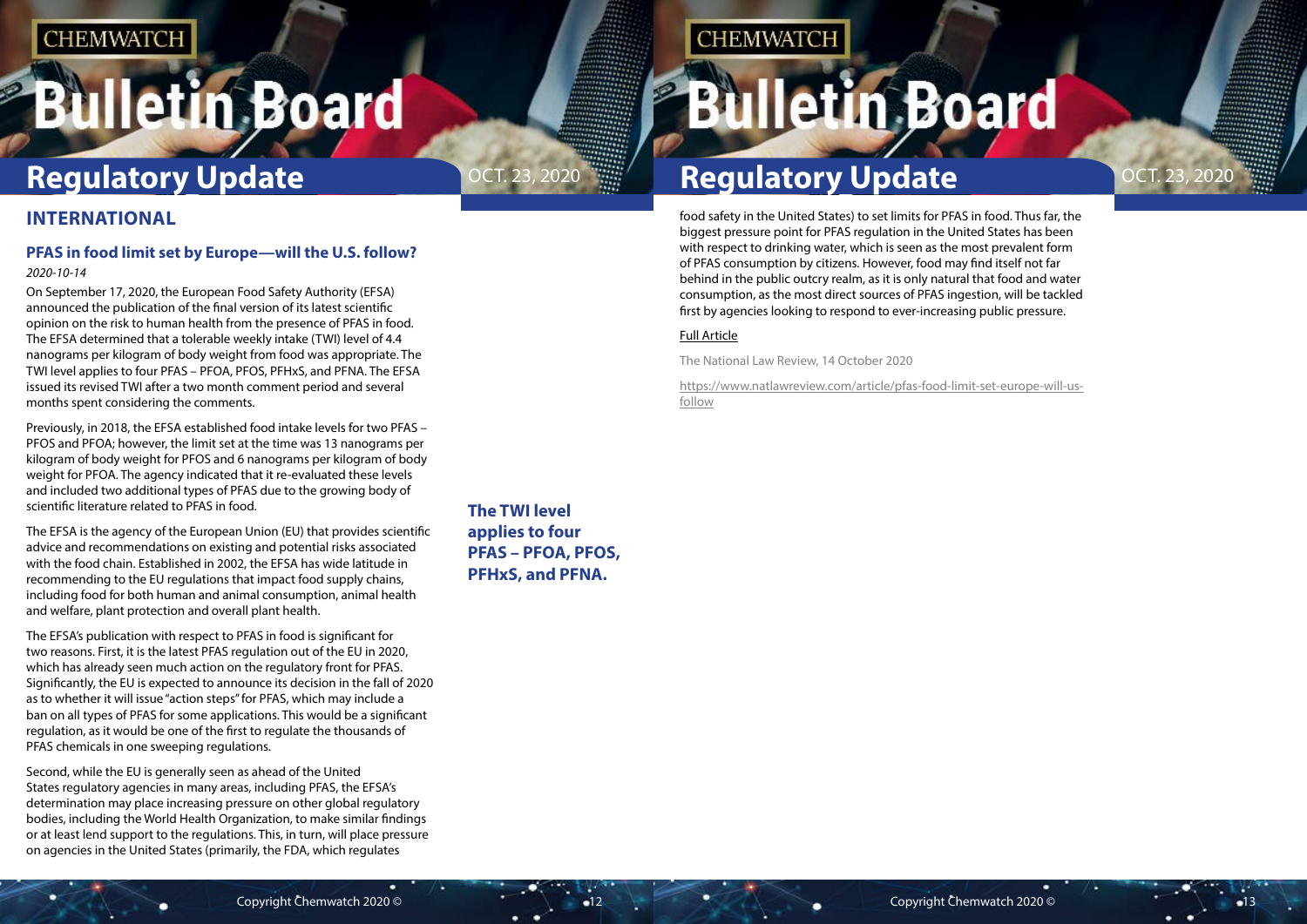## INTERNATIONAL

### PFAS in food limit set by Europe—will the U.S. follow?

*2020-10-14*

On September 17, 2020, the European Food Safety Authority (EFSA) announced the publication of the final version of its latest scientific opinion on the risk to human health from the presence of PFAS in food. The EFSA determined that a tolerable weekly intake (TWI) level of 4.4 nanograms per kilogram of body weight from food was appropriate. The TWI level applies to four PFAS – PFOA, PFOS, PFHxS, and PFNA. The EFSA issued its revised TWI after a two month comment period and several months spent considering the comments.

Previously, in 2018, the EFSA established food intake levels for two PFAS – PFOS and PFOA; however, the limit set at the time was 13 nanograms per kilogram of body weight for PFOS and 6 nanograms per kilogram of body weight for PFOA. The agency indicated that it re-evaluated these levels and included two additional types of PFAS due to the growing body of scientific literature related to PFAS in food.

**The TWI level applies to four PFAS – PFOA, PFOS, PFHxS, and PFNA.**

The EFSA is the agency of the European Union (EU) that provides scientific advice and recommendations on existing and potential risks associated with the food chain. Established in 2002, the EFSA has wide latitude in recommending to the EU regulations that impact food supply chains, including food for both human and animal consumption, animal health and welfare, plant protection and overall plant health.

The EFSA's publication with respect to PFAS in food is significant for two reasons. First, it is the latest PFAS regulation out of the EU in 2020, which has already seen much action on the regulatory front for PFAS. Significantly, the EU is expected to announce its decision in the fall of 2020 as to whether it will issue "action steps" for PFAS, which may include a ban on all types of PFAS for some applications. This would be a significant regulation, as it would be one of the first to regulate the thousands of PFAS chemicals in one sweeping regulations.

Second, while the EU is generally seen as ahead of the United States regulatory agencies in many areas, including PFAS, the EFSA's determination may place increasing pressure on other global regulatory bodies, including the World Health Organization, to make similar findings or at least lend support to the regulations. This, in turn, will place pressure on agencies in the United States (primarily, the FDA, which regulates food safety in the United States) to set limits for PFAS in food. Thus far, the biggest pressure point for PFAS regulation in the United States has been with respect to drinking water, which is seen as the most prevalent form of PFAS consumption by citizens. However, food may find itself not far behind in the public outcry realm, as it is only natural that food and water consumption, as the most direct sources of PFAS ingestion, will be tackled first by agencies looking to respond to ever-increasing public pressure.

Full Article

The National Law Review, 14 October 2020

https://www.natlawreview.com/article/pfas-food-limit-set-europe-will-us-follow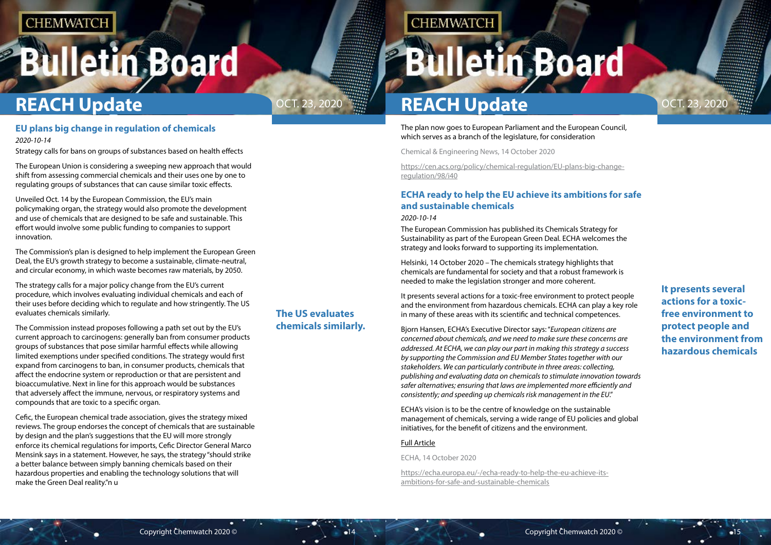## EU plans big change in regulation of chemicals

*2020-10-14*

Strategy calls for bans on groups of substances based on health effects

The European Union is considering a sweeping new approach that would shift from assessing commercial chemicals and their uses one by one to regulating groups of substances that can cause similar toxic effects.

Unveiled Oct. 14 by the European Commission, the EU's main policymaking organ, the strategy would also promote the development and use of chemicals that are designed to be safe and sustainable. This effort would involve some public funding to companies to support innovation.

The Commission's plan is designed to help implement the European Green Deal, the EU's growth strategy to become a sustainable, climate-neutral, and circular economy, in which waste becomes raw materials, by 2050.

The strategy calls for a major policy change from the EU's current procedure, which involves evaluating individual chemicals and each of their uses before deciding which to regulate and how stringently. The US evaluates chemicals similarly.

**The US evaluates chemicals similarly.**

The Commission instead proposes following a path set out by the EU's current approach to carcinogens: generally ban from consumer products groups of substances that pose similar harmful effects while allowing limited exemptions under specified conditions. The strategy would first expand from carcinogens to ban, in consumer products, chemicals that affect the endocrine system or reproduction or that are persistent and bioaccumulative. Next in line for this approach would be substances that adversely affect the immune, nervous, or respiratory systems and compounds that are toxic to a specific organ.

Cefic, the European chemical trade association, gives the strategy mixed reviews. The group endorses the concept of chemicals that are sustainable by design and the plan's suggestions that the EU will more strongly enforce its chemical regulations for imports, Cefic Director General Marco Mensink says in a statement. However, he says, the strategy "should strike a better balance between simply banning chemicals based on their hazardous properties and enabling the technology solutions that will make the Green Deal reality."

The plan now goes to European Parliament and the European Council, which serves as a branch of the legislature, for consideration

Chemical & Engineering News, 14 October 2020

https://cen.acs.org/policy/chemical-regulation/EU-plans-big-change-regulation/98/i40

## ECHA ready to help the EU achieve its ambitions for safe and sustainable chemicals

*2020-10-14*

The European Commission has published its Chemicals Strategy for Sustainability as part of the European Green Deal. ECHA welcomes the strategy and looks forward to supporting its implementation.

Helsinki, 14 October 2020 – The chemicals strategy highlights that chemicals are fundamental for society and that a robust framework is needed to make the legislation stronger and more coherent.

It presents several actions for a toxic-free environment to protect people and the environment from hazardous chemicals. ECHA can play a key role in many of these areas with its scientific and technical competences.

**It presents several actions for a toxic-free environment to protect people and the environment from hazardous chemicals**

Bjorn Hansen, ECHA's Executive Director says: "*European citizens are concerned about chemicals, and we need to make sure these concerns are addressed. At ECHA, we can play our part in making this strategy a success by supporting the Commission and EU Member States together with our stakeholders. We can particularly contribute in three areas: collecting, publishing and evaluating data on chemicals to stimulate innovation towards safer alternatives; ensuring that laws are implemented more efficiently and consistently; and speeding up chemicals risk management in the EU.*"

ECHA's vision is to be the centre of knowledge on the sustainable management of chemicals, serving a wide range of EU policies and global initiatives, for the benefit of citizens and the environment.

Full Article

ECHA, 14 October 2020

https://echa.europa.eu/-/echa-ready-to-help-the-eu-achieve-its-ambitions-for-safe-and-sustainable-chemicals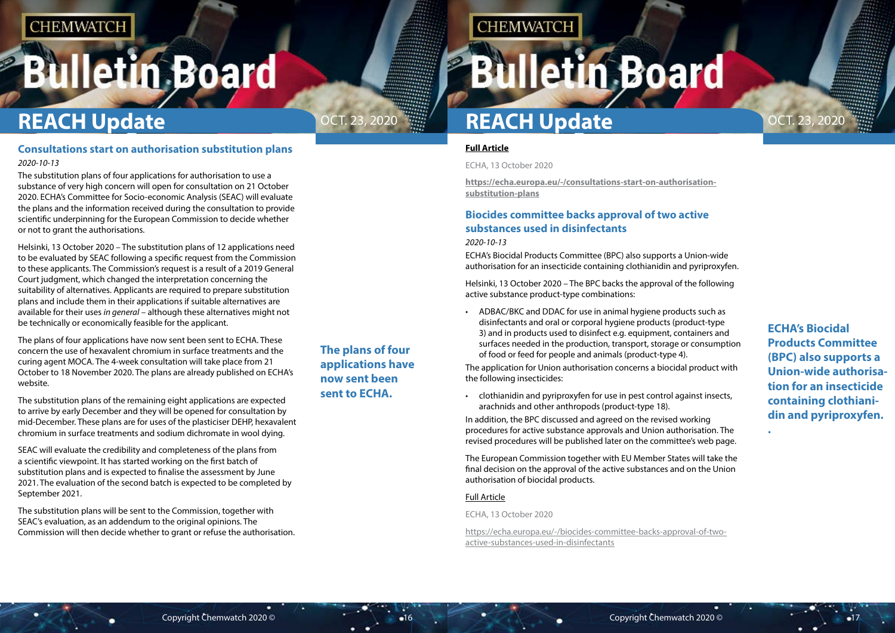## Consultations start on authorisation substitution plans

*2020-10-13*

The substitution plans of four applications for authorisation to use a substance of very high concern will open for consultation on 21 October 2020. ECHA's Committee for Socio-economic Analysis (SEAC) will evaluate the plans and the information received during the consultation to provide scientific underpinning for the European Commission to decide whether or not to grant the authorisations.

Helsinki, 13 October 2020 – The substitution plans of 12 applications need to be evaluated by SEAC following a specific request from the Commission to these applicants. The Commission's request is a result of a 2019 General Court judgment, which changed the interpretation concerning the suitability of alternatives. Applicants are required to prepare substitution plans and include them in their applications if suitable alternatives are available for their uses *in general* – although these alternatives might not be technically or economically feasible for the applicant.

The plans of four applications have now sent been sent to ECHA. These concern the use of hexavalent chromium in surface treatments and the curing agent MOCA. The 4-week consultation will take place from 21 October to 18 November 2020. The plans are already published on ECHA's website.

The substitution plans of the remaining eight applications are expected to arrive by early December and they will be opened for consultation by mid-December. These plans are for uses of the plasticiser DEHP, hexavalent chromium in surface treatments and sodium dichromate in wool dying.

SEAC will evaluate the credibility and completeness of the plans from a scientific viewpoint. It has started working on the first batch of substitution plans and is expected to finalise the assessment by June 2021. The evaluation of the second batch is expected to be completed by September 2021.

The substitution plans will be sent to the Commission, together with SEAC's evaluation, as an addendum to the original opinions. The Commission will then decide whether to grant or refuse the authorisation.

**The plans of four applications have now sent been sent to ECHA.**

**Full Article**

ECHA, 13 October 2020

**https://echa.europa.eu/-/consultations-start-on-authorisation-substitution-plans**

## Biocides committee backs approval of two active substances used in disinfectants

*2020-10-13*

ECHA's Biocidal Products Committee (BPC) also supports a Union-wide authorisation for an insecticide containing clothianidin and pyriproxyfen.

Helsinki, 13 October 2020 – The BPC backs the approval of the following active substance product-type combinations:

- ADBAC/BKC and DDAC for use in animal hygiene products such as disinfectants and oral or corporal hygiene products (product-type 3) and in products used to disinfect e.g. equipment, containers and surfaces needed in the production, transport, storage or consumption of food or feed for people and animals (product-type 4).

The application for Union authorisation concerns a biocidal product with the following insecticides:

- clothianidin and pyriproxyfen for use in pest control against insects, arachnids and other anthropods (product-type 18).

In addition, the BPC discussed and agreed on the revised working procedures for active substance approvals and Union authorisation. The revised procedures will be published later on the committee's web page.

The European Commission together with EU Member States will take the final decision on the approval of the active substances and on the Union authorisation of biocidal products.

**ECHA's Biocidal Products Committee (BPC) also supports a Union-wide authorisation for an insecticide containing clothianidin and pyriproxyfen.**

Full Article

ECHA, 13 October 2020

https://echa.europa.eu/-/biocides-committee-backs-approval-of-two-active-substances-used-in-disinfectants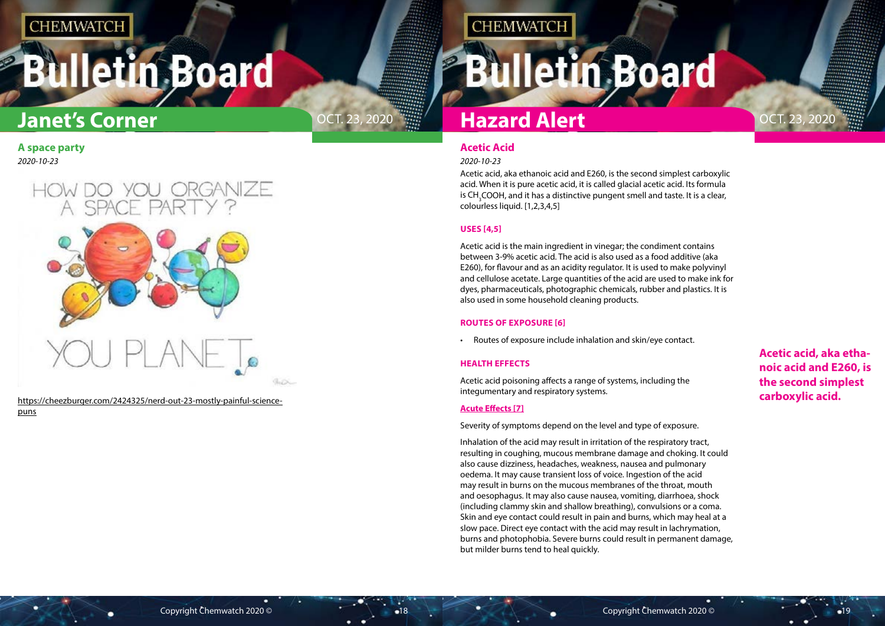## Janet's Corner

### A space party

*2020-10-23*

HOW DO YOU ORGANIZE A SPACE PARTY?

YOU PLANET.

https://cheezburger.com/2424325/nerd-out-23-mostly-painful-science-puns

## Hazard Alert

### Acetic Acid

*2020-10-23*

Acetic acid, aka ethanoic acid and E260, is the second simplest carboxylic acid. When it is pure acetic acid, it is called glacial acetic acid. Its formula is $CH_3COOH$, and it has a distinctive pungent smell and taste. It is a clear, colourless liquid. [1,2,3,4,5]

#### USES [4,5]

Acetic acid is the main ingredient in vinegar; the condiment contains between 3-9% acetic acid. The acid is also used as a food additive (aka E260), for flavour and as an acidity regulator. It is used to make polyvinyl and cellulose acetate. Large quantities of the acid are used to make ink for dyes, pharmaceuticals, photographic chemicals, rubber and plastics. It is also used in some household cleaning products.

#### ROUTES OF EXPOSURE [6]

- Routes of exposure include inhalation and skin/eye contact.

#### HEALTH EFFECTS

Acetic acid poisoning affects a range of systems, including the integumentary and respiratory systems.

**Acute Effects [7]**

Severity of symptoms depend on the level and type of exposure.

Inhalation of the acid may result in irritation of the respiratory tract, resulting in coughing, mucous membrane damage and choking. It could also cause dizziness, headaches, weakness, nausea and pulmonary oedema. It may cause transient loss of voice. Ingestion of the acid may result in burns on the mucous membranes of the throat, mouth and oesophagus. It may also cause nausea, vomiting, diarrhoea, shock (including clammy skin and shallow breathing), convulsions or a coma. Skin and eye contact could result in pain and burns, which may heal at a slow pace. Direct eye contact with the acid may result in lachrymation, burns and photophobia. Severe burns could result in permanent damage, but milder burns tend to heal quickly.

**Acetic acid, aka ethanoic acid and E260, is the second simplest carboxylic acid.**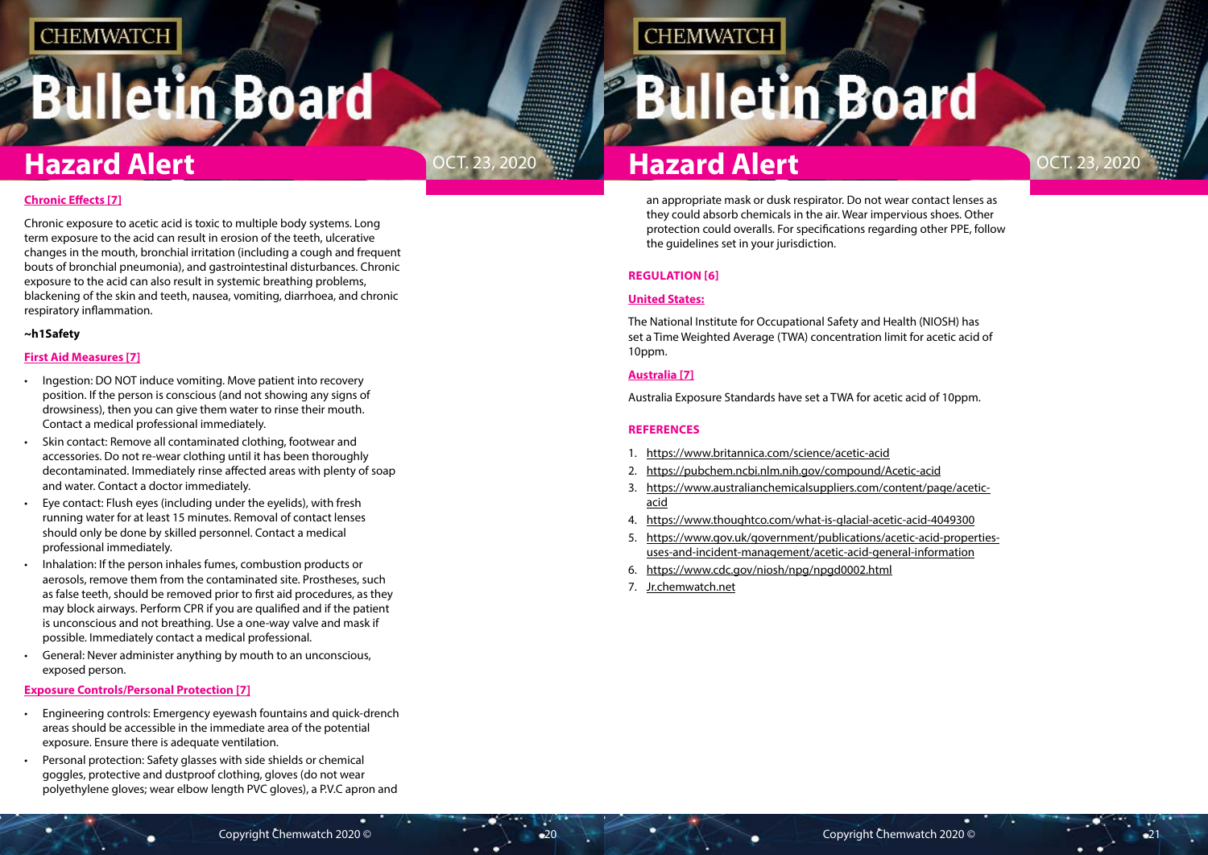### Chronic Effects [7]

Chronic exposure to acetic acid is toxic to multiple body systems. Long term exposure to the acid can result in erosion of the teeth, ulcerative changes in the mouth, bronchial irritation (including a cough and frequent bouts of bronchial pneumonia), and gastrointestinal disturbances. Chronic exposure to the acid can also result in systemic breathing problems, blackening of the skin and teeth, nausea, vomiting, diarrhoea, and chronic respiratory inflammation.

**~h1Safety**

### First Aid Measures [7]

- Ingestion: DO NOT induce vomiting. Move patient into recovery position. If the person is conscious (and not showing any signs of drowsiness), then you can give them water to rinse their mouth. Contact a medical professional immediately.
- Skin contact: Remove all contaminated clothing, footwear and accessories. Do not re-wear clothing until it has been thoroughly decontaminated. Immediately rinse affected areas with plenty of soap and water. Contact a doctor immediately.
- Eye contact: Flush eyes (including under the eyelids), with fresh running water for at least 15 minutes. Removal of contact lenses should only be done by skilled personnel. Contact a medical professional immediately.
- Inhalation: If the person inhales fumes, combustion products or aerosols, remove them from the contaminated site. Prostheses, such as false teeth, should be removed prior to first aid procedures, as they may block airways. Perform CPR if you are qualified and if the patient is unconscious and not breathing. Use a one-way valve and mask if possible. Immediately contact a medical professional.
- General: Never administer anything by mouth to an unconscious, exposed person.

### Exposure Controls/Personal Protection [7]

- Engineering controls: Emergency eyewash fountains and quick-drench areas should be accessible in the immediate area of the potential exposure. Ensure there is adequate ventilation.
- Personal protection: Safety glasses with side shields or chemical goggles, protective and dustproof clothing, gloves (do not wear polyethylene gloves; wear elbow length PVC gloves), a P.V.C apron and an appropriate mask or dusk respirator. Do not wear contact lenses as they could absorb chemicals in the air. Wear impervious shoes. Other protection could overalls. For specifications regarding other PPE, follow the guidelines set in your jurisdiction.

## REGULATION [6]

### United States:

The National Institute for Occupational Safety and Health (NIOSH) has set a Time Weighted Average (TWA) concentration limit for acetic acid of 10ppm.

### Australia [7]

Australia Exposure Standards have set a TWA for acetic acid of 10ppm.

## REFERENCES

1. https://www.britannica.com/science/acetic-acid
2. https://pubchem.ncbi.nlm.nih.gov/compound/Acetic-acid
3. https://www.australianchemicalsuppliers.com/content/page/acetic-acid
4. https://www.thoughtco.com/what-is-glacial-acetic-acid-4049300
5. https://www.gov.uk/government/publications/acetic-acid-properties-uses-and-incident-management/acetic-acid-general-information
6. https://www.cdc.gov/niosh/npg/npgd0002.html
7. Jr.chemwatch.net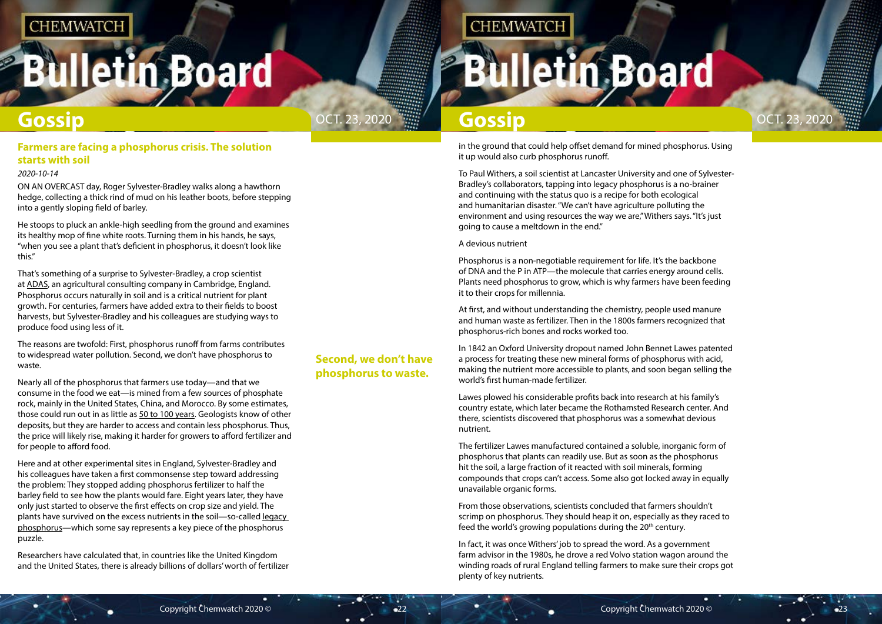## Farmers are facing a phosphorus crisis. The solution starts with soil

*2020-10-14*

ON AN OVERCAST day, Roger Sylvester-Bradley walks along a hawthorn hedge, collecting a thick rind of mud on his leather boots, before stepping into a gently sloping field of barley.

He stoops to pluck an ankle-high seedling from the ground and examines its healthy mop of fine white roots. Turning them in his hands, he says, "when you see a plant that's deficient in phosphorus, it doesn't look like this."

That's something of a surprise to Sylvester-Bradley, a crop scientist at ADAS, an agricultural consulting company in Cambridge, England. Phosphorus occurs naturally in soil and is a critical nutrient for plant growth. For centuries, farmers have added extra to their fields to boost harvests, but Sylvester-Bradley and his colleagues are studying ways to produce food using less of it.

The reasons are twofold: First, phosphorus runoff from farms contributes to widespread water pollution. Second, we don't have phosphorus to waste.

Nearly all of the phosphorus that farmers use today—and that we consume in the food we eat—is mined from a few sources of phosphate rock, mainly in the United States, China, and Morocco. By some estimates, those could run out in as little as 50 to 100 years. Geologists know of other deposits, but they are harder to access and contain less phosphorus. Thus, the price will likely rise, making it harder for growers to afford fertilizer and for people to afford food.

Here and at other experimental sites in England, Sylvester-Bradley and his colleagues have taken a first commonsense step toward addressing the problem: They stopped adding phosphorus fertilizer to half the barley field to see how the plants would fare. Eight years later, they have only just started to observe the first effects on crop size and yield. The plants have survived on the excess nutrients in the soil—so-called legacy phosphorus—which some say represents a key piece of the phosphorus puzzle.

Researchers have calculated that, in countries like the United Kingdom and the United States, there is already billions of dollars' worth of fertilizer in the ground that could help offset demand for mined phosphorus. Using it up would also curb phosphorus runoff.

To Paul Withers, a soil scientist at Lancaster University and one of Sylvester-Bradley's collaborators, tapping into legacy phosphorus is a no-brainer and continuing with the status quo is a recipe for both ecological and humanitarian disaster. "We can't have agriculture polluting the environment and using resources the way we are," Withers says. "It's just going to cause a meltdown in the end."

A devious nutrient

Phosphorus is a non-negotiable requirement for life. It's the backbone of DNA and the P in ATP—the molecule that carries energy around cells. Plants need phosphorus to grow, which is why farmers have been feeding it to their crops for millennia.

At first, and without understanding the chemistry, people used manure and human waste as fertilizer. Then in the 1800s farmers recognized that phosphorus-rich bones and rocks worked too.

In 1842 an Oxford University dropout named John Bennet Lawes patented a process for treating these new mineral forms of phosphorus with acid, making the nutrient more accessible to plants, and soon began selling the world's first human-made fertilizer.

Lawes plowed his considerable profits back into research at his family's country estate, which later became the Rothamsted Research center. And there, scientists discovered that phosphorus was a somewhat devious nutrient.

The fertilizer Lawes manufactured contained a soluble, inorganic form of phosphorus that plants can readily use. But as soon as the phosphorus hit the soil, a large fraction of it reacted with soil minerals, forming compounds that crops can't access. Some also got locked away in equally unavailable organic forms.

From those observations, scientists concluded that farmers shouldn't scrimp on phosphorus. They should heap it on, especially as they raced to feed the world's growing populations during the 20th century.

In fact, it was once Withers' job to spread the word. As a government farm advisor in the 1980s, he drove a red Volvo station wagon around the winding roads of rural England telling farmers to make sure their crops got plenty of key nutrients.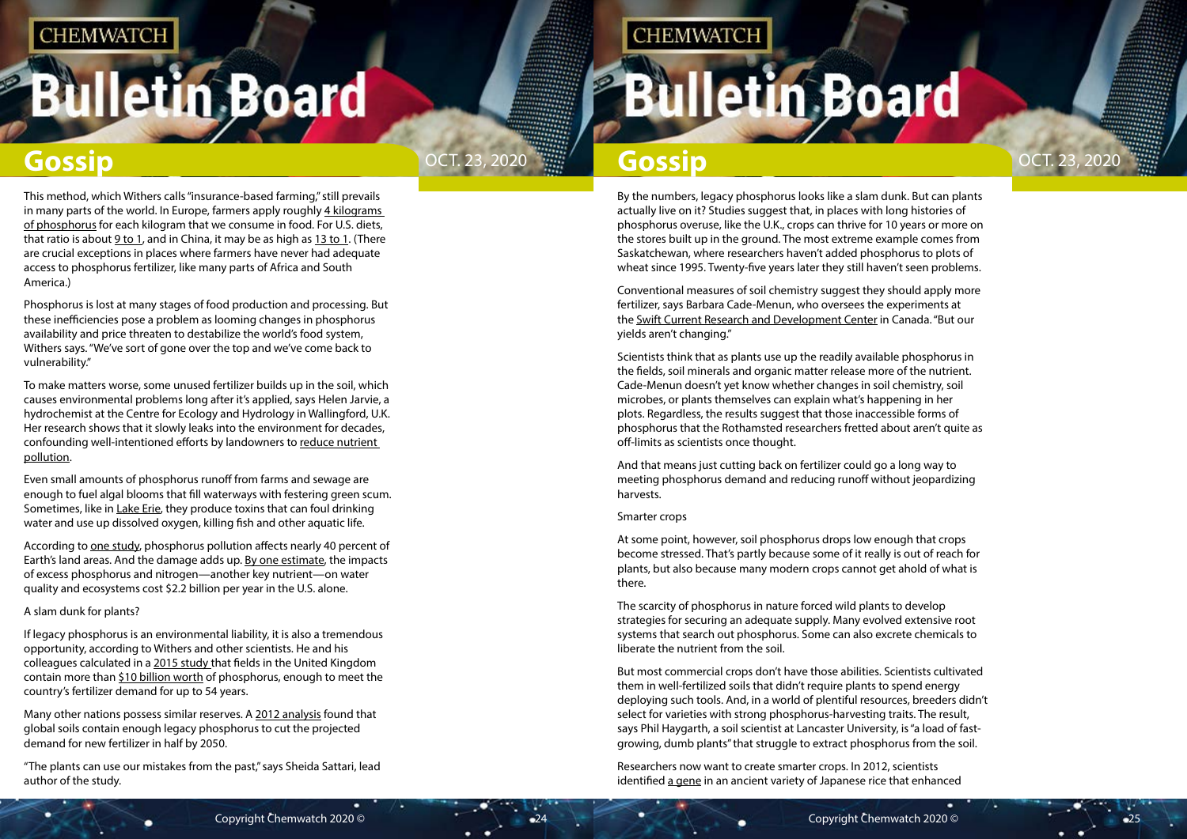This method, which Withers calls "insurance-based farming," still prevails in many parts of the world. In Europe, farmers apply roughly 4 kilograms of phosphorus for each kilogram that we consume in food. For U.S. diets, that ratio is about 9 to 1, and in China, it may be as high as 13 to 1. (There are crucial exceptions in places where farmers have never had adequate access to phosphorus fertilizer, like many parts of Africa and South America.)

Phosphorus is lost at many stages of food production and processing. But these inefficiencies pose a problem as looming changes in phosphorus availability and price threaten to destabilize the world's food system, Withers says. "We've sort of gone over the top and we've come back to vulnerability."

To make matters worse, some unused fertilizer builds up in the soil, which causes environmental problems long after it's applied, says Helen Jarvie, a hydrochemist at the Centre for Ecology and Hydrology in Wallingford, U.K. Her research shows that it slowly leaks into the environment for decades, confounding well-intentioned efforts by landowners to reduce nutrient pollution.

Even small amounts of phosphorus runoff from farms and sewage are enough to fuel algal blooms that fill waterways with festering green scum. Sometimes, like in Lake Erie, they produce toxins that can foul drinking water and use up dissolved oxygen, killing fish and other aquatic life.

According to one study, phosphorus pollution affects nearly 40 percent of Earth's land areas. And the damage adds up. By one estimate, the impacts of excess phosphorus and nitrogen—another key nutrient—on water quality and ecosystems cost $2.2 billion per year in the U.S. alone.

A slam dunk for plants?

If legacy phosphorus is an environmental liability, it is also a tremendous opportunity, according to Withers and other scientists. He and his colleagues calculated in a 2015 study that fields in the United Kingdom contain more than $10 billion worth of phosphorus, enough to meet the country's fertilizer demand for up to 54 years.

Many other nations possess similar reserves. A 2012 analysis found that global soils contain enough legacy phosphorus to cut the projected demand for new fertilizer in half by 2050.

"The plants can use our mistakes from the past," says Sheida Sattari, lead author of the study.

By the numbers, legacy phosphorus looks like a slam dunk. But can plants actually live on it? Studies suggest that, in places with long histories of phosphorus overuse, like the U.K., crops can thrive for 10 years or more on the stores built up in the ground. The most extreme example comes from Saskatchewan, where researchers haven't added phosphorus to plots of wheat since 1995. Twenty-five years later they still haven't seen problems.

Conventional measures of soil chemistry suggest they should apply more fertilizer, says Barbara Cade-Menun, who oversees the experiments at the Swift Current Research and Development Center in Canada. "But our yields aren't changing."

Scientists think that as plants use up the readily available phosphorus in the fields, soil minerals and organic matter release more of the nutrient. Cade-Menun doesn't yet know whether changes in soil chemistry, soil microbes, or plants themselves can explain what's happening in her plots. Regardless, the results suggest that those inaccessible forms of phosphorus that the Rothamsted researchers fretted about aren't quite as off-limits as scientists once thought.

And that means just cutting back on fertilizer could go a long way to meeting phosphorus demand and reducing runoff without jeopardizing harvests.

Smarter crops

At some point, however, soil phosphorus drops low enough that crops become stressed. That's partly because some of it really is out of reach for plants, but also because many modern crops cannot get ahold of what is there.

The scarcity of phosphorus in nature forced wild plants to develop strategies for securing an adequate supply. Many evolved extensive root systems that search out phosphorus. Some can also excrete chemicals to liberate the nutrient from the soil.

But most commercial crops don't have those abilities. Scientists cultivated them in well-fertilized soils that didn't require plants to spend energy deploying such tools. And, in a world of plentiful resources, breeders didn't select for varieties with strong phosphorus-harvesting traits. The result, says Phil Haygarth, a soil scientist at Lancaster University, is "a load of fast-growing, dumb plants" that struggle to extract phosphorus from the soil.

Researchers now want to create smarter crops. In 2012, scientists identified a gene in an ancient variety of Japanese rice that enhanced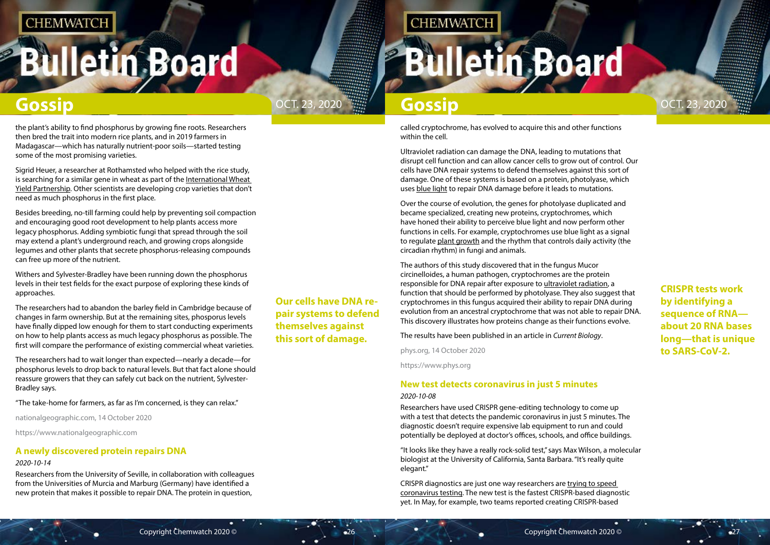the plant's ability to find phosphorus by growing fine roots. Researchers then bred the trait into modern rice plants, and in 2019 farmers in Madagascar—which has naturally nutrient-poor soils—started testing some of the most promising varieties.

Sigrid Heuer, a researcher at Rothamsted who helped with the rice study, is searching for a similar gene in wheat as part of the International Wheat Yield Partnership. Other scientists are developing crop varieties that don't need as much phosphorus in the first place.

Besides breeding, no-till farming could help by preventing soil compaction and encouraging good root development to help plants access more legacy phosphorus. Adding symbiotic fungi that spread through the soil may extend a plant's underground reach, and growing crops alongside legumes and other plants that secrete phosphorus-releasing compounds can free up more of the nutrient.

Withers and Sylvester-Bradley have been running down the phosphorus levels in their test fields for the exact purpose of exploring these kinds of approaches.

The researchers had to abandon the barley field in Cambridge because of changes in farm ownership. But at the remaining sites, phosporus levels have finally dipped low enough for them to start conducting experiments on how to help plants access as much legacy phosphorus as possible. The first will compare the performance of existing commercial wheat varieties.

The researchers had to wait longer than expected—nearly a decade—for phosphorus levels to drop back to natural levels. But that fact alone should reassure growers that they can safely cut back on the nutrient, Sylvester-Bradley says.

"The take-home for farmers, as far as I'm concerned, is they can relax."

nationalgeographic.com, 14 October 2020

https://www.nationalgeographic.com

## A newly discovered protein repairs DNA

*2020-10-14*

Researchers from the University of Seville, in collaboration with colleagues from the Universities of Murcia and Marburg (Germany) have identified a new protein that makes it possible to repair DNA. The protein in question, called cryptochrome, has evolved to acquire this and other functions within the cell.

**Our cells have DNA repair systems to defend themselves against this sort of damage.**

Ultraviolet radiation can damage the DNA, leading to mutations that disrupt cell function and can allow cancer cells to grow out of control. Our cells have DNA repair systems to defend themselves against this sort of damage. One of these systems is based on a protein, photolyase, which uses blue light to repair DNA damage before it leads to mutations.

Over the course of evolution, the genes for photolyase duplicated and became specialized, creating new proteins, cryptochromes, which have honed their ability to perceive blue light and now perform other functions in cells. For example, cryptochromes use blue light as a signal to regulate plant growth and the rhythm that controls daily activity (the circadian rhythm) in fungi and animals.

The authors of this study discovered that in the fungus Mucor circinelloides, a human pathogen, cryptochromes are the protein responsible for DNA repair after exposure to ultraviolet radiation, a function that should be performed by photolyase. They also suggest that cryptochromes in this fungus acquired their ability to repair DNA during evolution from an ancestral cryptochrome that was not able to repair DNA. This discovery illustrates how proteins change as their functions evolve.

The results have been published in an article in *Current Biology*.

phys.org, 14 October 2020

https://www.phys.org

## New test detects coronavirus in just 5 minutes

*2020-10-08*

Researchers have used CRISPR gene-editing technology to come up with a test that detects the pandemic coronavirus in just 5 minutes. The diagnostic doesn't require expensive lab equipment to run and could potentially be deployed at doctor's offices, schools, and office buildings.

"It looks like they have a really rock-solid test," says Max Wilson, a molecular biologist at the University of California, Santa Barbara. "It's really quite elegant."

**CRISPR tests work by identifying a sequence of RNA—about 20 RNA bases long—that is unique to SARS-CoV-2.**

CRISPR diagnostics are just one way researchers are trying to speed coronavirus testing. The new test is the fastest CRISPR-based diagnostic yet. In May, for example, two teams reported creating CRISPR-based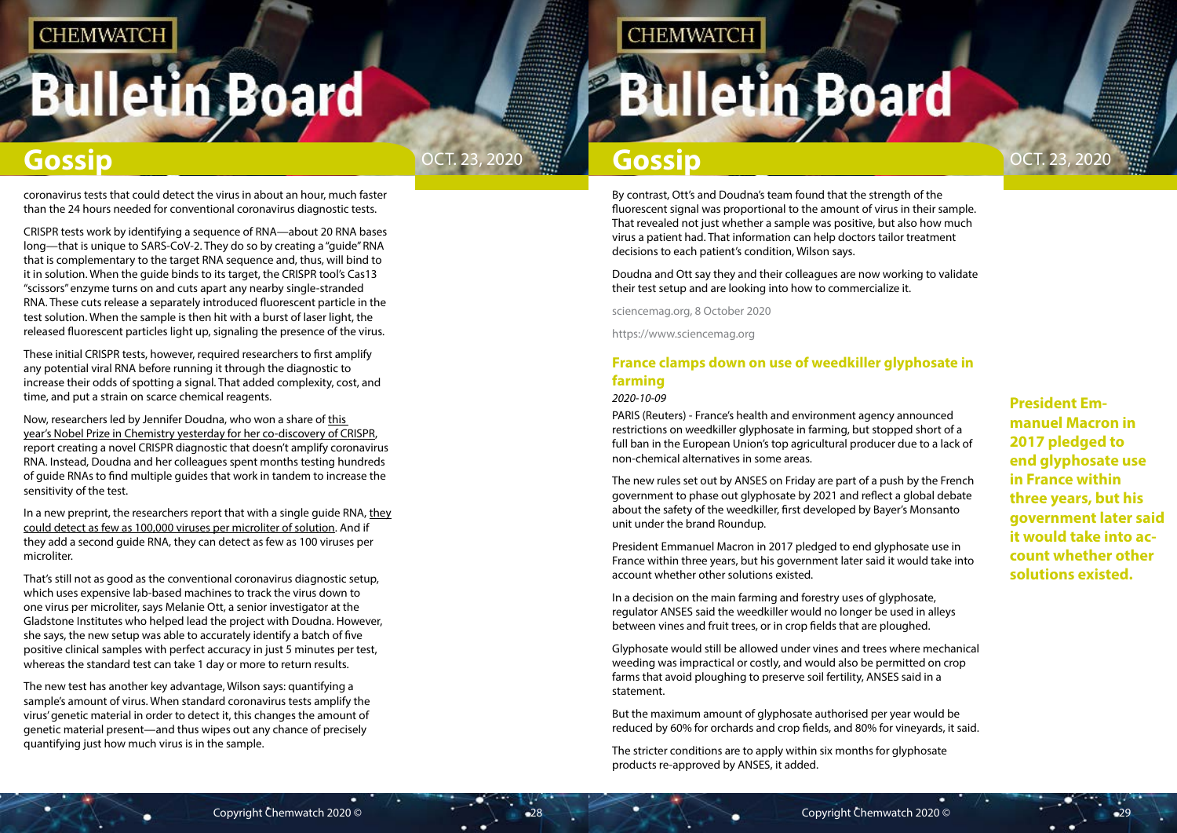coronavirus tests that could detect the virus in about an hour, much faster than the 24 hours needed for conventional coronavirus diagnostic tests.

CRISPR tests work by identifying a sequence of RNA—about 20 RNA bases long—that is unique to SARS-CoV-2. They do so by creating a "guide" RNA that is complementary to the target RNA sequence and, thus, will bind to it in solution. When the guide binds to its target, the CRISPR tool's Cas13 "scissors" enzyme turns on and cuts apart any nearby single-stranded RNA. These cuts release a separately introduced fluorescent particle in the test solution. When the sample is then hit with a burst of laser light, the released fluorescent particles light up, signaling the presence of the virus.

These initial CRISPR tests, however, required researchers to first amplify any potential viral RNA before running it through the diagnostic to increase their odds of spotting a signal. That added complexity, cost, and time, and put a strain on scarce chemical reagents.

Now, researchers led by Jennifer Doudna, who won a share of this year's Nobel Prize in Chemistry yesterday for her co-discovery of CRISPR, report creating a novel CRISPR diagnostic that doesn't amplify coronavirus RNA. Instead, Doudna and her colleagues spent months testing hundreds of guide RNAs to find multiple guides that work in tandem to increase the sensitivity of the test.

In a new preprint, the researchers report that with a single guide RNA, they could detect as few as 100,000 viruses per microliter of solution. And if they add a second guide RNA, they can detect as few as 100 viruses per microliter.

That's still not as good as the conventional coronavirus diagnostic setup, which uses expensive lab-based machines to track the virus down to one virus per microliter, says Melanie Ott, a senior investigator at the Gladstone Institutes who helped lead the project with Doudna. However, she says, the new setup was able to accurately identify a batch of five positive clinical samples with perfect accuracy in just 5 minutes per test, whereas the standard test can take 1 day or more to return results.

The new test has another key advantage, Wilson says: quantifying a sample's amount of virus. When standard coronavirus tests amplify the virus' genetic material in order to detect it, this changes the amount of genetic material present—and thus wipes out any chance of precisely quantifying just how much virus is in the sample.

By contrast, Ott's and Doudna's team found that the strength of the fluorescent signal was proportional to the amount of virus in their sample. That revealed not just whether a sample was positive, but also how much virus a patient had. That information can help doctors tailor treatment decisions to each patient's condition, Wilson says.

Doudna and Ott say they and their colleagues are now working to validate their test setup and are looking into how to commercialize it.

sciencemag.org, 8 October 2020

https://www.sciencemag.org

## France clamps down on use of weedkiller glyphosate in farming

*2020-10-09*

PARIS (Reuters) - France's health and environment agency announced restrictions on weedkiller glyphosate in farming, but stopped short of a full ban in the European Union's top agricultural producer due to a lack of non-chemical alternatives in some areas.

The new rules set out by ANSES on Friday are part of a push by the French government to phase out glyphosate by 2021 and reflect a global debate about the safety of the weedkiller, first developed by Bayer's Monsanto unit under the brand Roundup.

President Emmanuel Macron in 2017 pledged to end glyphosate use in France within three years, but his government later said it would take into account whether other solutions existed.

**President Emmanuel Macron in 2017 pledged to end glyphosate use in France within three years, but his government later said it would take into account whether other solutions existed.**

In a decision on the main farming and forestry uses of glyphosate, regulator ANSES said the weedkiller would no longer be used in alleys between vines and fruit trees, or in crop fields that are ploughed.

Glyphosate would still be allowed under vines and trees where mechanical weeding was impractical or costly, and would also be permitted on crop farms that avoid ploughing to preserve soil fertility, ANSES said in a statement.

But the maximum amount of glyphosate authorised per year would be reduced by 60% for orchards and crop fields, and 80% for vineyards, it said.

The stricter conditions are to apply within six months for glyphosate products re-approved by ANSES, it added.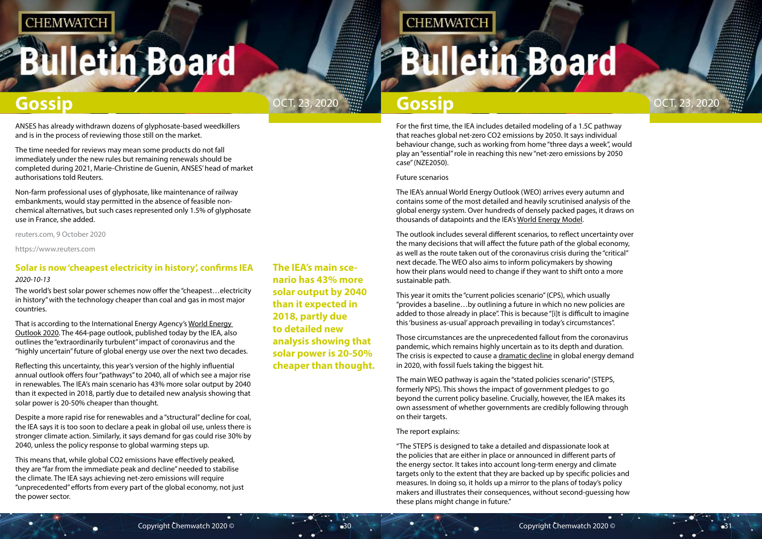ANSES has already withdrawn dozens of glyphosate-based weedkillers and is in the process of reviewing those still on the market.

The time needed for reviews may mean some products do not fall immediately under the new rules but remaining renewals should be completed during 2021, Marie-Christine de Guenin, ANSES' head of market authorisations told Reuters.

Non-farm professional uses of glyphosate, like maintenance of railway embankments, would stay permitted in the absence of feasible non-chemical alternatives, but such cases represented only 1.5% of glyphosate use in France, she added.

reuters.com, 9 October 2020

https://www.reuters.com

## Solar is now 'cheapest electricity in history', confirms IEA

*2020-10-13*

The world's best solar power schemes now offer the "cheapest…electricity in history" with the technology cheaper than coal and gas in most major countries.

That is according to the International Energy Agency's World Energy Outlook 2020. The 464-page outlook, published today by the IEA, also outlines the "extraordinarily turbulent" impact of coronavirus and the "highly uncertain" future of global energy use over the next two decades.

Reflecting this uncertainty, this year's version of the highly influential annual outlook offers four "pathways" to 2040, all of which see a major rise in renewables. The IEA's main scenario has 43% more solar output by 2040 than it expected in 2018, partly due to detailed new analysis showing that solar power is 20-50% cheaper than thought.

Despite a more rapid rise for renewables and a "structural" decline for coal, the IEA says it is too soon to declare a peak in global oil use, unless there is stronger climate action. Similarly, it says demand for gas could rise 30% by 2040, unless the policy response to global warming steps up.

This means that, while global $CO_2$ emissions have effectively peaked, they are "far from the immediate peak and decline" needed to stabilise the climate. The IEA says achieving net-zero emissions will require "unprecedented" efforts from every part of the global economy, not just the power sector.

**The IEA's main scenario has 43% more solar output by 2040 than it expected in 2018, partly due to detailed new analysis showing that solar power is 20-50% cheaper than thought.**

For the first time, the IEA includes detailed modeling of a 1.5C pathway that reaches global net-zero $CO_2$ emissions by 2050. It says individual behaviour change, such as working from home "three days a week", would play an "essential" role in reaching this new "net-zero emissions by 2050 case" (NZE2050).

Future scenarios

The IEA's annual World Energy Outlook (WEO) arrives every autumn and contains some of the most detailed and heavily scrutinised analysis of the global energy system. Over hundreds of densely packed pages, it draws on thousands of datapoints and the IEA's World Energy Model.

The outlook includes several different scenarios, to reflect uncertainty over the many decisions that will affect the future path of the global economy, as well as the route taken out of the coronavirus crisis during the "critical" next decade. The WEO also aims to inform policymakers by showing how their plans would need to change if they want to shift onto a more sustainable path.

This year it omits the "current policies scenario" (CPS), which usually "provides a baseline…by outlining a future in which no new policies are added to those already in place". This is because "[i]t is difficult to imagine this 'business as-usual' approach prevailing in today's circumstances".

Those circumstances are the unprecedented fallout from the coronavirus pandemic, which remains highly uncertain as to its depth and duration. The crisis is expected to cause a dramatic decline in global energy demand in 2020, with fossil fuels taking the biggest hit.

The main WEO pathway is again the "stated policies scenario" (STEPS, formerly NPS). This shows the impact of government pledges to go beyond the current policy baseline. Crucially, however, the IEA makes its own assessment of whether governments are credibly following through on their targets.

The report explains:

"The STEPS is designed to take a detailed and dispassionate look at the policies that are either in place or announced in different parts of the energy sector. It takes into account long-term energy and climate targets only to the extent that they are backed up by specific policies and measures. In doing so, it holds up a mirror to the plans of today's policy makers and illustrates their consequences, without second-guessing how these plans might change in future."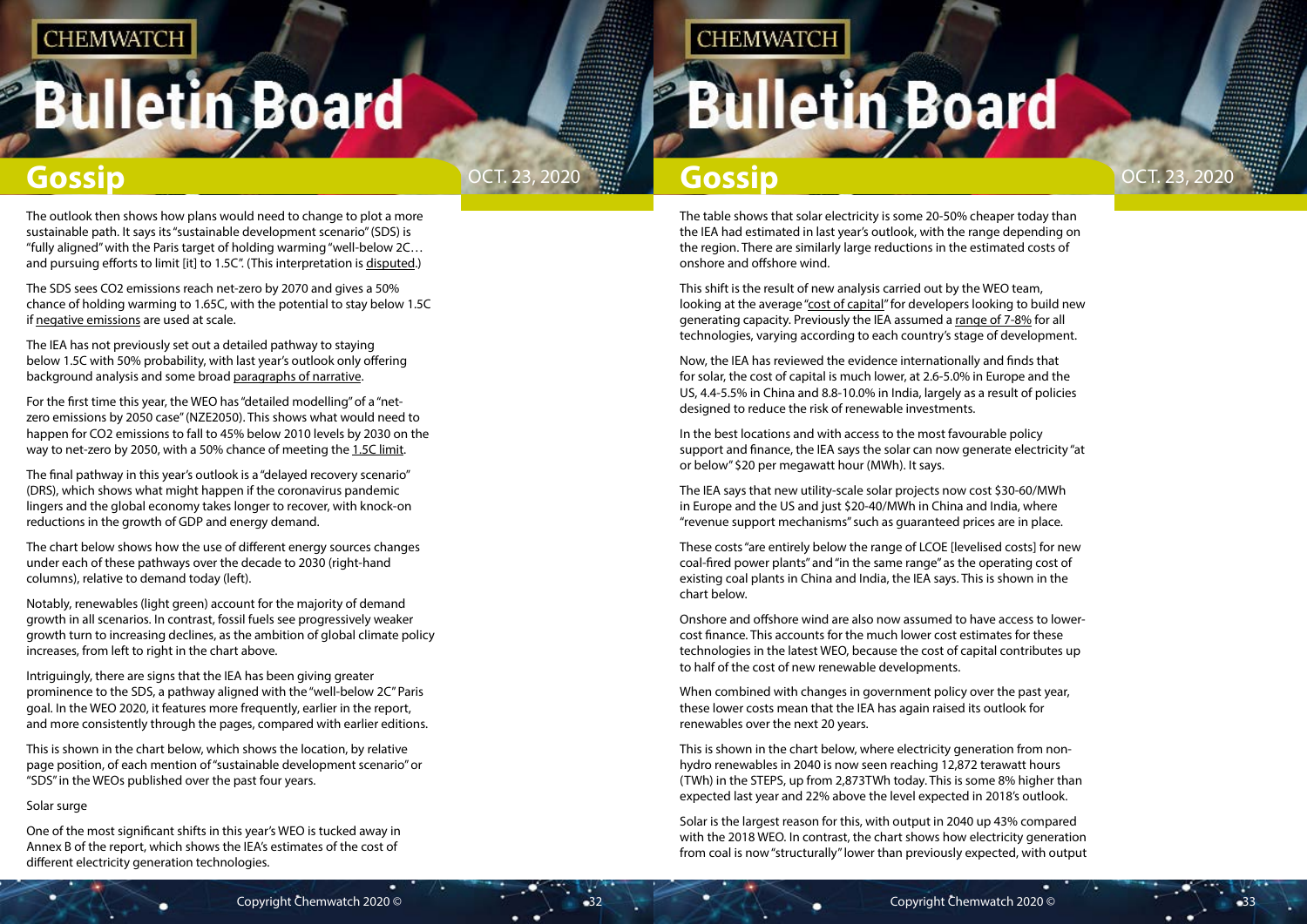The outlook then shows how plans would need to change to plot a more sustainable path. It says its "sustainable development scenario" (SDS) is "fully aligned" with the Paris target of holding warming "well-below 2C… and pursuing efforts to limit [it] to 1.5C". (This interpretation is disputed.)

The SDS sees $CO_2$ emissions reach net-zero by 2070 and gives a 50% chance of holding warming to 1.65C, with the potential to stay below 1.5C if negative emissions are used at scale.

The IEA has not previously set out a detailed pathway to staying below 1.5C with 50% probability, with last year's outlook only offering background analysis and some broad paragraphs of narrative.

For the first time this year, the WEO has "detailed modelling" of a "net-zero emissions by 2050 case" (NZE2050). This shows what would need to happen for $CO_2$ emissions to fall to 45% below 2010 levels by 2030 on the way to net-zero by 2050, with a 50% chance of meeting the 1.5C limit.

The final pathway in this year's outlook is a "delayed recovery scenario" (DRS), which shows what might happen if the coronavirus pandemic lingers and the global economy takes longer to recover, with knock-on reductions in the growth of GDP and energy demand.

The chart below shows how the use of different energy sources changes under each of these pathways over the decade to 2030 (right-hand columns), relative to demand today (left).

Notably, renewables (light green) account for the majority of demand growth in all scenarios. In contrast, fossil fuels see progressively weaker growth turn to increasing declines, as the ambition of global climate policy increases, from left to right in the chart above.

Intriguingly, there are signs that the IEA has been giving greater prominence to the SDS, a pathway aligned with the "well-below 2C" Paris goal. In the WEO 2020, it features more frequently, earlier in the report, and more consistently through the pages, compared with earlier editions.

This is shown in the chart below, which shows the location, by relative page position, of each mention of "sustainable development scenario" or "SDS" in the WEOs published over the past four years.

Solar surge

One of the most significant shifts in this year's WEO is tucked away in Annex B of the report, which shows the IEA's estimates of the cost of different electricity generation technologies.

The table shows that solar electricity is some 20-50% cheaper today than the IEA had estimated in last year's outlook, with the range depending on the region. There are similarly large reductions in the estimated costs of onshore and offshore wind.

This shift is the result of new analysis carried out by the WEO team, looking at the average "cost of capital" for developers looking to build new generating capacity. Previously the IEA assumed a range of 7-8% for all technologies, varying according to each country's stage of development.

Now, the IEA has reviewed the evidence internationally and finds that for solar, the cost of capital is much lower, at 2.6-5.0% in Europe and the US, 4.4-5.5% in China and 8.8-10.0% in India, largely as a result of policies designed to reduce the risk of renewable investments.

In the best locations and with access to the most favourable policy support and finance, the IEA says the solar can now generate electricity "at or below" \$20 per megawatt hour (MWh). It says.

The IEA says that new utility-scale solar projects now cost \$30-60/MWh in Europe and the US and just \$20-40/MWh in China and India, where "revenue support mechanisms" such as guaranteed prices are in place.

These costs "are entirely below the range of LCOE [levelised costs] for new coal-fired power plants" and "in the same range" as the operating cost of existing coal plants in China and India, the IEA says. This is shown in the chart below.

Onshore and offshore wind are also now assumed to have access to lower-cost finance. This accounts for the much lower cost estimates for these technologies in the latest WEO, because the cost of capital contributes up to half of the cost of new renewable developments.

When combined with changes in government policy over the past year, these lower costs mean that the IEA has again raised its outlook for renewables over the next 20 years.

This is shown in the chart below, where electricity generation from non-hydro renewables in 2040 is now seen reaching 12,872 terawatt hours (TWh) in the STEPS, up from 2,873TWh today. This is some 8% higher than expected last year and 22% above the level expected in 2018's outlook.

Solar is the largest reason for this, with output in 2040 up 43% compared with the 2018 WEO. In contrast, the chart shows how electricity generation from coal is now "structurally" lower than previously expected, with output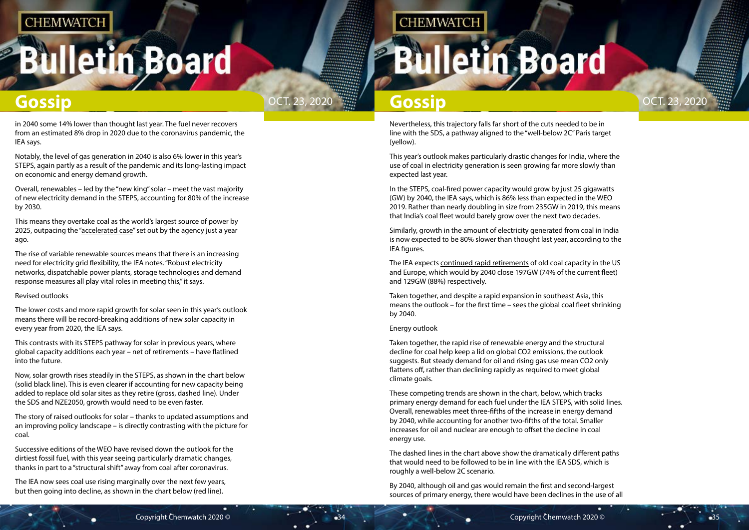in 2040 some 14% lower than thought last year. The fuel never recovers from an estimated 8% drop in 2020 due to the coronavirus pandemic, the IEA says.

Notably, the level of gas generation in 2040 is also 6% lower in this year's STEPS, again partly as a result of the pandemic and its long-lasting impact on economic and energy demand growth.

Overall, renewables – led by the "new king" solar – meet the vast majority of new electricity demand in the STEPS, accounting for 80% of the increase by 2030.

This means they overtake coal as the world's largest source of power by 2025, outpacing the "accelerated case" set out by the agency just a year ago.

The rise of variable renewable sources means that there is an increasing need for electricity grid flexibility, the IEA notes. "Robust electricity networks, dispatchable power plants, storage technologies and demand response measures all play vital roles in meeting this," it says.

Revised outlooks

The lower costs and more rapid growth for solar seen in this year's outlook means there will be record-breaking additions of new solar capacity in every year from 2020, the IEA says.

This contrasts with its STEPS pathway for solar in previous years, where global capacity additions each year – net of retirements – have flatlined into the future.

Now, solar growth rises steadily in the STEPS, as shown in the chart below (solid black line). This is even clearer if accounting for new capacity being added to replace old solar sites as they retire (gross, dashed line). Under the SDS and NZE2050, growth would need to be even faster.

The story of raised outlooks for solar – thanks to updated assumptions and an improving policy landscape – is directly contrasting with the picture for coal.

Successive editions of the WEO have revised down the outlook for the dirtiest fossil fuel, with this year seeing particularly dramatic changes, thanks in part to a "structural shift" away from coal after coronavirus.

The IEA now sees coal use rising marginally over the next few years, but then going into decline, as shown in the chart below (red line).

Nevertheless, this trajectory falls far short of the cuts needed to be in line with the SDS, a pathway aligned to the "well-below 2C" Paris target (yellow).

This year's outlook makes particularly drastic changes for India, where the use of coal in electricity generation is seen growing far more slowly than expected last year.

In the STEPS, coal-fired power capacity would grow by just 25 gigawatts (GW) by 2040, the IEA says, which is 86% less than expected in the WEO 2019. Rather than nearly doubling in size from 235GW in 2019, this means that India's coal fleet would barely grow over the next two decades.

Similarly, growth in the amount of electricity generated from coal in India is now expected to be 80% slower than thought last year, according to the IEA figures.

The IEA expects continued rapid retirements of old coal capacity in the US and Europe, which would by 2040 close 197GW (74% of the current fleet) and 129GW (88%) respectively.

Taken together, and despite a rapid expansion in southeast Asia, this means the outlook – for the first time – sees the global coal fleet shrinking by 2040.

Energy outlook

Taken together, the rapid rise of renewable energy and the structural decline for coal help keep a lid on global $CO_2$ emissions, the outlook suggests. But steady demand for oil and rising gas use mean $CO_2$ only flattens off, rather than declining rapidly as required to meet global climate goals.

These competing trends are shown in the chart, below, which tracks primary energy demand for each fuel under the IEA STEPS, with solid lines. Overall, renewables meet three-fifths of the increase in energy demand by 2040, while accounting for another two-fifths of the total. Smaller increases for oil and nuclear are enough to offset the decline in coal energy use.

The dashed lines in the chart above show the dramatically different paths that would need to be followed to be in line with the IEA SDS, which is roughly a well-below 2C scenario.

By 2040, although oil and gas would remain the first and second-largest sources of primary energy, there would have been declines in the use of all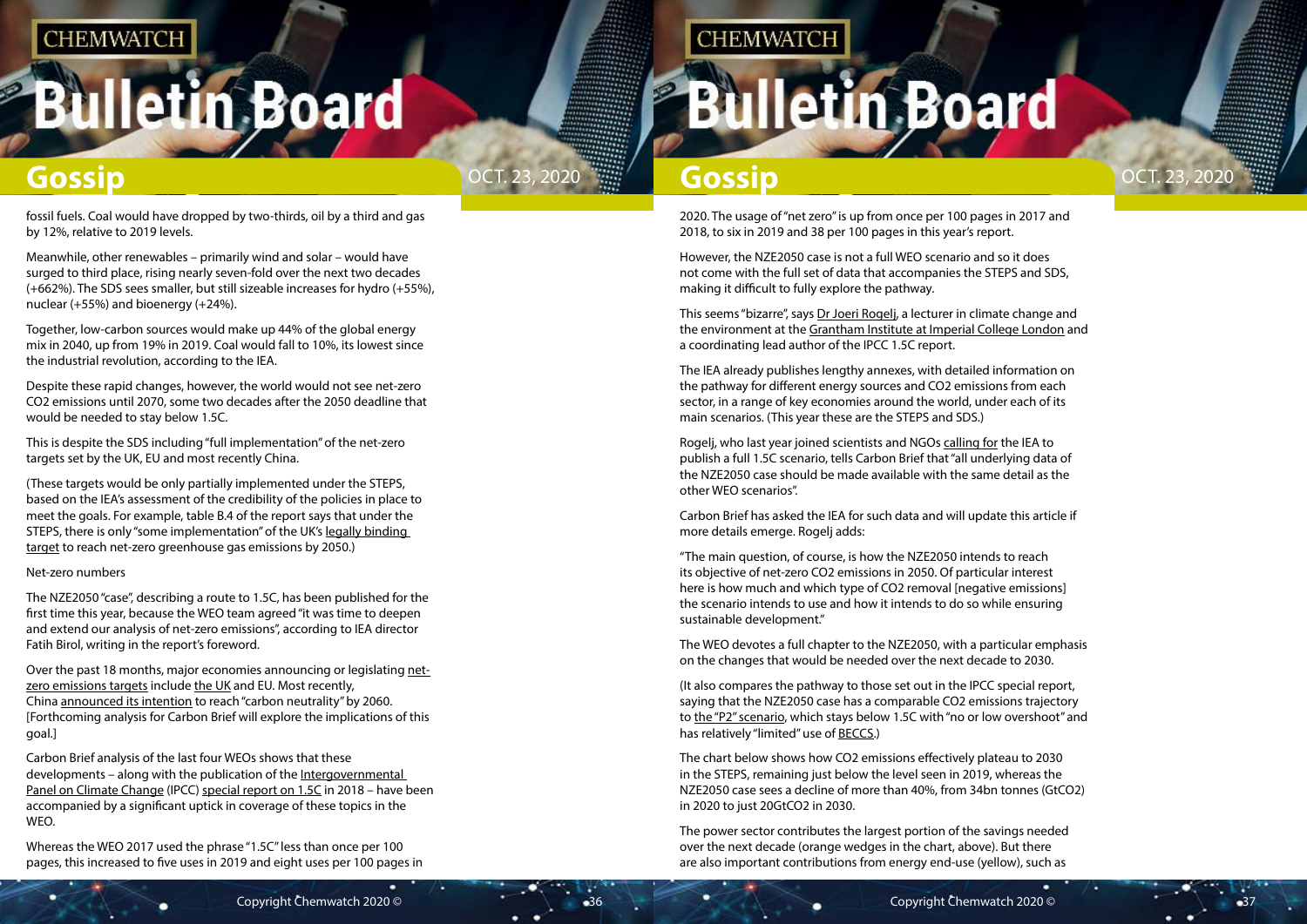fossil fuels. Coal would have dropped by two-thirds, oil by a third and gas by 12%, relative to 2019 levels.

Meanwhile, other renewables – primarily wind and solar – would have surged to third place, rising nearly seven-fold over the next two decades (+662%). The SDS sees smaller, but still sizeable increases for hydro (+55%), nuclear (+55%) and bioenergy (+24%).

Together, low-carbon sources would make up 44% of the global energy mix in 2040, up from 19% in 2019. Coal would fall to 10%, its lowest since the industrial revolution, according to the IEA.

Despite these rapid changes, however, the world would not see net-zero $CO_2$ emissions until 2070, some two decades after the 2050 deadline that would be needed to stay below 1.5C.

This is despite the SDS including "full implementation" of the net-zero targets set by the UK, EU and most recently China.

(These targets would be only partially implemented under the STEPS, based on the IEA's assessment of the credibility of the policies in place to meet the goals. For example, table B.4 of the report says that under the STEPS, there is only "some implementation" of the UK's legally binding target to reach net-zero greenhouse gas emissions by 2050.)

### Net-zero numbers

The NZE2050 "case", describing a route to 1.5C, has been published for the first time this year, because the WEO team agreed "it was time to deepen and extend our analysis of net-zero emissions", according to IEA director Fatih Birol, writing in the report's foreword.

Over the past 18 months, major economies announcing or legislating net-zero emissions targets include the UK and EU. Most recently, China announced its intention to reach "carbon neutrality" by 2060. [Forthcoming analysis for Carbon Brief will explore the implications of this goal.]

Carbon Brief analysis of the last four WEOs shows that these developments – along with the publication of the Intergovernmental Panel on Climate Change (IPCC) special report on 1.5C in 2018 – have been accompanied by a significant uptick in coverage of these topics in the WEO.

Whereas the WEO 2017 used the phrase "1.5C" less than once per 100 pages, this increased to five uses in 2019 and eight uses per 100 pages in 2020. The usage of "net zero" is up from once per 100 pages in 2017 and 2018, to six in 2019 and 38 per 100 pages in this year's report.

However, the NZE2050 case is not a full WEO scenario and so it does not come with the full set of data that accompanies the STEPS and SDS, making it difficult to fully explore the pathway.

This seems "bizarre", says Dr Joeri Rogelj, a lecturer in climate change and the environment at the Grantham Institute at Imperial College London and a coordinating lead author of the IPCC 1.5C report.

The IEA already publishes lengthy annexes, with detailed information on the pathway for different energy sources and $CO_2$ emissions from each sector, in a range of key economies around the world, under each of its main scenarios. (This year these are the STEPS and SDS.)

Rogelj, who last year joined scientists and NGOs calling for the IEA to publish a full 1.5C scenario, tells Carbon Brief that "all underlying data of the NZE2050 case should be made available with the same detail as the other WEO scenarios".

Carbon Brief has asked the IEA for such data and will update this article if more details emerge. Rogelj adds:

"The main question, of course, is how the NZE2050 intends to reach its objective of net-zero $CO_2$ emissions in 2050. Of particular interest here is how much and which type of $CO_2$ removal [negative emissions] the scenario intends to use and how it intends to do so while ensuring sustainable development."

The WEO devotes a full chapter to the NZE2050, with a particular emphasis on the changes that would be needed over the next decade to 2030.

(It also compares the pathway to those set out in the IPCC special report, saying that the NZE2050 case has a comparable $CO_2$ emissions trajectory to the "P2" scenario, which stays below 1.5C with "no or low overshoot" and has relatively "limited" use of BECCS.)

The chart below shows how $CO_2$ emissions effectively plateau to 2030 in the STEPS, remaining just below the level seen in 2019, whereas the NZE2050 case sees a decline of more than 40%, from 34bn tonnes ($GtCO_2$) in 2020 to just $20GtCO_2$ in 2030.

The power sector contributes the largest portion of the savings needed over the next decade (orange wedges in the chart, above). But there are also important contributions from energy end-use (yellow), such as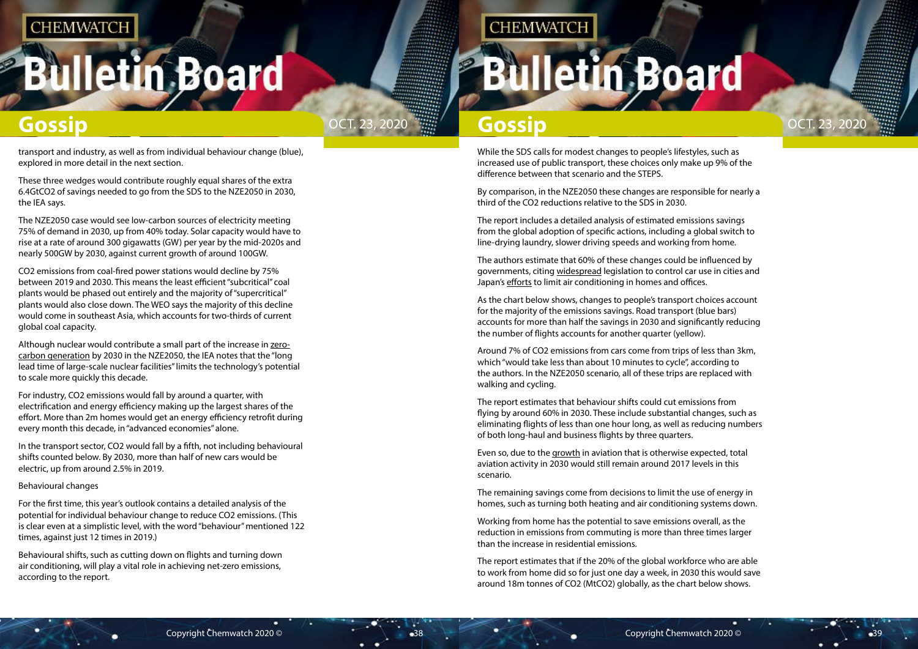transport and industry, as well as from individual behaviour change (blue), explored in more detail in the next section.

These three wedges would contribute roughly equal shares of the extra 6.4Gt$CO_2$ of savings needed to go from the SDS to the NZE2050 in 2030, the IEA says.

The NZE2050 case would see low-carbon sources of electricity meeting 75% of demand in 2030, up from 40% today. Solar capacity would have to rise at a rate of around 300 gigawatts (GW) per year by the mid-2020s and nearly 500GW by 2030, against current growth of around 100GW.

$CO_2$ emissions from coal-fired power stations would decline by 75% between 2019 and 2030. This means the least efficient "subcritical" coal plants would be phased out entirely and the majority of "supercritical" plants would also close down. The WEO says the majority of this decline would come in southeast Asia, which accounts for two-thirds of current global coal capacity.

Although nuclear would contribute a small part of the increase in zero-carbon generation by 2030 in the NZE2050, the IEA notes that the "long lead time of large-scale nuclear facilities" limits the technology's potential to scale more quickly this decade.

For industry, $CO_2$ emissions would fall by around a quarter, with electrification and energy efficiency making up the largest shares of the effort. More than 2m homes would get an energy efficiency retrofit during every month this decade, in "advanced economies" alone.

In the transport sector, $CO_2$ would fall by a fifth, not including behavioural shifts counted below. By 2030, more than half of new cars would be electric, up from around 2.5% in 2019.

Behavioural changes

For the first time, this year's outlook contains a detailed analysis of the potential for individual behaviour change to reduce $CO_2$ emissions. (This is clear even at a simplistic level, with the word "behaviour" mentioned 122 times, against just 12 times in 2019.)

Behavioural shifts, such as cutting down on flights and turning down air conditioning, will play a vital role in achieving net-zero emissions, according to the report.

While the SDS calls for modest changes to people's lifestyles, such as increased use of public transport, these choices only make up 9% of the difference between that scenario and the STEPS.

By comparison, in the NZE2050 these changes are responsible for nearly a third of the $CO_2$ reductions relative to the SDS in 2030.

The report includes a detailed analysis of estimated emissions savings from the global adoption of specific actions, including a global switch to line-drying laundry, slower driving speeds and working from home.

The authors estimate that 60% of these changes could be influenced by governments, citing widespread legislation to control car use in cities and Japan's efforts to limit air conditioning in homes and offices.

As the chart below shows, changes to people's transport choices account for the majority of the emissions savings. Road transport (blue bars) accounts for more than half the savings in 2030 and significantly reducing the number of flights accounts for another quarter (yellow).

Around 7% of $CO_2$ emissions from cars come from trips of less than 3km, which "would take less than about 10 minutes to cycle", according to the authors. In the NZE2050 scenario, all of these trips are replaced with walking and cycling.

The report estimates that behaviour shifts could cut emissions from flying by around 60% in 2030. These include substantial changes, such as eliminating flights of less than one hour long, as well as reducing numbers of both long-haul and business flights by three quarters.

Even so, due to the growth in aviation that is otherwise expected, total aviation activity in 2030 would still remain around 2017 levels in this scenario.

The remaining savings come from decisions to limit the use of energy in homes, such as turning both heating and air conditioning systems down.

Working from home has the potential to save emissions overall, as the reduction in emissions from commuting is more than three times larger than the increase in residential emissions.

The report estimates that if the 20% of the global workforce who are able to work from home did so for just one day a week, in 2030 this would save around 18m tonnes of $CO_2$ (Mt$CO_2$) globally, as the chart below shows.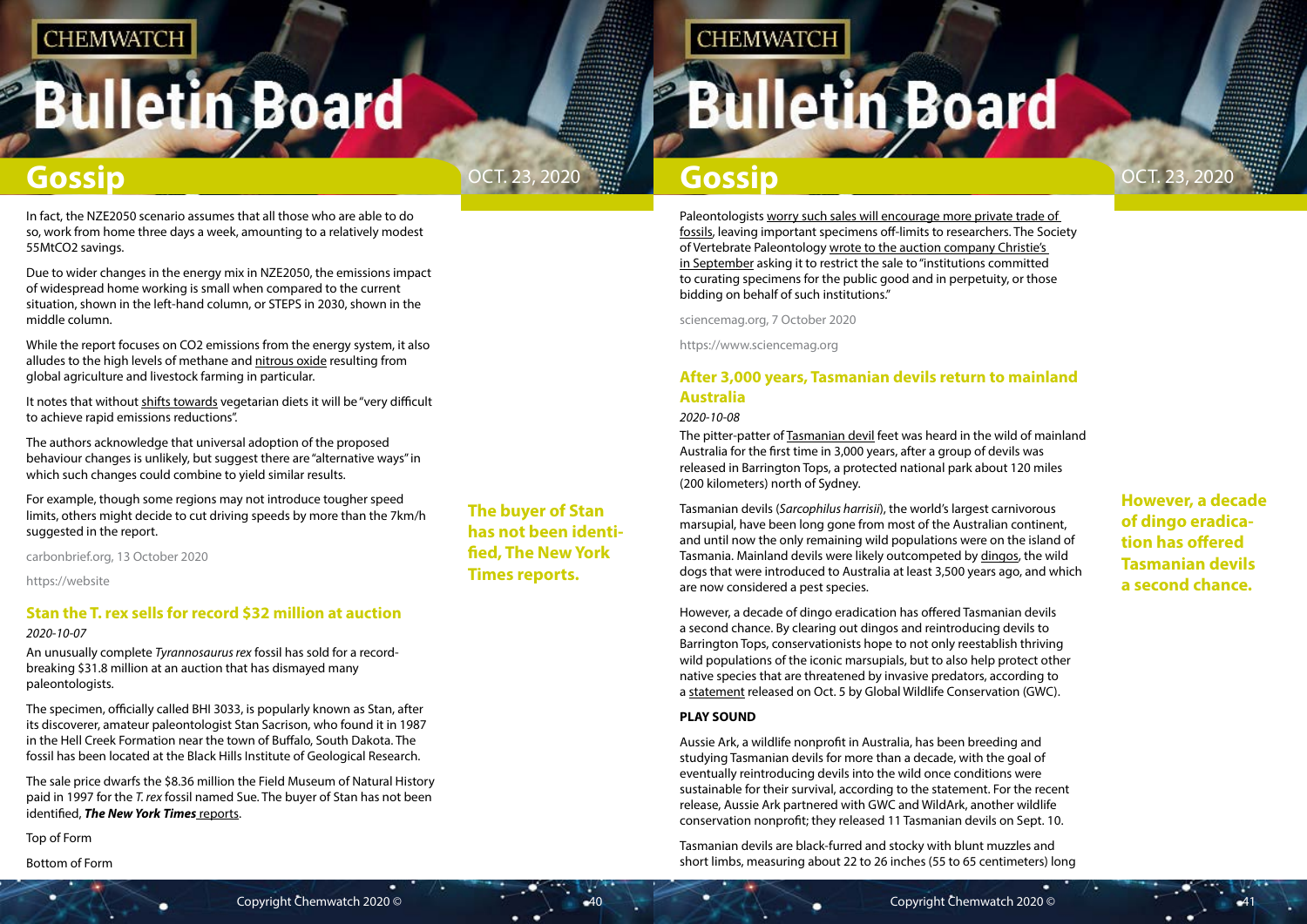In fact, the NZE2050 scenario assumes that all those who are able to do so, work from home three days a week, amounting to a relatively modest 55MtCO2 savings.

Due to wider changes in the energy mix in NZE2050, the emissions impact of widespread home working is small when compared to the current situation, shown in the left-hand column, or STEPS in 2030, shown in the middle column.

While the report focuses on CO2 emissions from the energy system, it also alludes to the high levels of methane and nitrous oxide resulting from global agriculture and livestock farming in particular.

It notes that without shifts towards vegetarian diets it will be "very difficult to achieve rapid emissions reductions".

The authors acknowledge that universal adoption of the proposed behaviour changes is unlikely, but suggest there are "alternative ways" in which such changes could combine to yield similar results.

For example, though some regions may not introduce tougher speed limits, others might decide to cut driving speeds by more than the 7km/h suggested in the report.

carbonbrief.org, 13 October 2020

https://website

## Stan the T. rex sells for record $32 million at auction

*2020-10-07*

An unusually complete *Tyrannosaurus rex* fossil has sold for a record-breaking $31.8 million at an auction that has dismayed many paleontologists.

The specimen, officially called BHI 3033, is popularly known as Stan, after its discoverer, amateur paleontologist Stan Sacrison, who found it in 1987 in the Hell Creek Formation near the town of Buffalo, South Dakota. The fossil has been located at the Black Hills Institute of Geological Research.

The sale price dwarfs the $8.36 million the Field Museum of Natural History paid in 1997 for the *T. rex* fossil named Sue. The buyer of Stan has not been identified, ***The New York Times*** reports.

**The buyer of Stan has not been identified, The New York Times reports.**

Top of Form

Bottom of Form

Paleontologists worry such sales will encourage more private trade of fossils, leaving important specimens off-limits to researchers. The Society of Vertebrate Paleontology wrote to the auction company Christie's in September asking it to restrict the sale to "institutions committed to curating specimens for the public good and in perpetuity, or those bidding on behalf of such institutions."

sciencemag.org, 7 October 2020

https://www.sciencemag.org

## After 3,000 years, Tasmanian devils return to mainland Australia

*2020-10-08*

The pitter-patter of Tasmanian devil feet was heard in the wild of mainland Australia for the first time in 3,000 years, after a group of devils was released in Barrington Tops, a protected national park about 120 miles (200 kilometers) north of Sydney.

Tasmanian devils (*Sarcophilus harrisii*), the world's largest carnivorous marsupial, have been long gone from most of the Australian continent, and until now the only remaining wild populations were on the island of Tasmania. Mainland devils were likely outcompeted by dingos, the wild dogs that were introduced to Australia at least 3,500 years ago, and which are now considered a pest species.

However, a decade of dingo eradication has offered Tasmanian devils a second chance. By clearing out dingos and reintroducing devils to Barrington Tops, conservationists hope to not only reestablish thriving wild populations of the iconic marsupials, but to also help protect other native species that are threatened by invasive predators, according to a statement released on Oct. 5 by Global Wildlife Conservation (GWC).

**However, a decade of dingo eradication has offered Tasmanian devils a second chance.**

**PLAY SOUND**

Aussie Ark, a wildlife nonprofit in Australia, has been breeding and studying Tasmanian devils for more than a decade, with the goal of eventually reintroducing devils into the wild once conditions were sustainable for their survival, according to the statement. For the recent release, Aussie Ark partnered with GWC and WildArk, another wildlife conservation nonprofit; they released 11 Tasmanian devils on Sept. 10.

Tasmanian devils are black-furred and stocky with blunt muzzles and short limbs, measuring about 22 to 26 inches (55 to 65 centimeters) long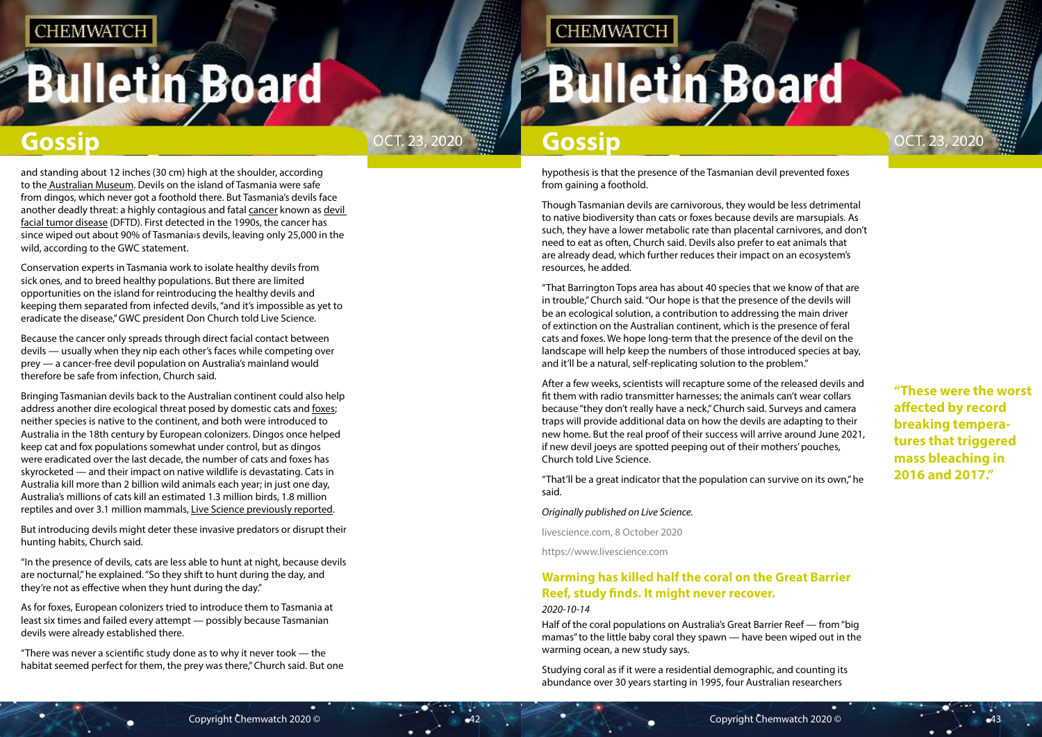and standing about 12 inches (30 cm) high at the shoulder, according to the Australian Museum. Devils on the island of Tasmania were safe from dingos, which never got a foothold there. But Tasmania's devils face another deadly threat: a highly contagious and fatal cancer known as devil facial tumor disease (DFTD). First detected in the 1990s, the cancer has since wiped out about 90% of Tasmania›s devils, leaving only 25,000 in the wild, according to the GWC statement.

Conservation experts in Tasmania work to isolate healthy devils from sick ones, and to breed healthy populations. But there are limited opportunities on the island for reintroducing the healthy devils and keeping them separated from infected devils, "and it's impossible as yet to eradicate the disease," GWC president Don Church told Live Science.

Because the cancer only spreads through direct facial contact between devils — usually when they nip each other's faces while competing over prey — a cancer-free devil population on Australia's mainland would therefore be safe from infection, Church said.

Bringing Tasmanian devils back to the Australian continent could also help address another dire ecological threat posed by domestic cats and foxes; neither species is native to the continent, and both were introduced to Australia in the 18th century by European colonizers. Dingos once helped keep cat and fox populations somewhat under control, but as dingos were eradicated over the last decade, the number of cats and foxes has skyrocketed — and their impact on native wildlife is devastating. Cats in Australia kill more than 2 billion wild animals each year; in just one day, Australia's millions of cats kill an estimated 1.3 million birds, 1.8 million reptiles and over 3.1 million mammals, Live Science previously reported.

But introducing devils might deter these invasive predators or disrupt their hunting habits, Church said.

"In the presence of devils, cats are less able to hunt at night, because devils are nocturnal," he explained. "So they shift to hunt during the day, and they're not as effective when they hunt during the day."

As for foxes, European colonizers tried to introduce them to Tasmania at least six times and failed every attempt — possibly because Tasmanian devils were already established there.

"There was never a scientific study done as to why it never took — the habitat seemed perfect for them, the prey was there," Church said. But one hypothesis is that the presence of the Tasmanian devil prevented foxes from gaining a foothold.

Though Tasmanian devils are carnivorous, they would be less detrimental to native biodiversity than cats or foxes because devils are marsupials. As such, they have a lower metabolic rate than placental carnivores, and don't need to eat as often, Church said. Devils also prefer to eat animals that are already dead, which further reduces their impact on an ecosystem's resources, he added.

"That Barrington Tops area has about 40 species that we know of that are in trouble," Church said. "Our hope is that the presence of the devils will be an ecological solution, a contribution to addressing the main driver of extinction on the Australian continent, which is the presence of feral cats and foxes. We hope long-term that the presence of the devil on the landscape will help keep the numbers of those introduced species at bay, and it'll be a natural, self-replicating solution to the problem."

After a few weeks, scientists will recapture some of the released devils and fit them with radio transmitter harnesses; the animals can't wear collars because "they don't really have a neck," Church said. Surveys and camera traps will provide additional data on how the devils are adapting to their new home. But the real proof of their success will arrive around June 2021, if new devil joeys are spotted peeping out of their mothers' pouches, Church told Live Science.

"That'll be a great indicator that the population can survive on its own," he said.

*Originally published on Live Science.*

livescience.com, 8 October 2020

https://www.livescience.com

## Warming has killed half the coral on the Great Barrier Reef, study finds. It might never recover.

*2020-10-14*

Half of the coral populations on Australia's Great Barrier Reef — from "big mamas" to the little baby coral they spawn — have been wiped out in the warming ocean, a new study says.

Studying coral as if it were a residential demographic, and counting its abundance over 30 years starting in 1995, four Australian researchers

**"These were the worst affected by record breaking temperatures that triggered mass bleaching in 2016 and 2017."**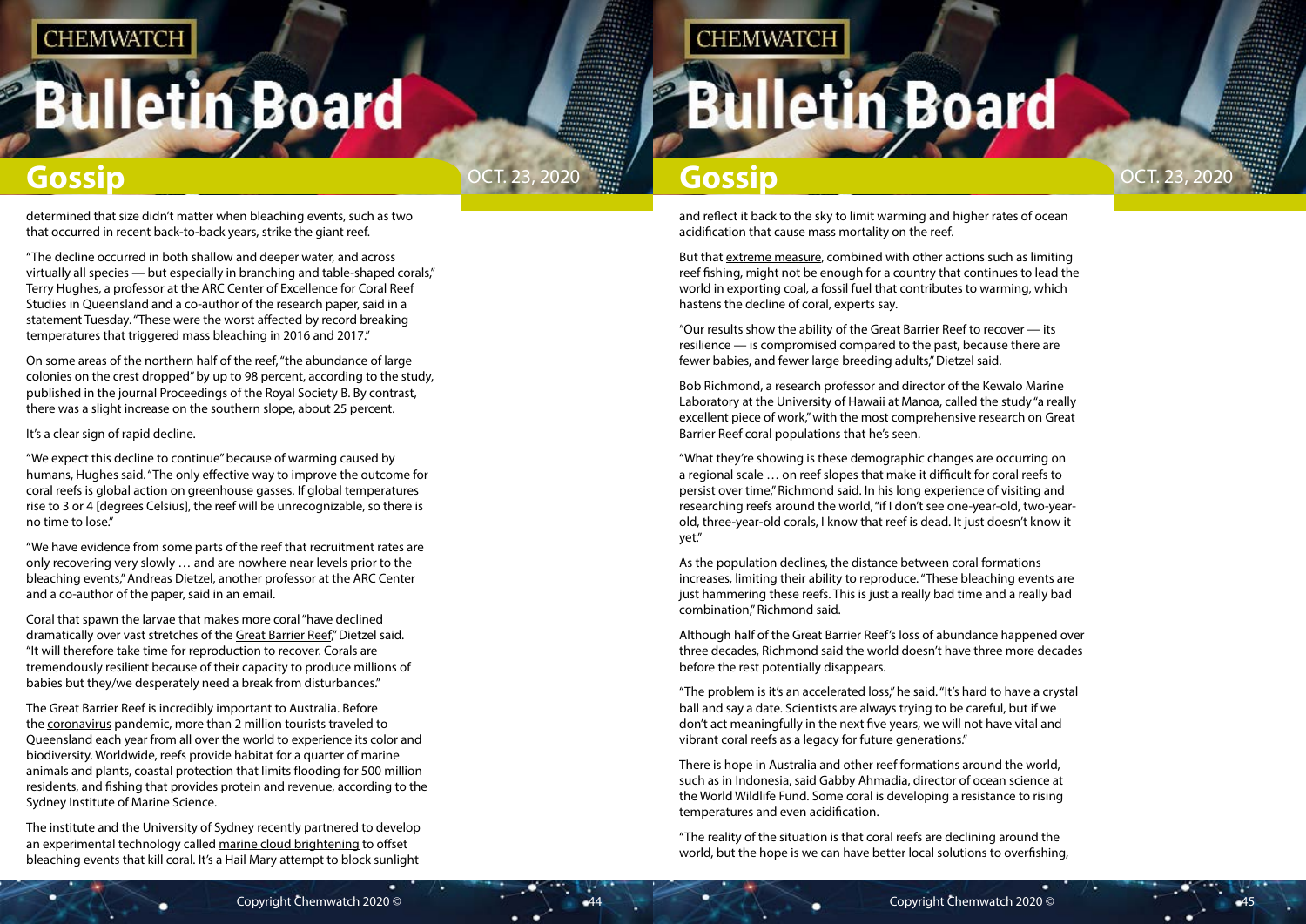determined that size didn't matter when bleaching events, such as two that occurred in recent back-to-back years, strike the giant reef.

"The decline occurred in both shallow and deeper water, and across virtually all species — but especially in branching and table-shaped corals," Terry Hughes, a professor at the ARC Center of Excellence for Coral Reef Studies in Queensland and a co-author of the research paper, said in a statement Tuesday. "These were the worst affected by record breaking temperatures that triggered mass bleaching in 2016 and 2017."

On some areas of the northern half of the reef, "the abundance of large colonies on the crest dropped" by up to 98 percent, according to the study, published in the journal Proceedings of the Royal Society B. By contrast, there was a slight increase on the southern slope, about 25 percent.

It's a clear sign of rapid decline.

"We expect this decline to continue" because of warming caused by humans, Hughes said. "The only effective way to improve the outcome for coral reefs is global action on greenhouse gasses. If global temperatures rise to 3 or 4 [degrees Celsius], the reef will be unrecognizable, so there is no time to lose."

"We have evidence from some parts of the reef that recruitment rates are only recovering very slowly … and are nowhere near levels prior to the bleaching events," Andreas Dietzel, another professor at the ARC Center and a co-author of the paper, said in an email.

Coral that spawn the larvae that makes more coral "have declined dramatically over vast stretches of the Great Barrier Reef," Dietzel said. "It will therefore take time for reproduction to recover. Corals are tremendously resilient because of their capacity to produce millions of babies but they/we desperately need a break from disturbances."

The Great Barrier Reef is incredibly important to Australia. Before the coronavirus pandemic, more than 2 million tourists traveled to Queensland each year from all over the world to experience its color and biodiversity. Worldwide, reefs provide habitat for a quarter of marine animals and plants, coastal protection that limits flooding for 500 million residents, and fishing that provides protein and revenue, according to the Sydney Institute of Marine Science.

The institute and the University of Sydney recently partnered to develop an experimental technology called marine cloud brightening to offset bleaching events that kill coral. It's a Hail Mary attempt to block sunlight and reflect it back to the sky to limit warming and higher rates of ocean acidification that cause mass mortality on the reef.

But that extreme measure, combined with other actions such as limiting reef fishing, might not be enough for a country that continues to lead the world in exporting coal, a fossil fuel that contributes to warming, which hastens the decline of coral, experts say.

"Our results show the ability of the Great Barrier Reef to recover — its resilience — is compromised compared to the past, because there are fewer babies, and fewer large breeding adults," Dietzel said.

Bob Richmond, a research professor and director of the Kewalo Marine Laboratory at the University of Hawaii at Manoa, called the study "a really excellent piece of work," with the most comprehensive research on Great Barrier Reef coral populations that he's seen.

"What they're showing is these demographic changes are occurring on a regional scale … on reef slopes that make it difficult for coral reefs to persist over time," Richmond said. In his long experience of visiting and researching reefs around the world, "if I don't see one-year-old, two-year-old, three-year-old corals, I know that reef is dead. It just doesn't know it yet."

As the population declines, the distance between coral formations increases, limiting their ability to reproduce. "These bleaching events are just hammering these reefs. This is just a really bad time and a really bad combination," Richmond said.

Although half of the Great Barrier Reef's loss of abundance happened over three decades, Richmond said the world doesn't have three more decades before the rest potentially disappears.

"The problem is it's an accelerated loss," he said. "It's hard to have a crystal ball and say a date. Scientists are always trying to be careful, but if we don't act meaningfully in the next five years, we will not have vital and vibrant coral reefs as a legacy for future generations."

There is hope in Australia and other reef formations around the world, such as in Indonesia, said Gabby Ahmadia, director of ocean science at the World Wildlife Fund. Some coral is developing a resistance to rising temperatures and even acidification.

"The reality of the situation is that coral reefs are declining around the world, but the hope is we can have better local solutions to overfishing,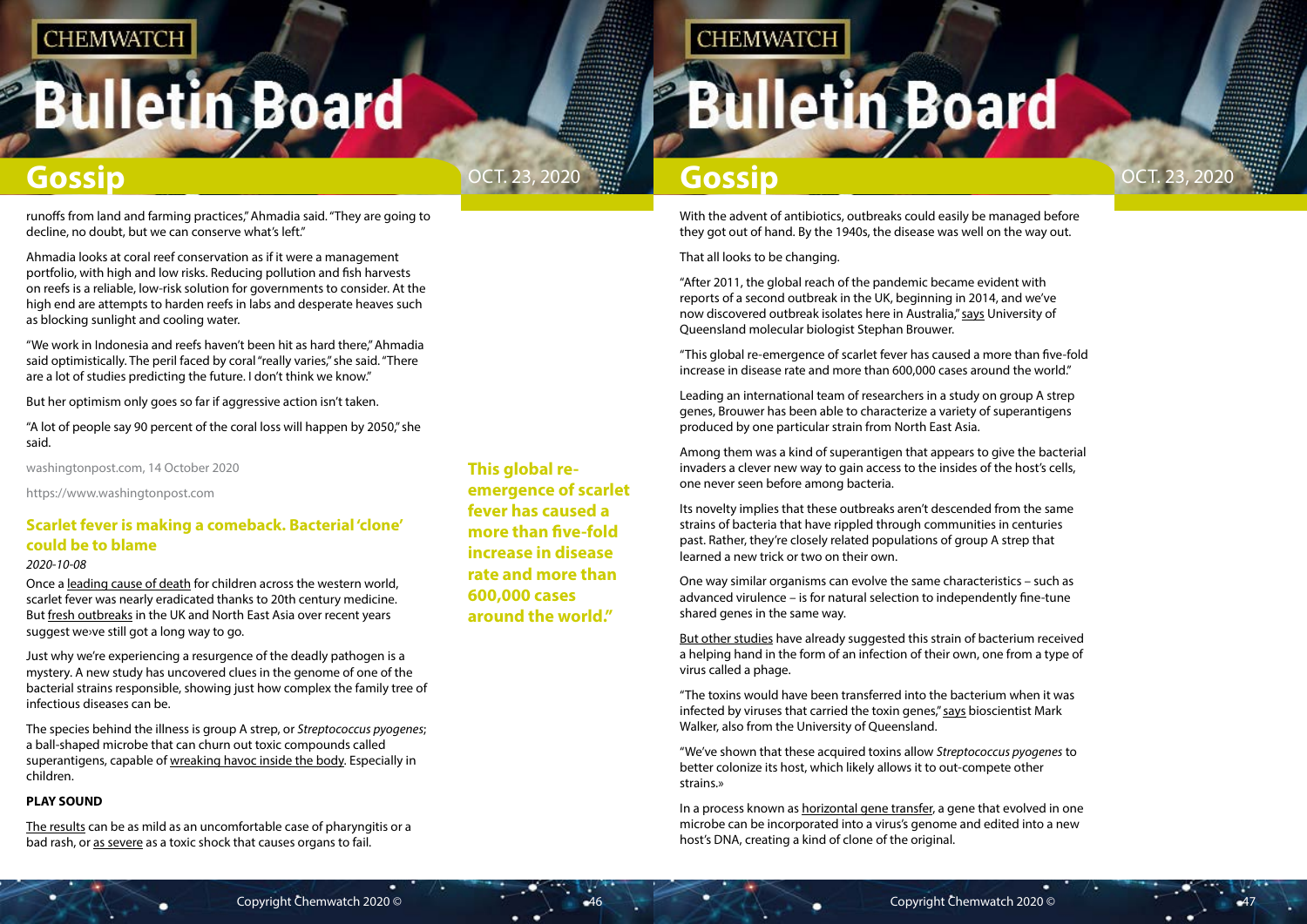runoffs from land and farming practices," Ahmadia said. "They are going to decline, no doubt, but we can conserve what's left."

Ahmadia looks at coral reef conservation as if it were a management portfolio, with high and low risks. Reducing pollution and fish harvests on reefs is a reliable, low-risk solution for governments to consider. At the high end are attempts to harden reefs in labs and desperate heaves such as blocking sunlight and cooling water.

"We work in Indonesia and reefs haven't been hit as hard there," Ahmadia said optimistically. The peril faced by coral "really varied," she said. "There are a lot of studies predicting the future. I don't think we know."

But her optimism only goes so far if aggressive action isn't taken.

"A lot of people say 90 percent of the coral loss will happen by 2050," she said.

washingtonpost.com, 14 October 2020

https://www.washingtonpost.com

## Scarlet fever is making a comeback. Bacterial 'clone' could be to blame

*2020-10-08*

Once a leading cause of death for children across the western world, scarlet fever was nearly eradicated thanks to 20th century medicine. But fresh outbreaks in the UK and North East Asia over recent years suggest we›ve still got a long way to go.

Just why we're experiencing a resurgence of the deadly pathogen is a mystery. A new study has uncovered clues in the genome of one of the bacterial strains responsible, showing just how complex the family tree of infectious diseases can be.

The species behind the illness is group A strep, or *Streptococcus pyogenes*; a ball-shaped microbe that can churn out toxic compounds called superantigens, capable of wreaking havoc inside the body. Especially in children.

**PLAY SOUND**

The results can be as mild as an uncomfortable case of pharyngitis or a bad rash, or as severe as a toxic shock that causes organs to fail.

**This global re-emergence of scarlet fever has caused a more than five-fold increase in disease rate and more than 600,000 cases around the world."**

With the advent of antibiotics, outbreaks could easily be managed before they got out of hand. By the 1940s, the disease was well on the way out.

That all looks to be changing.

"After 2011, the global reach of the pandemic became evident with reports of a second outbreak in the UK, beginning in 2014, and we've now discovered outbreak isolates here in Australia," says University of Queensland molecular biologist Stephan Brouwer.

"This global re-emergence of scarlet fever has caused a more than five-fold increase in disease rate and more than 600,000 cases around the world."

Leading an international team of researchers in a study on group A strep genes, Brouwer has been able to characterize a variety of superantigens produced by one particular strain from North East Asia.

Among them was a kind of superantigen that appears to give the bacterial invaders a clever new way to gain access to the insides of the host's cells, one never seen before among bacteria.

Its novelty implies that these outbreaks aren't descended from the same strains of bacteria that have rippled through communities in centuries past. Rather, they're closely related populations of group A strep that learned a new trick or two on their own.

One way similar organisms can evolve the same characteristics – such as advanced virulence – is for natural selection to independently fine-tune shared genes in the same way.

But other studies have already suggested this strain of bacterium received a helping hand in the form of an infection of their own, one from a type of virus called a phage.

"The toxins would have been transferred into the bacterium when it was infected by viruses that carried the toxin genes," says bioscientist Mark Walker, also from the University of Queensland.

"We've shown that these acquired toxins allow *Streptococcus pyogenes* to better colonize its host, which likely allows it to out-compete other strains.»

In a process known as horizontal gene transfer, a gene that evolved in one microbe can be incorporated into a virus's genome and edited into a new host's DNA, creating a kind of clone of the original.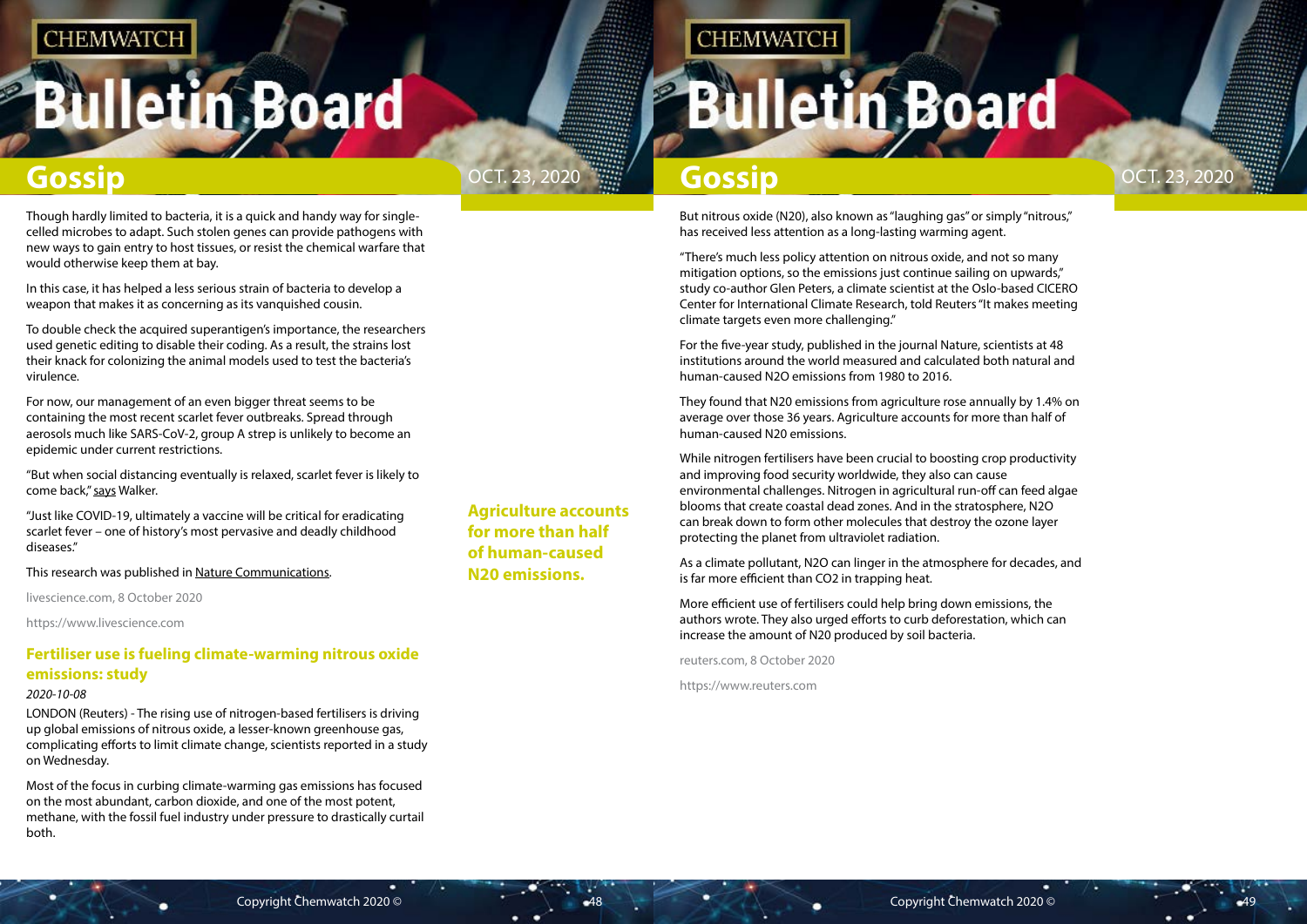Though hardly limited to bacteria, it is a quick and handy way for single-celled microbes to adapt. Such stolen genes can provide pathogens with new ways to gain entry to host tissues, or resist the chemical warfare that would otherwise keep them at bay.

In this case, it has helped a less serious strain of bacteria to develop a weapon that makes it as concerning as its vanquished cousin.

To double check the acquired superantigen's importance, the researchers used genetic editing to disable their coding. As a result, the strains lost their knack for colonizing the animal models used to test the bacteria's virulence.

For now, our management of an even bigger threat seems to be containing the most recent scarlet fever outbreaks. Spread through aerosols much like SARS-CoV-2, group A strep is unlikely to become an epidemic under current restrictions.

"But when social distancing eventually is relaxed, scarlet fever is likely to come back," says Walker.

"Just like COVID-19, ultimately a vaccine will be critical for eradicating scarlet fever – one of history's most pervasive and deadly childhood diseases."

This research was published in Nature Communications.

livescience.com, 8 October 2020

https://www.livescience.com

## Fertiliser use is fueling climate-warming nitrous oxide emissions: study

*2020-10-08*

LONDON (Reuters) - The rising use of nitrogen-based fertilisers is driving up global emissions of nitrous oxide, a lesser-known greenhouse gas, complicating efforts to limit climate change, scientists reported in a study on Wednesday.

Most of the focus in curbing climate-warming gas emissions has focused on the most abundant, carbon dioxide, and one of the most potent, methane, with the fossil fuel industry under pressure to drastically curtail both.

**Agriculture accounts for more than half of human-caused N20 emissions.**

But nitrous oxide (N20), also known as "laughing gas" or simply "nitrous," has received less attention as a long-lasting warming agent.

"There's much less policy attention on nitrous oxide, and not so many mitigation options, so the emissions just continue sailing on upwards," study co-author Glen Peters, a climate scientist at the Oslo-based CICERO Center for International Climate Research, told Reuters "It makes meeting climate targets even more challenging."

For the five-year study, published in the journal Nature, scientists at 48 institutions around the world measured and calculated both natural and human-caused N2O emissions from 1980 to 2016.

They found that N20 emissions from agriculture rose annually by 1.4% on average over those 36 years. Agriculture accounts for more than half of human-caused N20 emissions.

While nitrogen fertilisers have been crucial to boosting crop productivity and improving food security worldwide, they also can cause environmental challenges. Nitrogen in agricultural run-off can feed algae blooms that create coastal dead zones. And in the stratosphere, N2O can break down to form other molecules that destroy the ozone layer protecting the planet from ultraviolet radiation.

As a climate pollutant, N2O can linger in the atmosphere for decades, and is far more efficient than CO2 in trapping heat.

More efficient use of fertilisers could help bring down emissions, the authors wrote. They also urged efforts to curb deforestation, which can increase the amount of N20 produced by soil bacteria.

reuters.com, 8 October 2020

https://www.reuters.com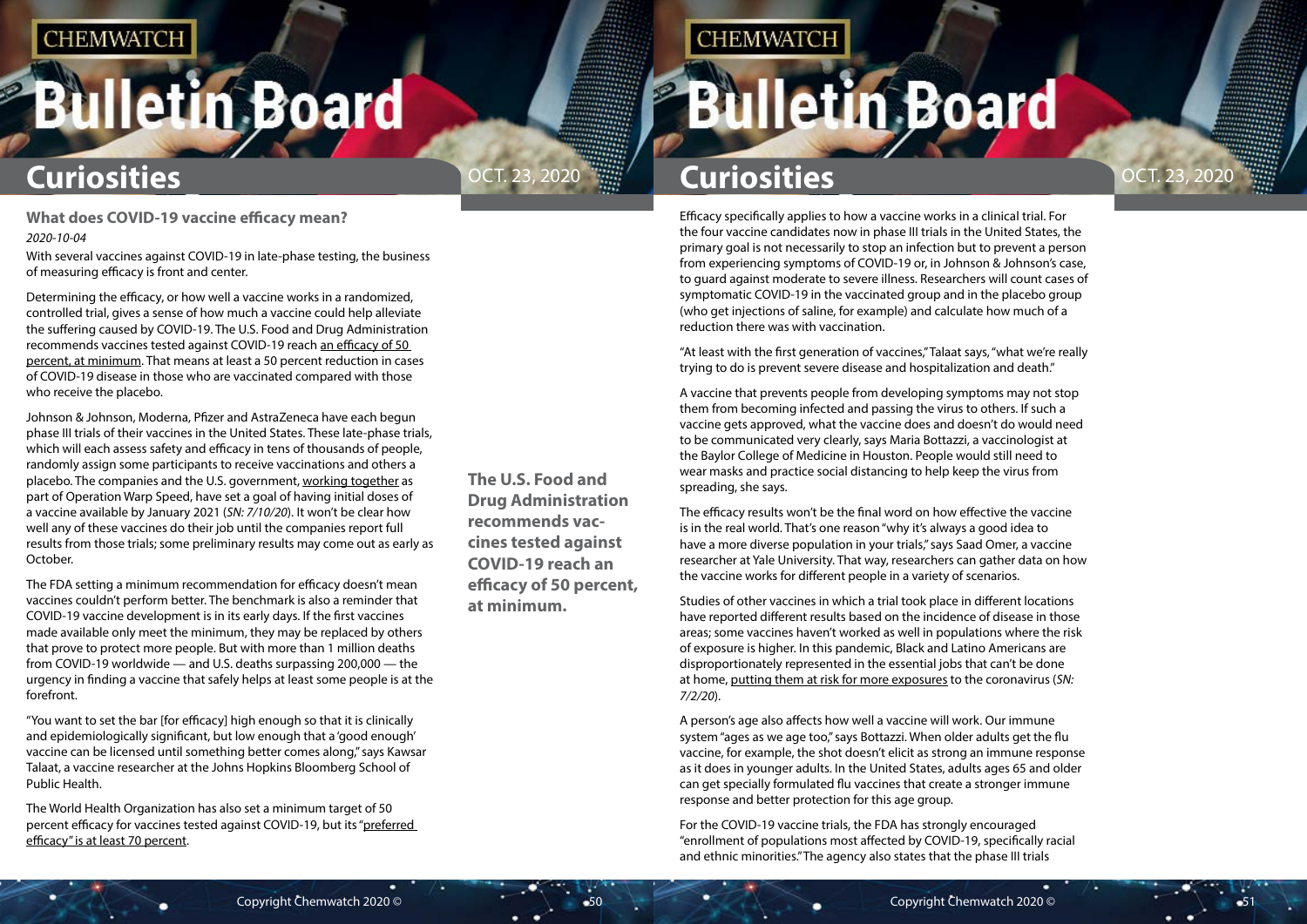## What does COVID-19 vaccine efficacy mean?

*2020-10-04*

With several vaccines against COVID-19 in late-phase testing, the business of measuring efficacy is front and center.

Determining the efficacy, or how well a vaccine works in a randomized, controlled trial, gives a sense of how much a vaccine could help alleviate the suffering caused by COVID-19. The U.S. Food and Drug Administration recommends vaccines tested against COVID-19 reach an efficacy of 50 percent, at minimum. That means at least a 50 percent reduction in cases of COVID-19 disease in those who are vaccinated compared with those who receive the placebo.

Johnson & Johnson, Moderna, Pfizer and AstraZeneca have each begun phase III trials of their vaccines in the United States. These late-phase trials, which will each assess safety and efficacy in tens of thousands of people, randomly assign some participants to receive vaccinations and others a placebo. The companies and the U.S. government, working together as part of Operation Warp Speed, have set a goal of having initial doses of a vaccine available by January 2021 (*SN: 7/10/20*). It won't be clear how well any of these vaccines do their job until the companies report full results from those trials; some preliminary results may come out as early as October.

The FDA setting a minimum recommendation for efficacy doesn't mean vaccines couldn't perform better. The benchmark is also a reminder that COVID-19 vaccine development is in its early days. If the first vaccines made available only meet the minimum, they may be replaced by others that prove to protect more people. But with more than 1 million deaths from COVID-19 worldwide — and U.S. deaths surpassing 200,000 — the urgency in finding a vaccine that safely helps at least some people is at the forefront.

"You want to set the bar [for efficacy] high enough so that it is clinically and epidemiologically significant, but low enough that a 'good enough' vaccine can be licensed until something better comes along," says Kawsar Talaat, a vaccine researcher at the Johns Hopkins Bloomberg School of Public Health.

The World Health Organization has also set a minimum target of 50 percent efficacy for vaccines tested against COVID-19, but its "preferred efficacy" is at least 70 percent.

**The U.S. Food and Drug Administration recommends vaccines tested against COVID-19 reach an efficacy of 50 percent, at minimum.**

Efficacy specifically applies to how a vaccine works in a clinical trial. For the four vaccine candidates now in phase III trials in the United States, the primary goal is not necessarily to stop an infection but to prevent a person from experiencing symptoms of COVID-19 or, in Johnson & Johnson's case, to guard against moderate to severe illness. Researchers will count cases of symptomatic COVID-19 in the vaccinated group and in the placebo group (who get injections of saline, for example) and calculate how much of a reduction there was with vaccination.

"At least with the first generation of vaccines," Talaat says, "what we're really trying to do is prevent severe disease and hospitalization and death."

A vaccine that prevents people from developing symptoms may not stop them from becoming infected and passing the virus to others. If such a vaccine gets approved, what the vaccine does and doesn't do would need to be communicated very clearly, says Maria Bottazzi, a vaccinologist at the Baylor College of Medicine in Houston. People would still need to wear masks and practice social distancing to help keep the virus from spreading, she says.

The efficacy results won't be the final word on how effective the vaccine is in the real world. That's one reason "why it's always a good idea to have a more diverse population in your trials," says Saad Omer, a vaccine researcher at Yale University. That way, researchers can gather data on how the vaccine works for different people in a variety of scenarios.

Studies of other vaccines in which a trial took place in different locations have reported different results based on the incidence of disease in those areas; some vaccines haven't worked as well in populations where the risk of exposure is higher. In this pandemic, Black and Latino Americans are disproportionately represented in the essential jobs that can't be done at home, putting them at risk for more exposures to the coronavirus (*SN: 7/2/20*).

A person's age also affects how well a vaccine will work. Our immune system "ages as we age too," says Bottazzi. When older adults get the flu vaccine, for example, the shot doesn't elicit as strong an immune response as it does in younger adults. In the United States, adults ages 65 and older can get specially formulated flu vaccines that create a stronger immune response and better protection for this age group.

For the COVID-19 vaccine trials, the FDA has strongly encouraged "enrollment of populations most affected by COVID-19, specifically racial and ethnic minorities." The agency also states that the phase III trials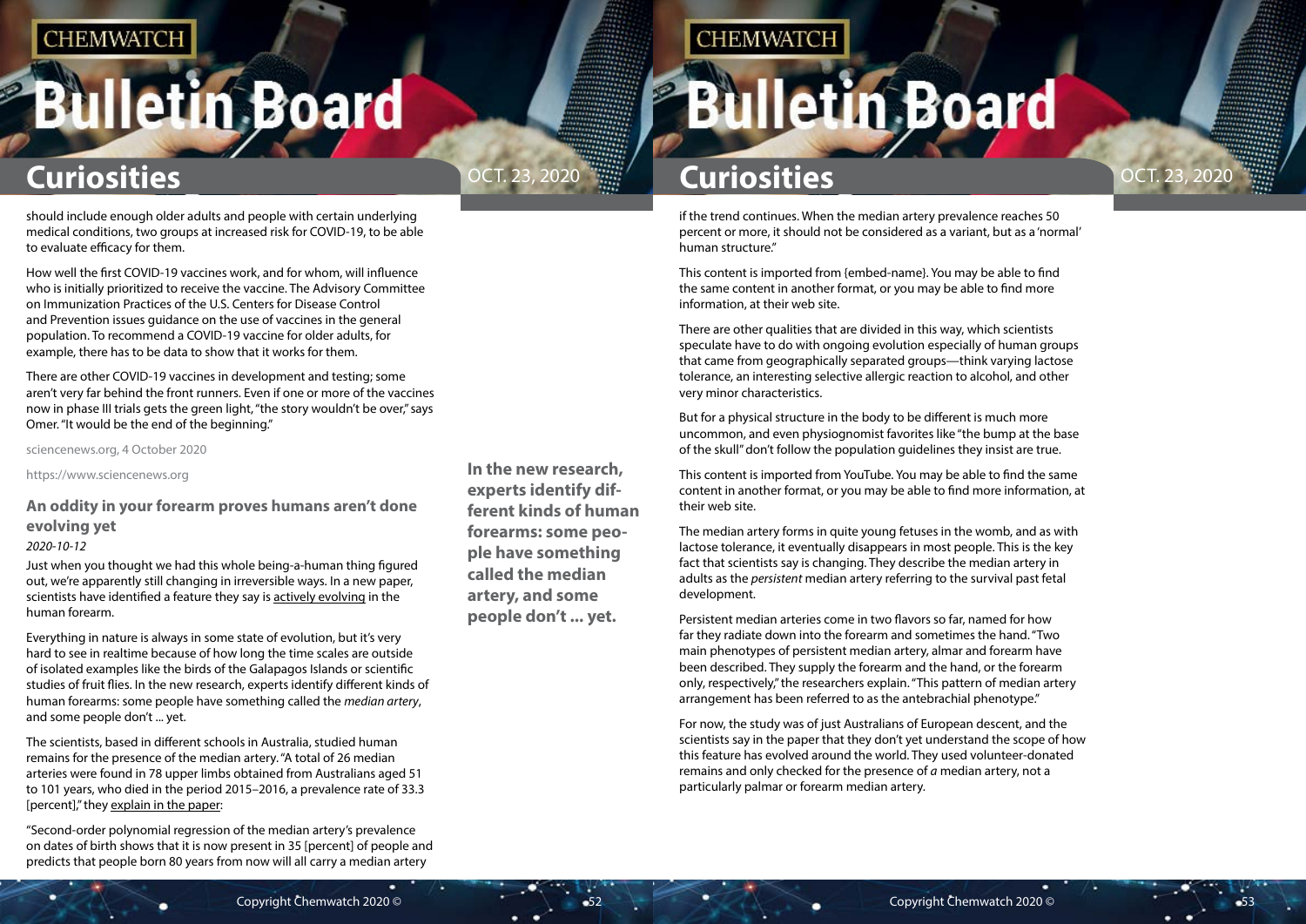should include enough older adults and people with certain underlying medical conditions, two groups at increased risk for COVID-19, to be able to evaluate efficacy for them.

How well the first COVID-19 vaccines work, and for whom, will influence who is initially prioritized to receive the vaccine. The Advisory Committee on Immunization Practices of the U.S. Centers for Disease Control and Prevention issues guidance on the use of vaccines in the general population. To recommend a COVID-19 vaccine for older adults, for example, there has to be data to show that it works for them.

There are other COVID-19 vaccines in development and testing; some aren't very far behind the front runners. Even if one or more of the vaccines now in phase III trials gets the green light, "the story wouldn't be over," says Omer. "It would be the end of the beginning."

sciencenews.org, 4 October 2020

https://www.sciencenews.org

## An oddity in your forearm proves humans aren't done evolving yet

*2020-10-12*

Just when you thought we had this whole being-a-human thing figured out, we're apparently still changing in irreversible ways. In a new paper, scientists have identified a feature they say is actively evolving in the human forearm.

Everything in nature is always in some state of evolution, but it's very hard to see in realtime because of how long the time scales are outside of isolated examples like the birds of the Galapagos Islands or scientific studies of fruit flies. In the new research, experts identify different kinds of human forearms: some people have something called the *median artery*, and some people don't ... yet.

**In the new research, experts identify different kinds of human forearms: some people have something called the median artery, and some people don't ... yet.**

The scientists, based in different schools in Australia, studied human remains for the presence of the median artery. "A total of 26 median arteries were found in 78 upper limbs obtained from Australians aged 51 to 101 years, who died in the period 2015–2016, a prevalence rate of 33.3 [percent]," they explain in the paper:

"Second-order polynomial regression of the median artery's prevalence on dates of birth shows that it is now present in 35 [percent] of people and predicts that people born 80 years from now will all carry a median artery if the trend continues. When the median artery prevalence reaches 50 percent or more, it should not be considered as a variant, but as a 'normal' human structure."

This content is imported from {embed-name}. You may be able to find the same content in another format, or you may be able to find more information, at their web site.

There are other qualities that are divided in this way, which scientists speculate have to do with ongoing evolution especially of human groups that came from geographically separated groups—think varying lactose tolerance, an interesting selective allergic reaction to alcohol, and other very minor characteristics.

But for a physical structure in the body to be different is much more uncommon, and even physiognomist favorites like "the bump at the base of the skull" don't follow the population guidelines they insist are true.

This content is imported from YouTube. You may be able to find the same content in another format, or you may be able to find more information, at their web site.

The median artery forms in quite young fetuses in the womb, and as with lactose tolerance, it eventually disappears in most people. This is the key fact that scientists say is changing. They describe the median artery in adults as the *persistent* median artery referring to the survival past fetal development.

Persistent median arteries come in two flavors so far, named for how far they radiate down into the forearm and sometimes the hand. "Two main phenotypes of persistent median artery, almar and forearm have been described. They supply the forearm and the hand, or the forearm only, respectively," the researchers explain. "This pattern of median artery arrangement has been referred to as the antebrachial phenotype."

For now, the study was of just Australians of European descent, and the scientists say in the paper that they don't yet understand the scope of how this feature has evolved around the world. They used volunteer-donated remains and only checked for the presence of *a* median artery, not a particularly palmar or forearm median artery.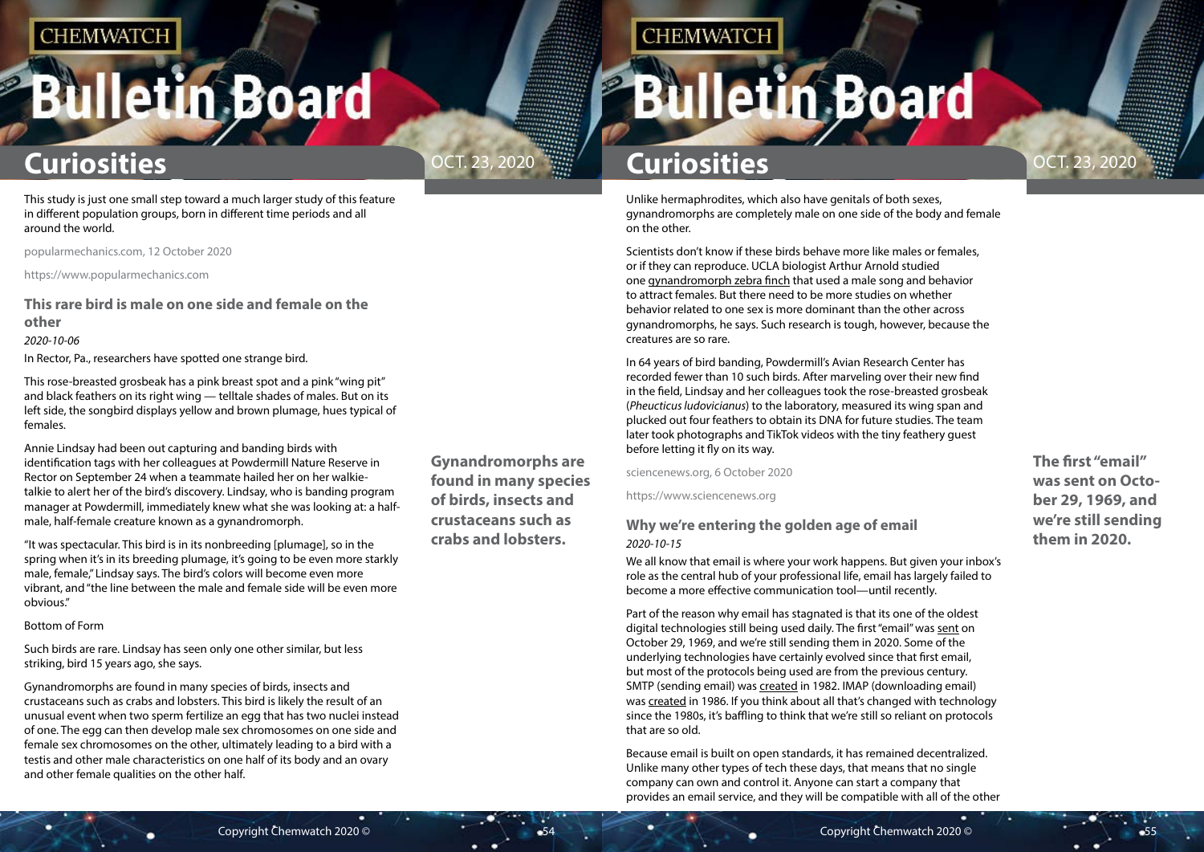This study is just one small step toward a much larger study of this feature in different population groups, born in different time periods and all around the world.

popularmechanics.com, 12 October 2020

https://www.popularmechanics.com

### This rare bird is male on one side and female on the other

*2020-10-06*

In Rector, Pa., researchers have spotted one strange bird.

This rose-breasted grosbeak has a pink breast spot and a pink "wing pit" and black feathers on its right wing — telltale shades of males. But on its left side, the songbird displays yellow and brown plumage, hues typical of females.

Annie Lindsay had been out capturing and banding birds with identification tags with her colleagues at Powdermill Nature Reserve in Rector on September 24 when a teammate hailed her on her walkie-talkie to alert her of the bird's discovery. Lindsay, who is banding program manager at Powdermill, immediately knew what she was looking at: a half-male, half-female creature known as a gynandromorph.

"It was spectacular. This bird is in its nonbreeding [plumage], so in the spring when it's in its breeding plumage, it's going to be even more starkly male, female," Lindsay says. The bird's colors will become even more vibrant, and "the line between the male and female side will be even more obvious."

Bottom of Form

Such birds are rare. Lindsay has seen only one other similar, but less striking, bird 15 years ago, she says.

Gynandromorphs are found in many species of birds, insects and crustaceans such as crabs and lobsters. This bird is likely the result of an unusual event when two sperm fertilize an egg that has two nuclei instead of one. The egg can then develop male sex chromosomes on one side and female sex chromosomes on the other, ultimately leading to a bird with a testis and other male characteristics on one half of its body and an ovary and other female qualities on the other half.

**Gynandromorphs are found in many species of birds, insects and crustaceans such as crabs and lobsters.**

Unlike hermaphrodites, which also have genitals of both sexes, gynandromorphs are completely male on one side of the body and female on the other.

Scientists don't know if these birds behave more like males or females, or if they can reproduce. UCLA biologist Arthur Arnold studied one gynandromorph zebra finch that used a male song and behavior to attract females. But there need to be more studies on whether behavior related to one sex is more dominant than the other across gynandromorphs, he says. Such research is tough, however, because the creatures are so rare.

In 64 years of bird banding, Powdermill's Avian Research Center has recorded fewer than 10 such birds. After marveling over their new find in the field, Lindsay and her colleagues took the rose-breasted grosbeak (*Pheucticus ludovicianus*) to the laboratory, measured its wing span and plucked out four feathers to obtain its DNA for future studies. The team later took photographs and TikTok videos with the tiny feathery guest before letting it fly on its way.

sciencenews.org, 6 October 2020

https://www.sciencenews.org

### Why we're entering the golden age of email

*2020-10-15*

We all know that email is where your work happens. But given your inbox's role as the central hub of your professional life, email has largely failed to become a more effective communication tool—until recently.

Part of the reason why email has stagnated is that its one of the oldest digital technologies still being used daily. The first "email" was sent on October 29, 1969, and we're still sending them in 2020. Some of the underlying technologies have certainly evolved since that first email, but most of the protocols being used are from the previous century. SMTP (sending email) was created in 1982. IMAP (downloading email) was created in 1986. If you think about all that's changed with technology since the 1980s, it's baffling to think that we're still so reliant on protocols that are so old.

**The first "email" was sent on October 29, 1969, and we're still sending them in 2020.**

Because email is built on open standards, it has remained decentralized. Unlike many other types of tech these days, that means that no single company can own and control it. Anyone can start a company that provides an email service, and they will be compatible with all of the other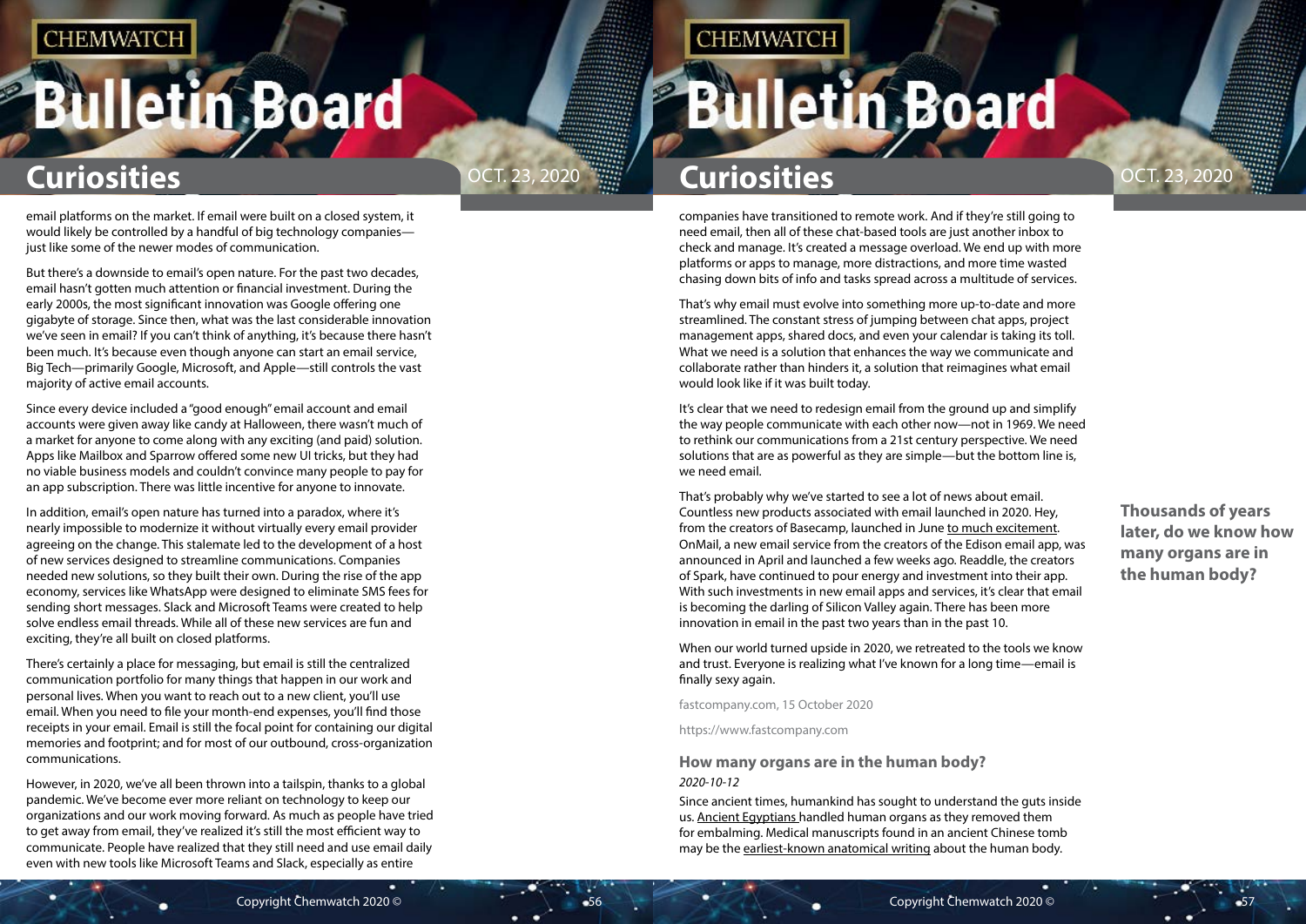email platforms on the market. If email were built on a closed system, it would likely be controlled by a handful of big technology companies—just like some of the newer modes of communication.

But there's a downside to email's open nature. For the past two decades, email hasn't gotten much attention or financial investment. During the early 2000s, the most significant innovation was Google offering one gigabyte of storage. Since then, what was the last considerable innovation we've seen in email? If you can't think of anything, it's because there hasn't been much. It's because even though anyone can start an email service, Big Tech—primarily Google, Microsoft, and Apple—still controls the vast majority of active email accounts.

Since every device included a "good enough" email account and email accounts were given away like candy at Halloween, there wasn't much of a market for anyone to come along with any exciting (and paid) solution. Apps like Mailbox and Sparrow offered some new UI tricks, but they had no viable business models and couldn't convince many people to pay for an app subscription. There was little incentive for anyone to innovate.

In addition, email's open nature has turned into a paradox, where it's nearly impossible to modernize it without virtually every email provider agreeing on the change. This stalemate led to the development of a host of new services designed to streamline communications. Companies needed new solutions, so they built their own. During the rise of the app economy, services like WhatsApp were designed to eliminate SMS fees for sending short messages. Slack and Microsoft Teams were created to help solve endless email threads. While all of these new services are fun and exciting, they're all built on closed platforms.

There's certainly a place for messaging, but email is still the centralized communication portfolio for many things that happen in our work and personal lives. When you want to reach out to a new client, you'll use email. When you need to file your month-end expenses, you'll find those receipts in your email. Email is still the focal point for containing our digital memories and footprint; and for most of our outbound, cross-organization communications.

However, in 2020, we've all been thrown into a tailspin, thanks to a global pandemic. We've become ever more reliant on technology to keep our organizations and our work moving forward. As much as people have tried to get away from email, they've realized it's still the most efficient way to communicate. People have realized that they still need and use email daily even with new tools like Microsoft Teams and Slack, especially as entire companies have transitioned to remote work. And if they're still going to need email, then all of these chat-based tools are just another inbox to check and manage. It's created a message overload. We end up with more platforms or apps to manage, more distractions, and more time wasted chasing down bits of info and tasks spread across a multitude of services.

That's why email must evolve into something more up-to-date and more streamlined. The constant stress of jumping between chat apps, project management apps, shared docs, and even your calendar is taking its toll. What we need is a solution that enhances the way we communicate and collaborate rather than hinders it, a solution that reimagines what email would look like if it was built today.

It's clear that we need to redesign email from the ground up and simplify the way people communicate with each other now—not in 1969. We need to rethink our communications from a 21st century perspective. We need solutions that are as powerful as they are simple—but the bottom line is, we need email.

That's probably why we've started to see a lot of news about email. Countless new products associated with email launched in 2020. Hey, from the creators of Basecamp, launched in June to much excitement. OnMail, a new email service from the creators of the Edison email app, was announced in April and launched a few weeks ago. Readdle, the creators of Spark, have continued to pour energy and investment into their app. With such investments in new email apps and services, it's clear that email is becoming the darling of Silicon Valley again. There has been more innovation in email in the past two years than in the past 10.

When our world turned upside in 2020, we retreated to the tools we know and trust. Everyone is realizing what I've known for a long time—email is finally sexy again.

fastcompany.com, 15 October 2020

https://www.fastcompany.com

### How many organs are in the human body?

*2020-10-12*

**Thousands of years later, do we know how many organs are in the human body?**

Since ancient times, humankind has sought to understand the guts inside us. Ancient Egyptians handled human organs as they removed them for embalming. Medical manuscripts found in an ancient Chinese tomb may be the earliest-known anatomical writing about the human body.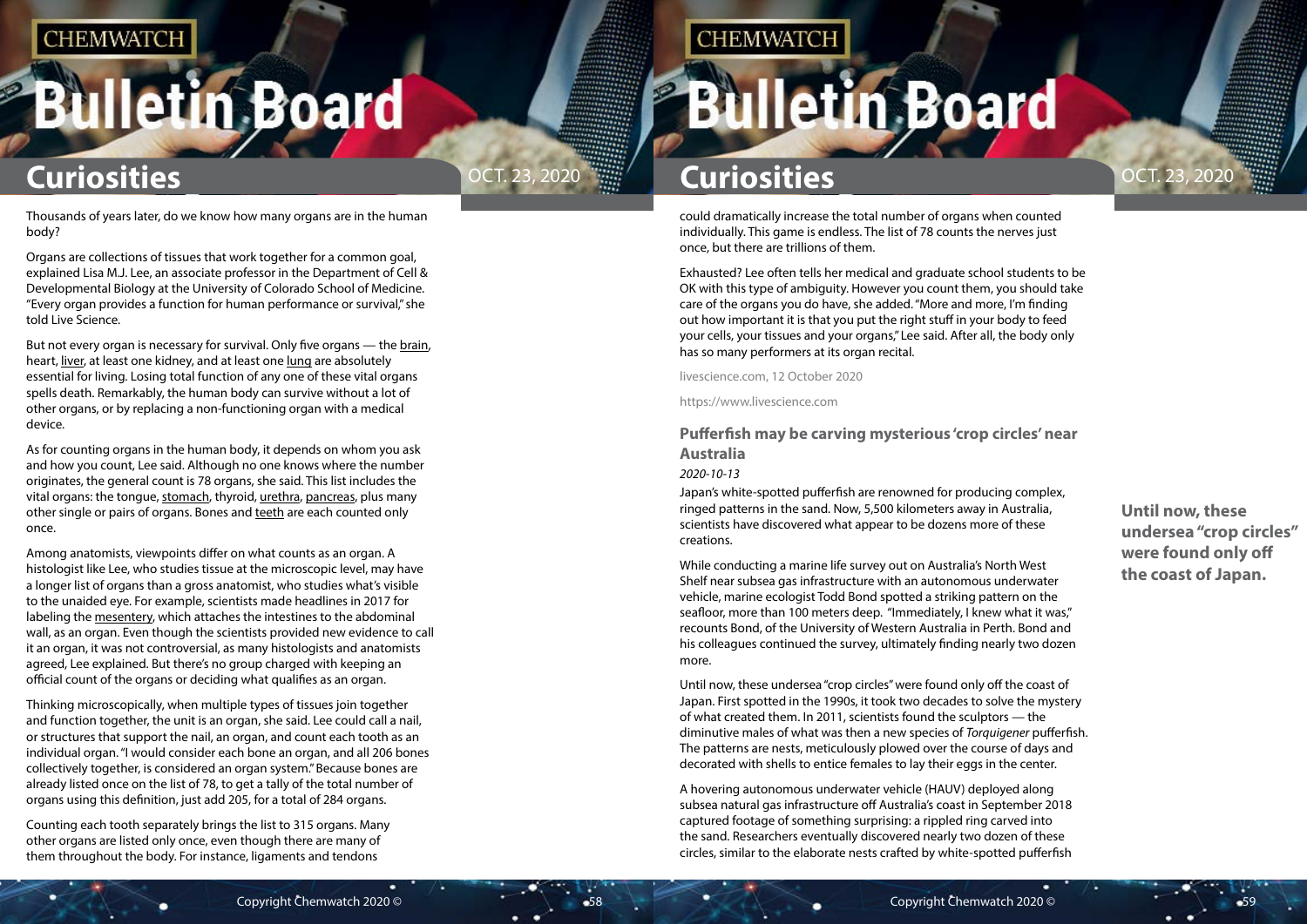Thousands of years later, do we know how many organs are in the human body?

Organs are collections of tissues that work together for a common goal, explained Lisa M.J. Lee, an associate professor in the Department of Cell & Developmental Biology at the University of Colorado School of Medicine. "Every organ provides a function for human performance or survival," she told Live Science.

But not every organ is necessary for survival. Only five organs — the brain, heart, liver, at least one kidney, and at least one lung are absolutely essential for living. Losing total function of any one of these vital organs spells death. Remarkably, the human body can survive without a lot of other organs, or by replacing a non-functioning organ with a medical device.

As for counting organs in the human body, it depends on whom you ask and how you count, Lee said. Although no one knows where the number originates, the general count is 78 organs, she said. This list includes the vital organs: the tongue, stomach, thyroid, urethra, pancreas, plus many other single or pairs of organs. Bones and teeth are each counted only once.

Among anatomists, viewpoints differ on what counts as an organ. A histologist like Lee, who studies tissue at the microscopic level, may have a longer list of organs than a gross anatomist, who studies what's visible to the unaided eye. For example, scientists made headlines in 2017 for labeling the mesentery, which attaches the intestines to the abdominal wall, as an organ. Even though the scientists provided new evidence to call it an organ, it was not controversial, as many histologists and anatomists agreed, Lee explained. But there's no group charged with keeping an official count of the organs or deciding what qualifies as an organ.

Thinking microscopically, when multiple types of tissues join together and function together, the unit is an organ, she said. Lee could call a nail, or structures that support the nail, an organ, and count each tooth as an individual organ. "I would consider each bone an organ, and all 206 bones collectively together, is considered an organ system." Because bones are already listed once on the list of 78, to get a tally of the total number of organs using this definition, just add 205, for a total of 284 organs.

Counting each tooth separately brings the list to 315 organs. Many other organs are listed only once, even though there are many of them throughout the body. For instance, ligaments and tendons could dramatically increase the total number of organs when counted individually. This game is endless. The list of 78 counts the nerves just once, but there are trillions of them.

Exhausted? Lee often tells her medical and graduate school students to be OK with this type of ambiguity. However you count them, you should take care of the organs you do have, she added. "More and more, I'm finding out how important it is that you put the right stuff in your body to feed your cells, your tissues and your organs," Lee said. After all, the body only has so many performers at its organ recital.

livescience.com, 12 October 2020

https://www.livescience.com

### Pufferfish may be carving mysterious 'crop circles' near Australia

*2020-10-13*

Japan's white-spotted pufferfish are renowned for producing complex, ringed patterns in the sand. Now, 5,500 kilometers away in Australia, scientists have discovered what appear to be dozens more of these creations.

While conducting a marine life survey out on Australia's North West Shelf near subsea gas infrastructure with an autonomous underwater vehicle, marine ecologist Todd Bond spotted a striking pattern on the seafloor, more than 100 meters deep. "Immediately, I knew what it was," recounts Bond, of the University of Western Australia in Perth. Bond and his colleagues continued the survey, ultimately finding nearly two dozen more.

**Until now, these undersea "crop circles" were found only off the coast of Japan.**

Until now, these undersea "crop circles" were found only off the coast of Japan. First spotted in the 1990s, it took two decades to solve the mystery of what created them. In 2011, scientists found the sculptors — the diminutive males of what was then a new species of *Torquigener* pufferfish. The patterns are nests, meticulously plowed over the course of days and decorated with shells to entice females to lay their eggs in the center.

A hovering autonomous underwater vehicle (HAUV) deployed along subsea natural gas infrastructure off Australia's coast in September 2018 captured footage of something surprising: a rippled ring carved into the sand. Researchers eventually discovered nearly two dozen of these circles, similar to the elaborate nests crafted by white-spotted pufferfish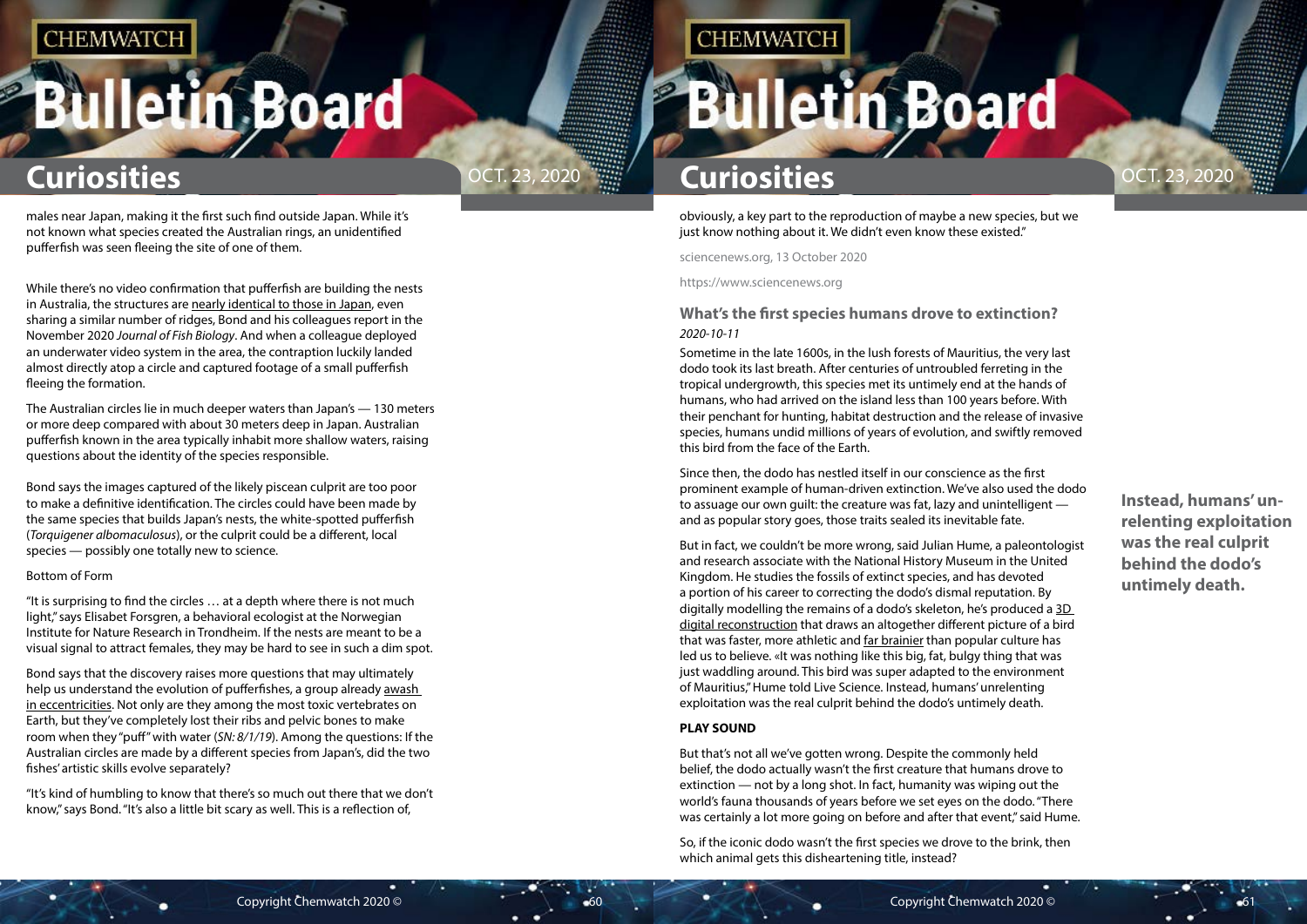males near Japan, making it the first such find outside Japan. While it's not known what species created the Australian rings, an unidentified pufferfish was seen fleeing the site of one of them.

While there's no video confirmation that pufferfish are building the nests in Australia, the structures are nearly identical to those in Japan, even sharing a similar number of ridges, Bond and his colleagues report in the November 2020 *Journal of Fish Biology*. And when a colleague deployed an underwater video system in the area, the contraption luckily landed almost directly atop a circle and captured footage of a small pufferfish fleeing the formation.

The Australian circles lie in much deeper waters than Japan's — 130 meters or more deep compared with about 30 meters deep in Japan. Australian pufferfish known in the area typically inhabit more shallow waters, raising questions about the identity of the species responsible.

Bond says the images captured of the likely piscean culprit are too poor to make a definitive identification. The circles could have been made by the same species that builds Japan's nests, the white-spotted pufferfish (*Torquigener albomaculosus*), or the culprit could be a different, local species — possibly one totally new to science.

Bottom of Form

"It is surprising to find the circles … at a depth where there is not much light," says Elisabet Forsgren, a behavioral ecologist at the Norwegian Institute for Nature Research in Trondheim. If the nests are meant to be a visual signal to attract females, they may be hard to see in such a dim spot.

Bond says that the discovery raises more questions that may ultimately help us understand the evolution of pufferfishes, a group already awash in eccentricities. Not only are they among the most toxic vertebrates on Earth, but they've completely lost their ribs and pelvic bones to make room when they "puff" with water (*SN: 8/1/19*). Among the questions: If the Australian circles are made by a different species from Japan's, did the two fishes' artistic skills evolve separately?

"It's kind of humbling to know that there's so much out there that we don't know," says Bond. "It's also a little bit scary as well. This is a reflection of, obviously, a key part to the reproduction of maybe a new species, but we just know nothing about it. We didn't even know these existed."

sciencenews.org, 13 October 2020

https://www.sciencenews.org

### What's the first species humans drove to extinction?

*2020-10-11*

Sometime in the late 1600s, in the lush forests of Mauritius, the very last dodo took its last breath. After centuries of untroubled ferreting in the tropical undergrowth, this species met its untimely end at the hands of humans, who had arrived on the island less than 100 years before. With their penchant for hunting, habitat destruction and the release of invasive species, humans undid millions of years of evolution, and swiftly removed this bird from the face of the Earth.

Since then, the dodo has nestled itself in our conscience as the first prominent example of human-driven extinction. We've also used the dodo to assuage our own guilt: the creature was fat, lazy and unintelligent — and as popular story goes, those traits sealed its inevitable fate.

But in fact, we couldn't be more wrong, said Julian Hume, a paleontologist and research associate with the National History Museum in the United Kingdom. He studies the fossils of extinct species, and has devoted a portion of his career to correcting the dodo's dismal reputation. By digitally modelling the remains of a dodo's skeleton, he's produced a 3D digital reconstruction that draws an altogether different picture of a bird that was faster, more athletic and far brainier than popular culture has led us to believe. «It was nothing like this big, fat, bulgy thing that was just waddling around. This bird was super adapted to the environment of Mauritius," Hume told Live Science. Instead, humans' unrelenting exploitation was the real culprit behind the dodo's untimely death.

**Instead, humans' unrelenting exploitation was the real culprit behind the dodo's untimely death.**

**PLAY SOUND**

But that's not all we've gotten wrong. Despite the commonly held belief, the dodo actually wasn't the first creature that humans drove to extinction — not by a long shot. In fact, humanity was wiping out the world's fauna thousands of years before we set eyes on the dodo. "There was certainly a lot more going on before and after that event," said Hume.

So, if the iconic dodo wasn't the first species we drove to the brink, then which animal gets this disheartening title, instead?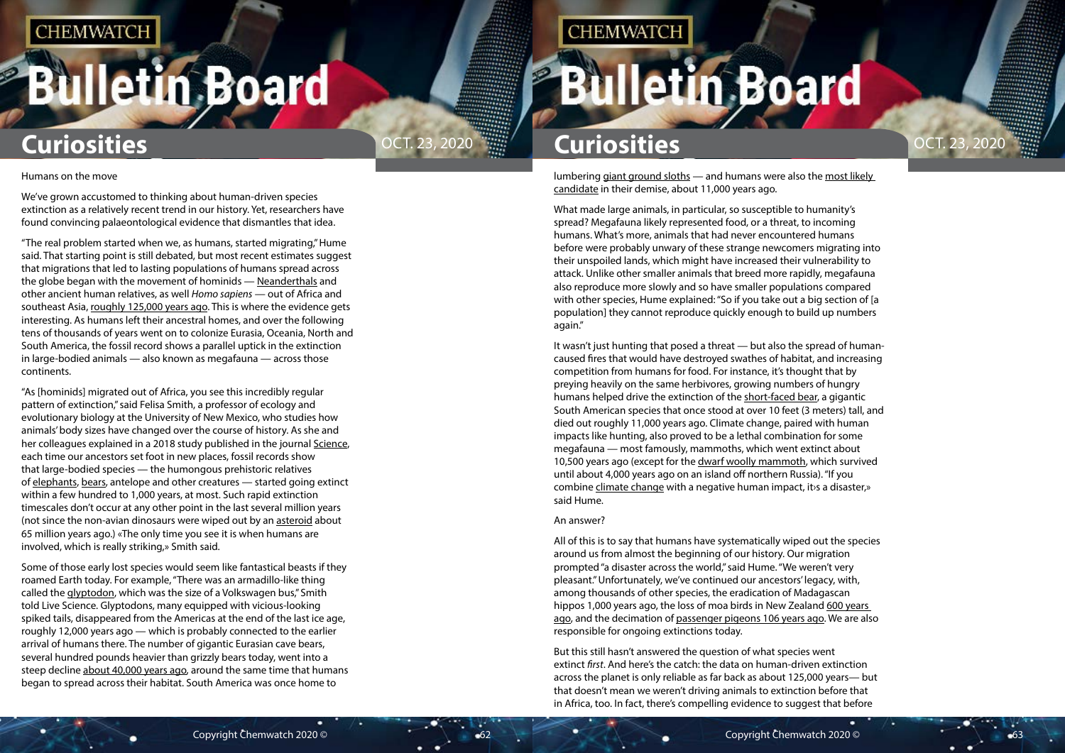## Humans on the move

We've grown accustomed to thinking about human-driven species extinction as a relatively recent trend in our history. Yet, researchers have found convincing palaeontological evidence that dismantles that idea.

"The real problem started when we, as humans, started migrating," Hume said. That starting point is still debated, but most recent estimates suggest that migrations that led to lasting populations of humans spread across the globe began with the movement of hominids — Neanderthals and other ancient human relatives, as well *Homo sapiens* — out of Africa and southeast Asia, roughly 125,000 years ago. This is where the evidence gets interesting. As humans left their ancestral homes, and over the following tens of thousands of years went on to colonize Eurasia, Oceania, North and South America, the fossil record shows a parallel uptick in the extinction in large-bodied animals — also known as megafauna — across those continents.

"As [hominids] migrated out of Africa, you see this incredibly regular pattern of extinction," said Felisa Smith, a professor of ecology and evolutionary biology at the University of New Mexico, who studies how animals' body sizes have changed over the course of history. As she and her colleagues explained in a 2018 study published in the journal Science, each time our ancestors set foot in new places, fossil records show that large-bodied species — the humongous prehistoric relatives of elephants, bears, antelope and other creatures — started going extinct within a few hundred to 1,000 years, at most. Such rapid extinction timescales don't occur at any other point in the last several million years (not since the non-avian dinosaurs were wiped out by an asteroid about 65 million years ago.) «The only time you see it is when humans are involved, which is really striking,» Smith said.

Some of those early lost species would seem like fantastical beasts if they roamed Earth today. For example, "There was an armadillo-like thing called the glyptodon, which was the size of a Volkswagen bus," Smith told Live Science. Glyptodons, many equipped with vicious-looking spiked tails, disappeared from the Americas at the end of the last ice age, roughly 12,000 years ago — which is probably connected to the earlier arrival of humans there. The number of gigantic Eurasian cave bears, several hundred pounds heavier than grizzly bears today, went into a steep decline about 40,000 years ago, around the same time that humans began to spread across their habitat. South America was once home to lumbering giant ground sloths — and humans were also the most likely candidate in their demise, about 11,000 years ago.

What made large animals, in particular, so susceptible to humanity's spread? Megafauna likely represented food, or a threat, to incoming humans. What's more, animals that had never encountered humans before were probably unwary of these strange newcomers migrating into their unspoiled lands, which might have increased their vulnerability to attack. Unlike other smaller animals that breed more rapidly, megafauna also reproduce more slowly and so have smaller populations compared with other species, Hume explained: "So if you take out a big section of [a population] they cannot reproduce quickly enough to build up numbers again."

It wasn't just hunting that posed a threat — but also the spread of human-caused fires that would have destroyed swathes of habitat, and increasing competition from humans for food. For instance, it's thought that by preying heavily on the same herbivores, growing numbers of hungry humans helped drive the extinction of the short-faced bear, a gigantic South American species that once stood at over 10 feet (3 meters) tall, and died out roughly 11,000 years ago. Climate change, paired with human impacts like hunting, also proved to be a lethal combination for some megafauna — most famously, mammoths, which went extinct about 10,500 years ago (except for the dwarf woolly mammoth, which survived until about 4,000 years ago on an island off northern Russia). "If you combine climate change with a negative human impact, it›s a disaster,» said Hume.

## An answer?

All of this is to say that humans have systematically wiped out the species around us from almost the beginning of our history. Our migration prompted "a disaster across the world," said Hume. "We weren't very pleasant." Unfortunately, we've continued our ancestors' legacy, with, among thousands of other species, the eradication of Madagascan hippos 1,000 years ago, the loss of moa birds in New Zealand 600 years ago, and the decimation of passenger pigeons 106 years ago. We are also responsible for ongoing extinctions today.

But this still hasn't answered the question of what species went extinct *first*. And here's the catch: the data on human-driven extinction across the planet is only reliable as far back as about 125,000 years— but that doesn't mean we weren't driving animals to extinction before that in Africa, too. In fact, there's compelling evidence to suggest that before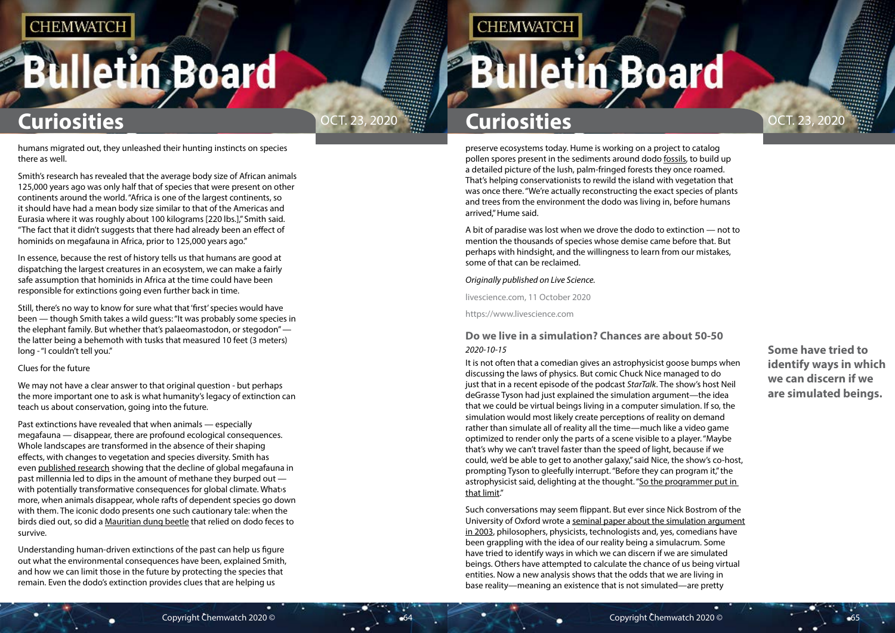humans migrated out, they unleashed their hunting instincts on species there as well.

Smith's research has revealed that the average body size of African animals 125,000 years ago was only half that of species that were present on other continents around the world. "Africa is one of the largest continents, so it should have had a mean body size similar to that of the Americas and Eurasia where it was roughly about 100 kilograms [220 lbs.]," Smith said. "The fact that it didn't suggests that there had already been an effect of hominids on megafauna in Africa, prior to 125,000 years ago."

In essence, because the rest of history tells us that humans are good at dispatching the largest creatures in an ecosystem, we can make a fairly safe assumption that hominids in Africa at the time could have been responsible for extinctions going even further back in time.

Still, there's no way to know for sure what that 'first' species would have been — though Smith takes a wild guess: "It was probably some species in the elephant family. But whether that's palaeomastodon, or stegodon" — the latter being a behemoth with tusks that measured 10 feet (3 meters) long - "I couldn't tell you."

Clues for the future

We may not have a clear answer to that original question - but perhaps the more important one to ask is what humanity's legacy of extinction can teach us about conservation, going into the future.

Past extinctions have revealed that when animals — especially megafauna — disappear, there are profound ecological consequences. Whole landscapes are transformed in the absence of their shaping effects, with changes to vegetation and species diversity. Smith has even published research showing that the decline of global megafauna in past millennia led to dips in the amount of methane they burped out — with potentially transformative consequences for global climate. What›s more, when animals disappear, whole rafts of dependent species go down with them. The iconic dodo presents one such cautionary tale: when the birds died out, so did a Mauritian dung beetle that relied on dodo feces to survive.

Understanding human-driven extinctions of the past can help us figure out what the environmental consequences have been, explained Smith, and how we can limit those in the future by protecting the species that remain. Even the dodo's extinction provides clues that are helping us preserve ecosystems today. Hume is working on a project to catalog pollen spores present in the sediments around dodo fossils, to build up a detailed picture of the lush, palm-fringed forests they once roamed. That's helping conservationists to rewild the island with vegetation that was once there. "We're actually reconstructing the exact species of plants and trees from the environment the dodo was living in, before humans arrived," Hume said.

A bit of paradise was lost when we drove the dodo to extinction — not to mention the thousands of species whose demise came before that. But perhaps with hindsight, and the willingness to learn from our mistakes, some of that can be reclaimed.

*Originally published on Live Science.*

livescience.com, 11 October 2020

https://www.livescience.com

### Do we live in a simulation? Chances are about 50-50

*2020-10-15*

It is not often that a comedian gives an astrophysicist goose bumps when discussing the laws of physics. But comic Chuck Nice managed to do just that in a recent episode of the podcast *StarTalk*. The show's host Neil deGrasse Tyson had just explained the simulation argument—the idea that we could be virtual beings living in a computer simulation. If so, the simulation would most likely create perceptions of reality on demand rather than simulate all of reality all the time—much like a video game optimized to render only the parts of a scene visible to a player. "Maybe that's why we can't travel faster than the speed of light, because if we could, we'd be able to get to another galaxy," said Nice, the show's co-host, prompting Tyson to gleefully interrupt. "Before they can program it," the astrophysicist said, delighting at the thought. "So the programmer put in that limit."

**Some have tried to identify ways in which we can discern if we are simulated beings.**

Such conversations may seem flippant. But ever since Nick Bostrom of the University of Oxford wrote a seminal paper about the simulation argument in 2003, philosophers, physicists, technologists and, yes, comedians have been grappling with the idea of our reality being a simulacrum. Some have tried to identify ways in which we can discern if we are simulated beings. Others have attempted to calculate the chance of us being virtual entities. Now a new analysis shows that the odds that we are living in base reality—meaning an existence that is not simulated—are pretty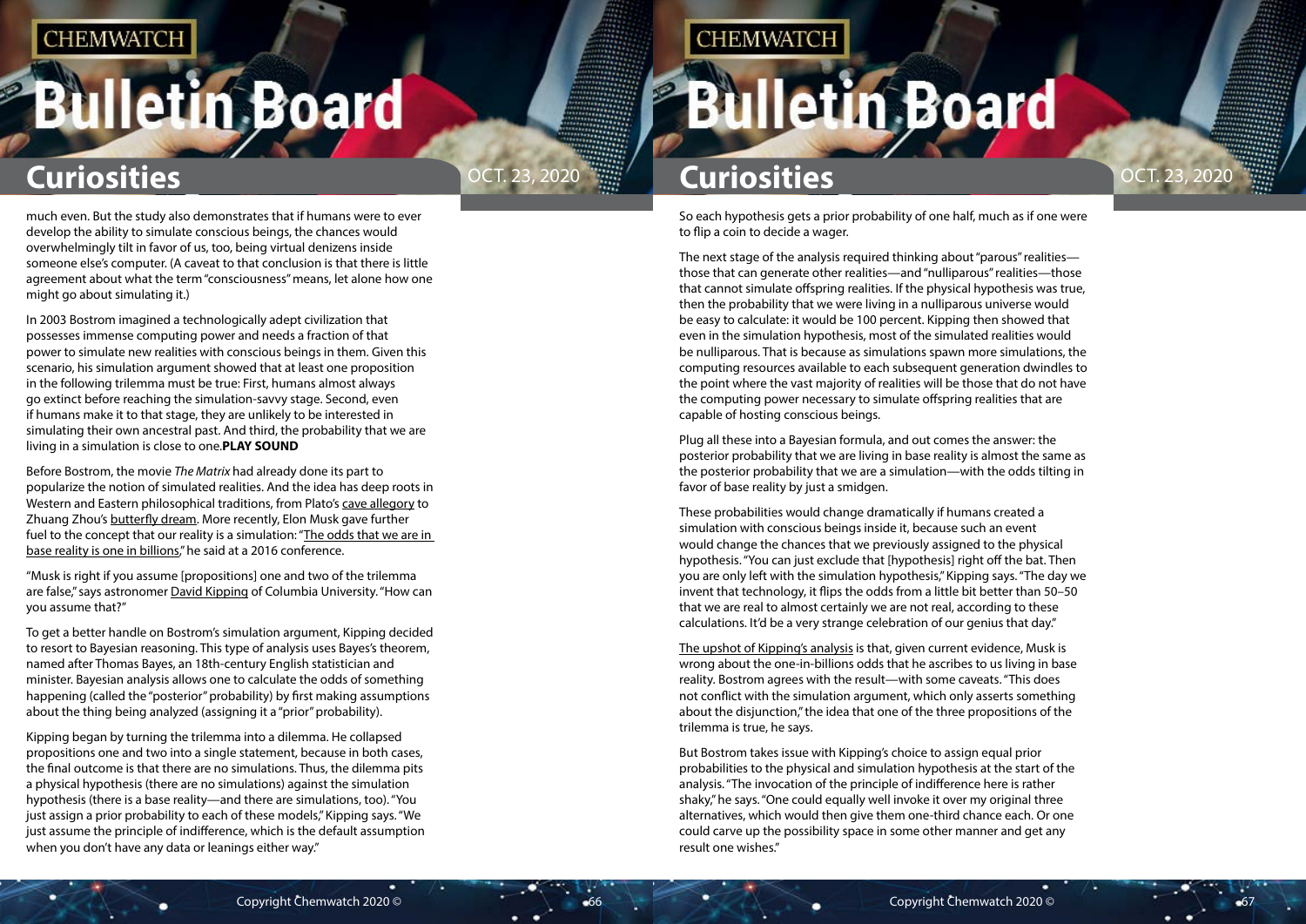much even. But the study also demonstrates that if humans were to ever develop the ability to simulate conscious beings, the chances would overwhelmingly tilt in favor of us, too, being virtual denizens inside someone else's computer. (A caveat to that conclusion is that there is little agreement about what the term "consciousness" means, let alone how one might go about simulating it.)

In 2003 Bostrom imagined a technologically adept civilization that possesses immense computing power and needs a fraction of that power to simulate new realities with conscious beings in them. Given this scenario, his simulation argument showed that at least one proposition in the following trilemma must be true: First, humans almost always go extinct before reaching the simulation-savvy stage. Second, even if humans make it to that stage, they are unlikely to be interested in simulating their own ancestral past. And third, the probability that we are living in a simulation is close to one.**PLAY SOUND**

Before Bostrom, the movie *The Matrix* had already done its part to popularize the notion of simulated realities. And the idea has deep roots in Western and Eastern philosophical traditions, from Plato's cave allegory to Zhuang Zhou's butterfly dream. More recently, Elon Musk gave further fuel to the concept that our reality is a simulation: "The odds that we are in base reality is one in billions," he said at a 2016 conference.

"Musk is right if you assume [propositions] one and two of the trilemma are false," says astronomer David Kipping of Columbia University. "How can you assume that?"

To get a better handle on Bostrom's simulation argument, Kipping decided to resort to Bayesian reasoning. This type of analysis uses Bayes's theorem, named after Thomas Bayes, an 18th-century English statistician and minister. Bayesian analysis allows one to calculate the odds of something happening (called the "posterior" probability) by first making assumptions about the thing being analyzed (assigning it a "prior" probability).

Kipping began by turning the trilemma into a dilemma. He collapsed propositions one and two into a single statement, because in both cases, the final outcome is that there are no simulations. Thus, the dilemma pits a physical hypothesis (there are no simulations) against the simulation hypothesis (there is a base reality—and there are simulations, too). "You just assign a prior probability to each of these models," Kipping says. "We just assume the principle of indifference, which is the default assumption when you don't have any data or leanings either way."

So each hypothesis gets a prior probability of one half, much as if one were to flip a coin to decide a wager.

The next stage of the analysis required thinking about "parous" realities—those that can generate other realities—and "nulliparous" realities—those that cannot simulate offspring realities. If the physical hypothesis was true, then the probability that we were living in a nulliparous universe would be easy to calculate: it would be 100 percent. Kipping then showed that even in the simulation hypothesis, most of the simulated realities would be nulliparous. That is because as simulations spawn more simulations, the computing resources available to each subsequent generation dwindles to the point where the vast majority of realities will be those that do not have the computing power necessary to simulate offspring realities that are capable of hosting conscious beings.

Plug all these into a Bayesian formula, and out comes the answer: the posterior probability that we are living in base reality is almost the same as the posterior probability that we are a simulation—with the odds tilting in favor of base reality by just a smidgen.

These probabilities would change dramatically if humans created a simulation with conscious beings inside it, because such an event would change the chances that we previously assigned to the physical hypothesis. "You can just exclude that [hypothesis] right off the bat. Then you are only left with the simulation hypothesis," Kipping says. "The day we invent that technology, it flips the odds from a little bit better than 50–50 that we are real to almost certainly we are not real, according to these calculations. It'd be a very strange celebration of our genius that day."

The upshot of Kipping's analysis is that, given current evidence, Musk is wrong about the one-in-billions odds that he ascribes to us living in base reality. Bostrom agrees with the result—with some caveats. "This does not conflict with the simulation argument, which only asserts something about the disjunction," the idea that one of the three propositions of the trilemma is true, he says.

But Bostrom takes issue with Kipping's choice to assign equal prior probabilities to the physical and simulation hypothesis at the start of the analysis. "The invocation of the principle of indifference here is rather shaky," he says. "One could equally well invoke it over my original three alternatives, which would then give them one-third chance each. Or one could carve up the possibility space in some other manner and get any result one wishes."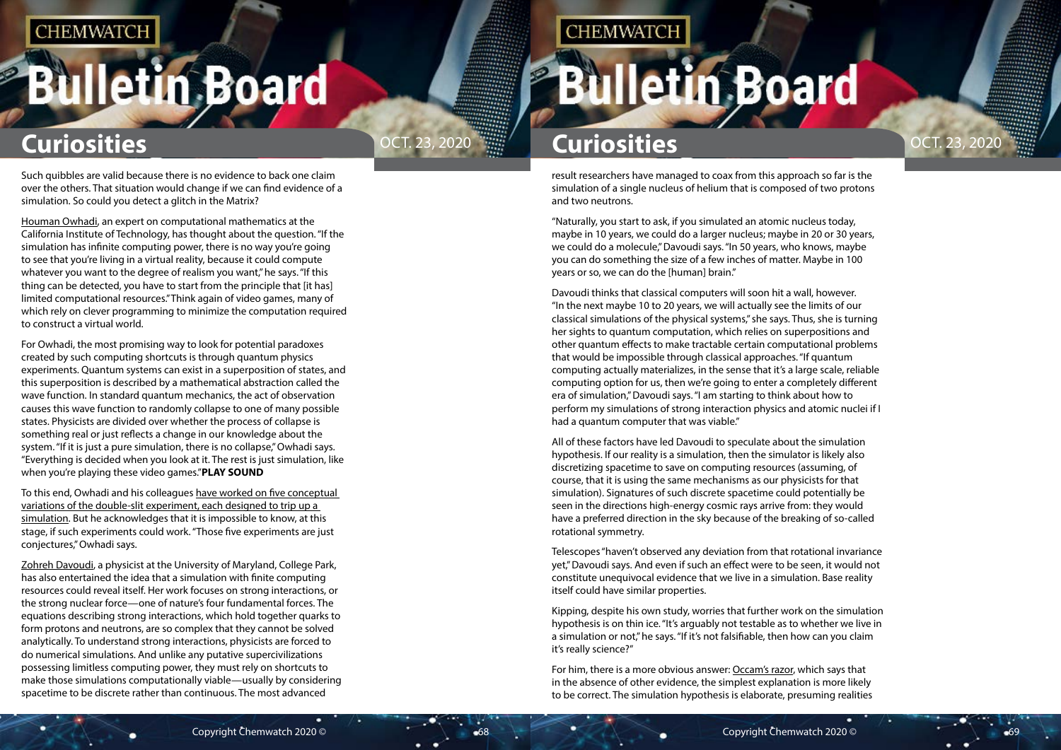Such quibbles are valid because there is no evidence to back one claim over the others. That situation would change if we can find evidence of a simulation. So could you detect a glitch in the Matrix?

Houman Owhadi, an expert on computational mathematics at the California Institute of Technology, has thought about the question. "If the simulation has infinite computing power, there is no way you're going to see that you're living in a virtual reality, because it could compute whatever you want to the degree of realism you want," he says. "If this thing can be detected, you have to start from the principle that [it has] limited computational resources." Think again of video games, many of which rely on clever programming to minimize the computation required to construct a virtual world.

For Owhadi, the most promising way to look for potential paradoxes created by such computing shortcuts is through quantum physics experiments. Quantum systems can exist in a superposition of states, and this superposition is described by a mathematical abstraction called the wave function. In standard quantum mechanics, the act of observation causes this wave function to randomly collapse to one of many possible states. Physicists are divided over whether the process of collapse is something real or just reflects a change in our knowledge about the system. "If it is just a pure simulation, there is no collapse," Owhadi says. "Everything is decided when you look at it. The rest is just simulation, like when you're playing these video games." **PLAY SOUND**

To this end, Owhadi and his colleagues have worked on five conceptual variations of the double-slit experiment, each designed to trip up a simulation. But he acknowledges that it is impossible to know, at this stage, if such experiments could work. "Those five experiments are just conjectures," Owhadi says.

Zohreh Davoudi, a physicist at the University of Maryland, College Park, has also entertained the idea that a simulation with finite computing resources could reveal itself. Her work focuses on strong interactions, or the strong nuclear force—one of nature's four fundamental forces. The equations describing strong interactions, which hold together quarks to form protons and neutrons, are so complex that they cannot be solved analytically. To understand strong interactions, physicists are forced to do numerical simulations. And unlike any putative supercivilizations possessing limitless computing power, they must rely on shortcuts to make those simulations computationally viable—usually by considering spacetime to be discrete rather than continuous. The most advanced result researchers have managed to coax from this approach so far is the simulation of a single nucleus of helium that is composed of two protons and two neutrons.

"Naturally, you start to ask, if you simulated an atomic nucleus today, maybe in 10 years, we could do a larger nucleus; maybe in 20 or 30 years, we could do a molecule," Davoudi says. "In 50 years, who knows, maybe you can do something the size of a few inches of matter. Maybe in 100 years or so, we can do the [human] brain."

Davoudi thinks that classical computers will soon hit a wall, however. "In the next maybe 10 to 20 years, we will actually see the limits of our classical simulations of the physical systems," she says. Thus, she is turning her sights to quantum computation, which relies on superpositions and other quantum effects to make tractable certain computational problems that would be impossible through classical approaches. "If quantum computing actually materializes, in the sense that it's a large scale, reliable computing option for us, then we're going to enter a completely different era of simulation," Davoudi says. "I am starting to think about how to perform my simulations of strong interaction physics and atomic nuclei if I had a quantum computer that was viable."

All of these factors have led Davoudi to speculate about the simulation hypothesis. If our reality is a simulation, then the simulator is likely also discretizing spacetime to save on computing resources (assuming, of course, that it is using the same mechanisms as our physicists for that simulation). Signatures of such discrete spacetime could potentially be seen in the directions high-energy cosmic rays arrive from: they would have a preferred direction in the sky because of the breaking of so-called rotational symmetry.

Telescopes "haven't observed any deviation from that rotational invariance yet," Davoudi says. And even if such an effect were to be seen, it would not constitute unequivocal evidence that we live in a simulation. Base reality itself could have similar properties.

Kipping, despite his own study, worries that further work on the simulation hypothesis is on thin ice. "It's arguably not testable as to whether we live in a simulation or not," he says. "If it's not falsifiable, then how can you claim it's really science?"

For him, there is a more obvious answer: Occam's razor, which says that in the absence of other evidence, the simplest explanation is more likely to be correct. The simulation hypothesis is elaborate, presuming realities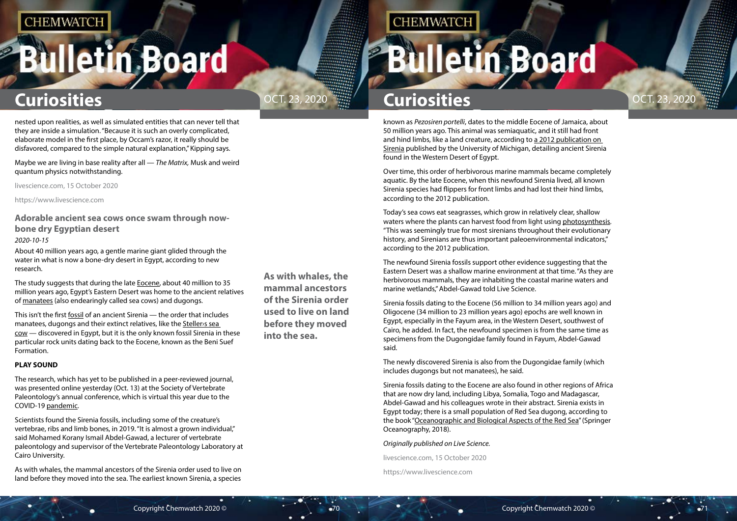nested upon realities, as well as simulated entities that can never tell that they are inside a simulation. "Because it is such an overly complicated, elaborate model in the first place, by Occam's razor, it really should be disfavored, compared to the simple natural explanation," Kipping says.

Maybe we are living in base reality after all — *The Matrix,* Musk and weird quantum physics notwithstanding.

livescience.com, 15 October 2020

https://www.livescience.com

## Adorable ancient sea cows once swam through now-bone dry Egyptian desert

*2020-10-15*

About 40 million years ago, a gentle marine giant glided through the water in what is now a bone-dry desert in Egypt, according to new research.

The study suggests that during the late Eocene, about 40 million to 35 million years ago, Egypt's Eastern Desert was home to the ancient relatives of manatees (also endearingly called sea cows) and dugongs.

This isn't the first fossil of an ancient Sirenia — the order that includes manatees, dugongs and their extinct relatives, like the Steller›s sea cow — discovered in Egypt, but it is the only known fossil Sirenia in these particular rock units dating back to the Eocene, known as the Beni Suef Formation.

**PLAY SOUND**

The research, which has yet to be published in a peer-reviewed journal, was presented online yesterday (Oct. 13) at the Society of Vertebrate Paleontology's annual conference, which is virtual this year due to the COVID-19 pandemic.

Scientists found the Sirenia fossils, including some of the creature's vertebrae, ribs and limb bones, in 2019. "It is almost a grown individual," said Mohamed Korany Ismail Abdel-Gawad, a lecturer of vertebrate paleontology and supervisor of the Vertebrate Paleontology Laboratory at Cairo University.

**As with whales, the mammal ancestors of the Sirenia order used to live on land before they moved into the sea.**

As with whales, the mammal ancestors of the Sirenia order used to live on land before they moved into the sea. The earliest known Sirenia, a species known as *Pezosiren portelli*, dates to the middle Eocene of Jamaica, about 50 million years ago. This animal was semiaquatic, and it still had front and hind limbs, like a land creature, according to a 2012 publication on Sirenia published by the University of Michigan, detailing ancient Sirenia found in the Western Desert of Egypt.

Over time, this order of herbivorous marine mammals became completely aquatic. By the late Eocene, when this newfound Sirenia lived, all known Sirenia species had flippers for front limbs and had lost their hind limbs, according to the 2012 publication.

Today's sea cows eat seagrasses, which grow in relatively clear, shallow waters where the plants can harvest food from light using photosynthesis. "This was seemingly true for most sirenians throughout their evolutionary history, and Sirenians are thus important paleoenvironmental indicators," according to the 2012 publication.

The newfound Sirenia fossils support other evidence suggesting that the Eastern Desert was a shallow marine environment at that time. "As they are herbivorous mammals, they are inhabiting the coastal marine waters and marine wetlands," Abdel-Gawad told Live Science.

Sirenia fossils dating to the Eocene (56 million to 34 million years ago) and Oligocene (34 million to 23 million years ago) epochs are well known in Egypt, especially in the Fayum area, in the Western Desert, southwest of Cairo, he added. In fact, the newfound specimen is from the same time as specimens from the Dugongidae family found in Fayum, Abdel-Gawad said.

The newly discovered Sirenia is also from the Dugongidae family (which includes dugongs but not manatees), he said.

Sirenia fossils dating to the Eocene are also found in other regions of Africa that are now dry land, including Libya, Somalia, Togo and Madagascar, Abdel-Gawad and his colleagues wrote in their abstract. Sirenia exists in Egypt today; there is a small population of Red Sea dugong, according to the book "Oceanographic and Biological Aspects of the Red Sea" (Springer Oceanography, 2018).

*Originally published on Live Science.*

livescience.com, 15 October 2020

https://www.livescience.com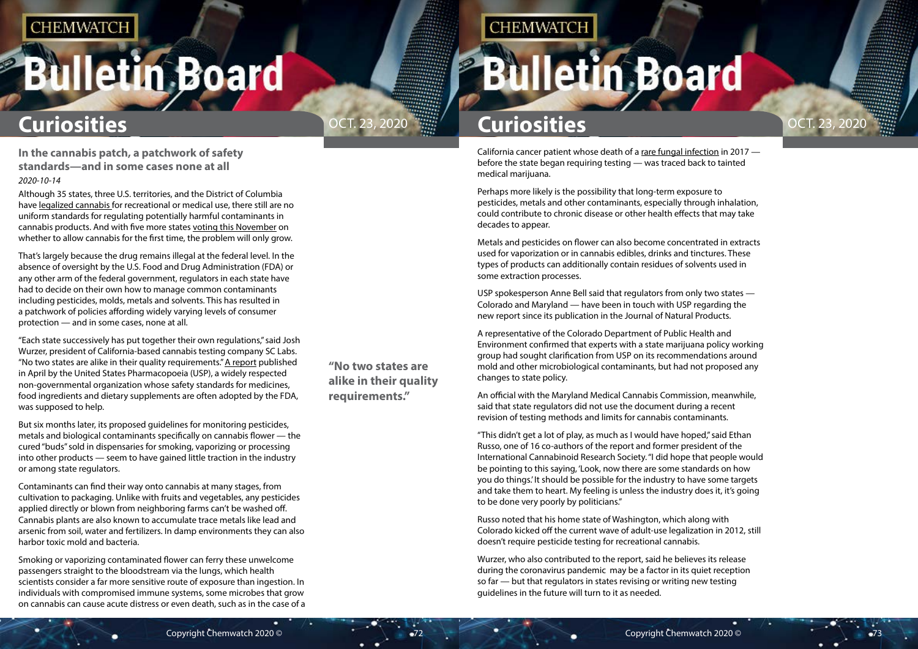## In the cannabis patch, a patchwork of safety standards—and in some cases none at all

*2020-10-14*

Although 35 states, three U.S. territories, and the District of Columbia have legalized cannabis for recreational or medical use, there still are no uniform standards for regulating potentially harmful contaminants in cannabis products. And with five more states voting this November on whether to allow cannabis for the first time, the problem will only grow.

That's largely because the drug remains illegal at the federal level. In the absence of oversight by the U.S. Food and Drug Administration (FDA) or any other arm of the federal government, regulators in each state have had to decide on their own how to manage common contaminants including pesticides, molds, metals and solvents. This has resulted in a patchwork of policies affording widely varying levels of consumer protection — and in some cases, none at all.

"Each state successively has put together their own regulations," said Josh Wurzer, president of California-based cannabis testing company SC Labs. "No two states are alike in their quality requirements." A report published in April by the United States Pharmacopoeia (USP), a widely respected non-governmental organization whose safety standards for medicines, food ingredients and dietary supplements are often adopted by the FDA, was supposed to help.

**"No two states are alike in their quality requirements."**

But six months later, its proposed guidelines for monitoring pesticides, metals and biological contaminants specifically on cannabis flower — the cured "buds" sold in dispensaries for smoking, vaporizing or processing into other products — seem to have gained little traction in the industry or among state regulators.

Contaminants can find their way onto cannabis at many stages, from cultivation to packaging. Unlike with fruits and vegetables, any pesticides applied directly or blown from neighboring farms can't be washed off. Cannabis plants are also known to accumulate trace metals like lead and arsenic from soil, water and fertilizers. In damp environments they can also harbor toxic mold and bacteria.

Smoking or vaporizing contaminated flower can ferry these unwelcome passengers straight to the bloodstream via the lungs, which health scientists consider a far more sensitive route of exposure than ingestion. In individuals with compromised immune systems, some microbes that grow on cannabis can cause acute distress or even death, such as in the case of a California cancer patient whose death of a rare fungal infection in 2017 — before the state began requiring testing — was traced back to tainted medical marijuana.

Perhaps more likely is the possibility that long-term exposure to pesticides, metals and other contaminants, especially through inhalation, could contribute to chronic disease or other health effects that may take decades to appear.

Metals and pesticides on flower can also become concentrated in extracts used for vaporization or in cannabis edibles, drinks and tinctures. These types of products can additionally contain residues of solvents used in some extraction processes.

USP spokesperson Anne Bell said that regulators from only two states — Colorado and Maryland — have been in touch with USP regarding the new report since its publication in the Journal of Natural Products.

A representative of the Colorado Department of Public Health and Environment confirmed that experts with a state marijuana policy working group had sought clarification from USP on its recommendations around mold and other microbiological contaminants, but had not proposed any changes to state policy.

An official with the Maryland Medical Cannabis Commission, meanwhile, said that state regulators did not use the document during a recent revision of testing methods and limits for cannabis contaminants.

"This didn't get a lot of play, as much as I would have hoped," said Ethan Russo, one of 16 co-authors of the report and former president of the International Cannabinoid Research Society. "I did hope that people would be pointing to this saying, 'Look, now there are some standards on how you do things.' It should be possible for the industry to have some targets and take them to heart. My feeling is unless the industry does it, it's going to be done very poorly by politicians."

Russo noted that his home state of Washington, which along with Colorado kicked off the current wave of adult-use legalization in 2012, still doesn't require pesticide testing for recreational cannabis.

Wurzer, who also contributed to the report, said he believes its release during the coronavirus pandemic may be a factor in its quiet reception so far — but that regulators in states revising or writing new testing guidelines in the future will turn to it as needed.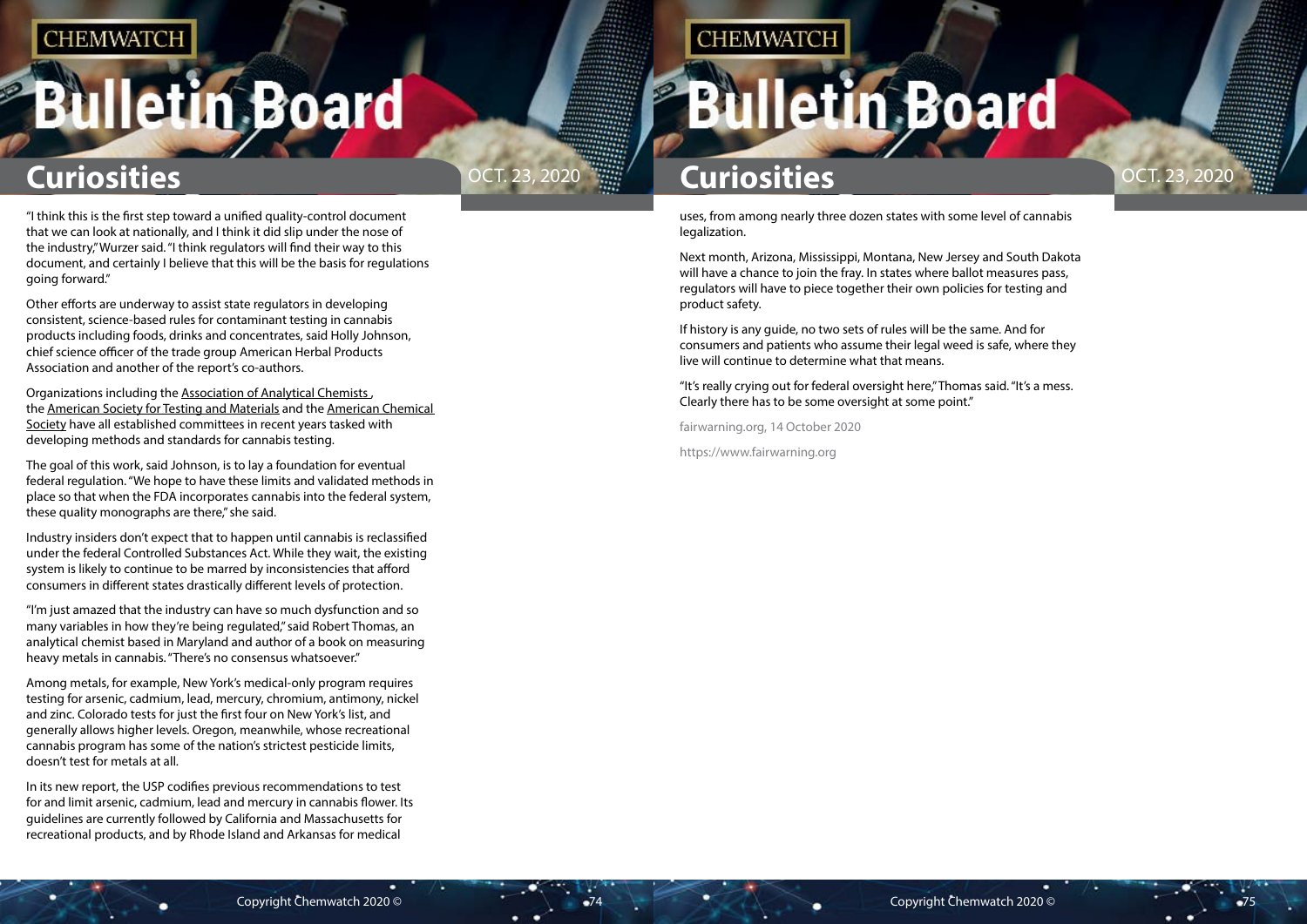"I think this is the first step toward a unified quality-control document that we can look at nationally, and I think it did slip under the nose of the industry," Wurzer said. "I think regulators will find their way to this document, and certainly I believe that this will be the basis for regulations going forward."

Other efforts are underway to assist state regulators in developing consistent, science-based rules for contaminant testing in cannabis products including foods, drinks and concentrates, said Holly Johnson, chief science officer of the trade group American Herbal Products Association and another of the report's co-authors.

Organizations including the Association of Analytical Chemists , the American Society for Testing and Materials and the American Chemical Society have all established committees in recent years tasked with developing methods and standards for cannabis testing.

The goal of this work, said Johnson, is to lay a foundation for eventual federal regulation. "We hope to have these limits and validated methods in place so that when the FDA incorporates cannabis into the federal system, these quality monographs are there," she said.

Industry insiders don't expect that to happen until cannabis is reclassified under the federal Controlled Substances Act. While they wait, the existing system is likely to continue to be marred by inconsistencies that afford consumers in different states drastically different levels of protection.

"I'm just amazed that the industry can have so much dysfunction and so many variables in how they're being regulated," said Robert Thomas, an analytical chemist based in Maryland and author of a book on measuring heavy metals in cannabis. "There's no consensus whatsoever."

Among metals, for example, New York's medical-only program requires testing for arsenic, cadmium, lead, mercury, chromium, antimony, nickel and zinc. Colorado tests for just the first four on New York's list, and generally allows higher levels. Oregon, meanwhile, whose recreational cannabis program has some of the nation's strictest pesticide limits, doesn't test for metals at all.

In its new report, the USP codifies previous recommendations to test for and limit arsenic, cadmium, lead and mercury in cannabis flower. Its guidelines are currently followed by California and Massachusetts for recreational products, and by Rhode Island and Arkansas for medical uses, from among nearly three dozen states with some level of cannabis legalization.

Next month, Arizona, Mississippi, Montana, New Jersey and South Dakota will have a chance to join the fray. In states where ballot measures pass, regulators will have to piece together their own policies for testing and product safety.

If history is any guide, no two sets of rules will be the same. And for consumers and patients who assume their legal weed is safe, where they live will continue to determine what that means.

"It's really crying out for federal oversight here," Thomas said. "It's a mess. Clearly there has to be some oversight at some point."

fairwarning.org, 14 October 2020

https://www.fairwarning.org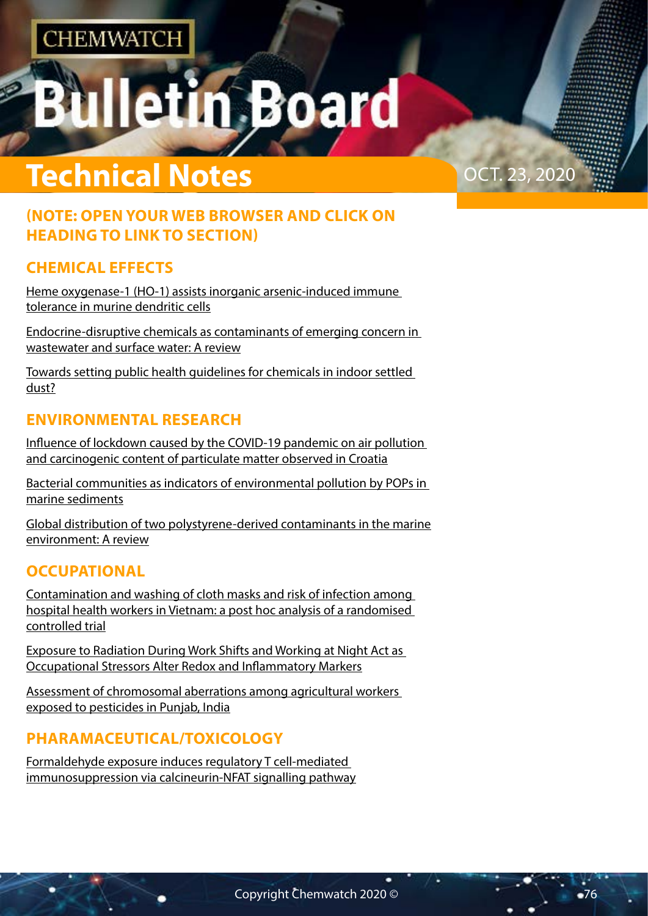CHEMWATCH

# Bulletin Board

## Technical Notes

OCT. 23, 2020

### (NOTE: OPEN YOUR WEB BROWSER AND CLICK ON HEADING TO LINK TO SECTION)

### CHEMICAL EFFECTS

Heme oxygenase-1 (HO-1) assists inorganic arsenic-induced immune tolerance in murine dendritic cells

Endocrine-disruptive chemicals as contaminants of emerging concern in wastewater and surface water: A review

Towards setting public health guidelines for chemicals in indoor settled dust?

### ENVIRONMENTAL RESEARCH

Influence of lockdown caused by the COVID-19 pandemic on air pollution and carcinogenic content of particulate matter observed in Croatia

Bacterial communities as indicators of environmental pollution by POPs in marine sediments

Global distribution of two polystyrene-derived contaminants in the marine environment: A review

### OCCUPATIONAL

Contamination and washing of cloth masks and risk of infection among hospital health workers in Vietnam: a post hoc analysis of a randomised controlled trial

Exposure to Radiation During Work Shifts and Working at Night Act as Occupational Stressors Alter Redox and Inflammatory Markers

Assessment of chromosomal aberrations among agricultural workers exposed to pesticides in Punjab, India

### PHARAMACEUTICAL/TOXICOLOGY

Formaldehyde exposure induces regulatory T cell-mediated immunosuppression via calcineurin-NFAT signalling pathway